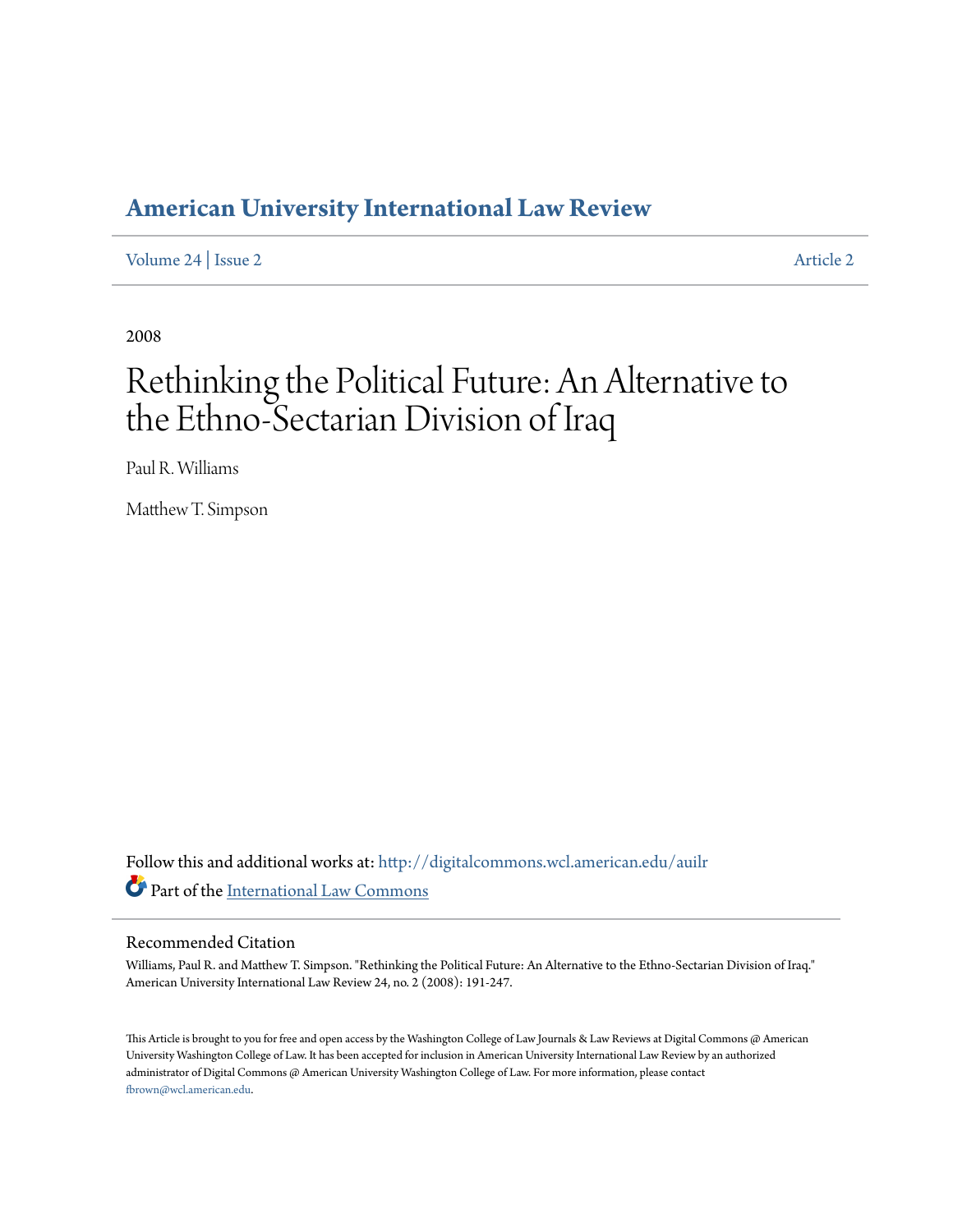# American University International Law Review

Volume 24 | Issue 2 Article 2

2008

# Rethinking the Political Future: An Alternative to the Ethno-Sectarian Division of Iraq

Paul R. Williams

Matthew T. Simpson

Follow this and additional works at: http://digitalcommons.wcl.american.edu/auilr

Part of the International Law Commons

## Recommended Citation

Williams, Paul R. and Matthew T. Simpson. "Rethinking the Political Future: An Alternative to the Ethno-Sectarian Division of Iraq." American University International Law Review 24, no. 2 (2008): 191-247.

This Article is brought to you for free and open access by the Washington College of Law Journals & Law Reviews at Digital Commons @ American University Washington College of Law. It has been accepted for inclusion in American University International Law Review by an authorized administrator of Digital Commons @ American University Washington College of Law. For more information, please contact fbrown@wcl.american.edu.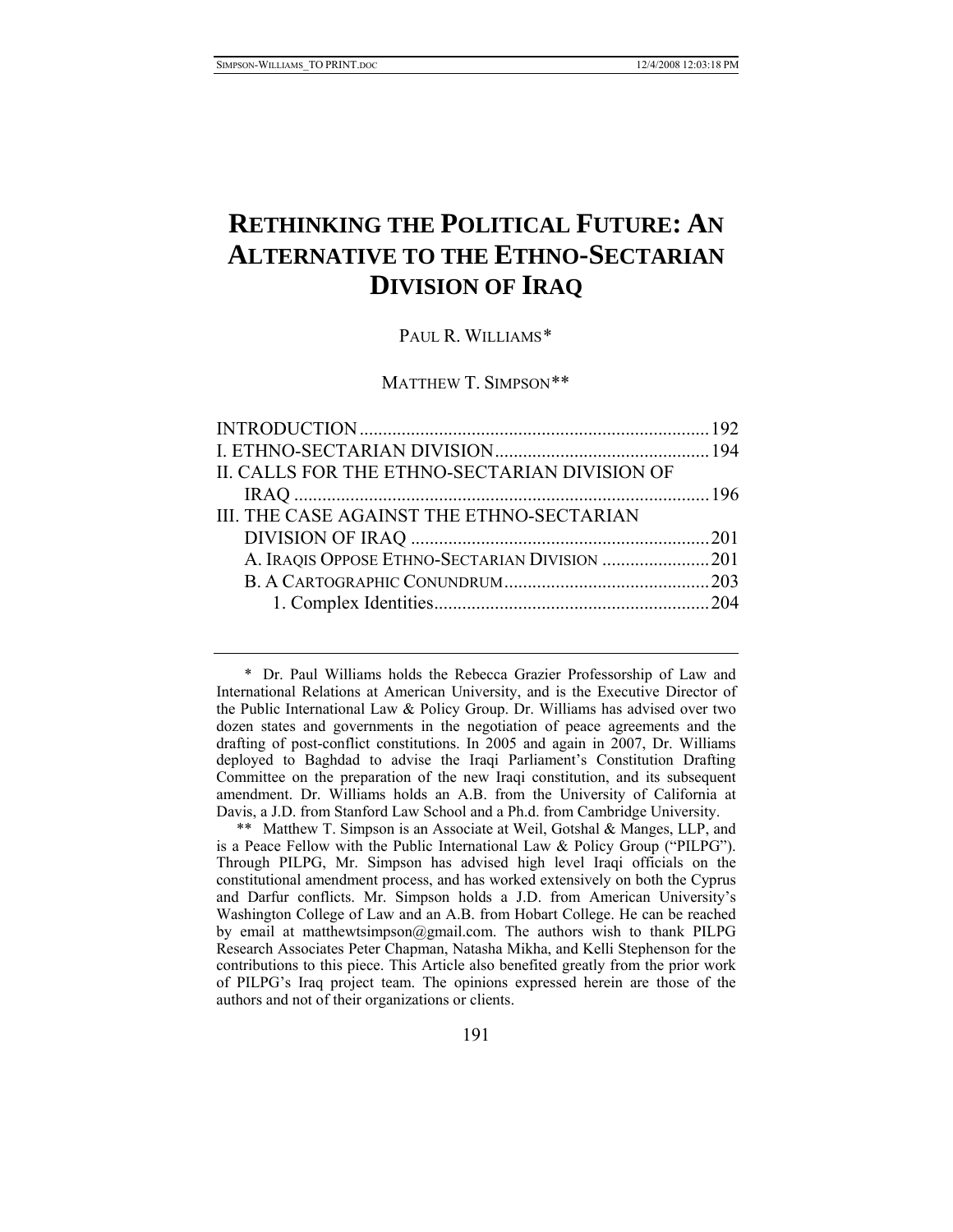# RETHINKING THE POLITICAL FUTURE: AN ALTERNATIVE TO THE ETHNO-SECTARIAN DIVISION OF IRAQ

PAUL R. WILLIAMS*

MATTHEW T. SIMPSON**

| | |
|---|---|
| INTRODUCTION | 192 |
| I. ETHNO-SECTARIAN DIVISION | 194 |
| II. CALLS FOR THE ETHNO-SECTARIAN DIVISION OF IRAQ | 196 |
| III. THE CASE AGAINST THE ETHNO-SECTARIAN DIVISION OF IRAQ | 201 |
| A. IRAQIS OPPOSE ETHNO-SECTARIAN DIVISION | 201 |
| B. A CARTOGRAPHIC CONUNDRUM | 203 |
| 1. Complex Identities | 204 |

\* Dr. Paul Williams holds the Rebecca Grazier Professorship of Law and International Relations at American University, and is the Executive Director of the Public International Law & Policy Group. Dr. Williams has advised over two dozen states and governments in the negotiation of peace agreements and the drafting of post-conflict constitutions. In 2005 and again in 2007, Dr. Williams deployed to Baghdad to advise the Iraqi Parliament's Constitution Drafting Committee on the preparation of the new Iraqi constitution, and its subsequent amendment. Dr. Williams holds an A.B. from the University of California at Davis, a J.D. from Stanford Law School and a Ph.d. from Cambridge University.

\*\* Matthew T. Simpson is an Associate at Weil, Gotshal & Manges, LLP, and is a Peace Fellow with the Public International Law & Policy Group ("PILPG"). Through PILPG, Mr. Simpson has advised high level Iraqi officials on the constitutional amendment process, and has worked extensively on both the Cyprus and Darfur conflicts. Mr. Simpson holds a J.D. from American University's Washington College of Law and an A.B. from Hobart College. He can be reached by email at matthewtsimpson@gmail.com. The authors wish to thank PILPG Research Associates Peter Chapman, Natasha Mikha, and Kelli Stephenson for the contributions to this piece. This Article also benefited greatly from the prior work of PILPG's Iraq project team. The opinions expressed herein are those of the authors and not of their organizations or clients.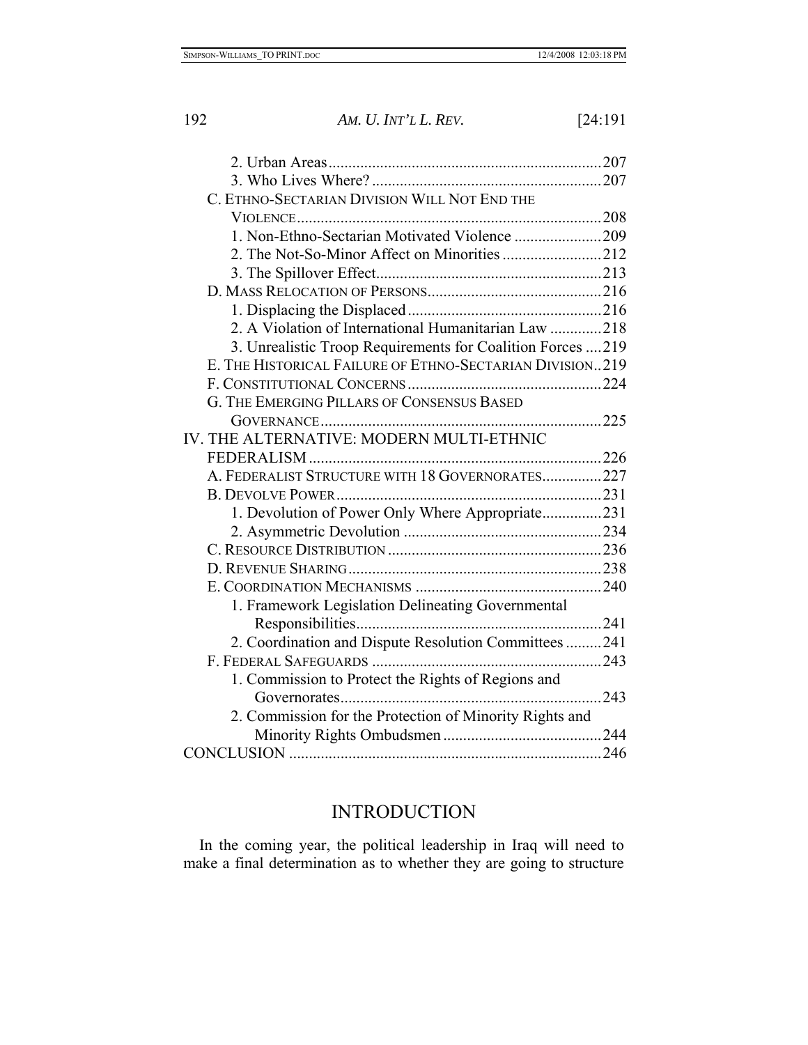2. Urban Areas .................................................................... 207
3. Who Lives Where? ......................................................... 207

C. Ethno-Sectarian Division Will Not End the Violence ........................................................................... 208

1. Non-Ethno-Sectarian Motivated Violence ...................... 209
2. The Not-So-Minor Affect on Minorities ......................... 212
3. The Spillover Effect ........................................................ 213

D. Mass Relocation of Persons ........................................... 216

1. Displacing the Displaced ................................................ 216
2. A Violation of International Humanitarian Law ............. 218
3. Unrealistic Troop Requirements for Coalition Forces .... 219

E. The Historical Failure of Ethno-Sectarian Division .. 219

F. Constitutional Concerns ................................................ 224

G. The Emerging Pillars of Consensus Based Governance ...................................................................... 225

IV. THE ALTERNATIVE: MODERN MULTI-ETHNIC FEDERALISM ......................................................................... 226

A. Federalist Structure with 18 Governorates ............... 227

B. Devolve Power .................................................................. 231

1. Devolution of Power Only Where Appropriate ............... 231
2. Asymmetric Devolution ................................................. 234

C. Resource Distribution ..................................................... 236

D. Revenue Sharing ............................................................... 238

E. Coordination Mechanisms .............................................. 240

1. Framework Legislation Delineating Governmental Responsibilities ............................................................. 241
2. Coordination and Dispute Resolution Committees ......... 241

F. Federal Safeguards .......................................................... 243

1. Commission to Protect the Rights of Regions and Governorates ................................................................. 243
2. Commission for the Protection of Minority Rights and Minority Rights Ombudsmen ....................................... 244

CONCLUSION .............................................................................. 246

# INTRODUCTION

In the coming year, the political leadership in Iraq will need to make a final determination as to whether they are going to structure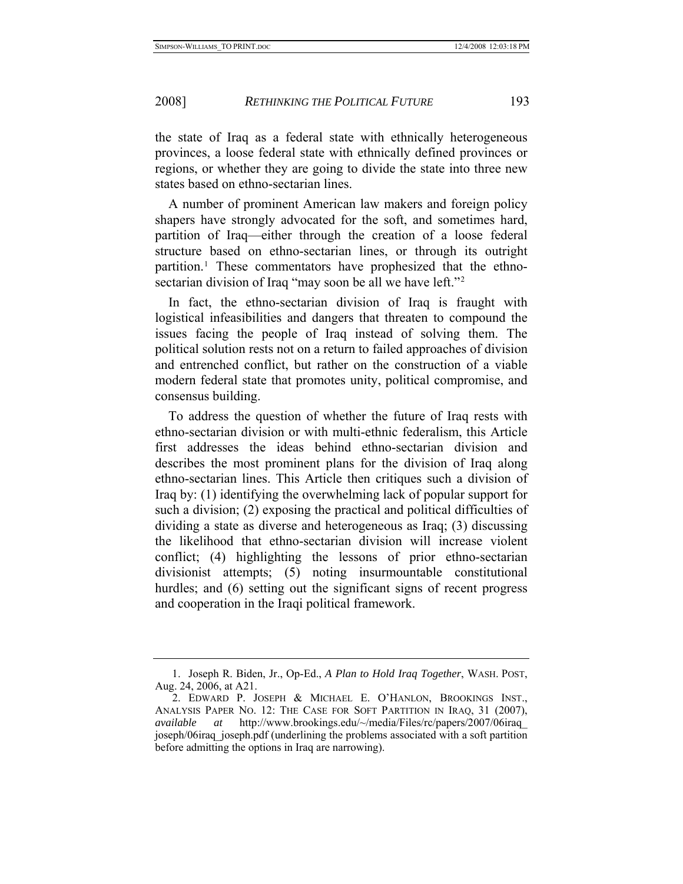the state of Iraq as a federal state with ethnically heterogeneous provinces, a loose federal state with ethnically defined provinces or regions, or whether they are going to divide the state into three new states based on ethno-sectarian lines.

A number of prominent American law makers and foreign policy shapers have strongly advocated for the soft, and sometimes hard, partition of Iraq—either through the creation of a loose federal structure based on ethno-sectarian lines, or through its outright partition.[1] These commentators have prophesized that the ethno-sectarian division of Iraq "may soon be all we have left."[2]

In fact, the ethno-sectarian division of Iraq is fraught with logistical infeasibilities and dangers that threaten to compound the issues facing the people of Iraq instead of solving them. The political solution rests not on a return to failed approaches of division and entrenched conflict, but rather on the construction of a viable modern federal state that promotes unity, political compromise, and consensus building.

To address the question of whether the future of Iraq rests with ethno-sectarian division or with multi-ethnic federalism, this Article first addresses the ideas behind ethno-sectarian division and describes the most prominent plans for the division of Iraq along ethno-sectarian lines. This Article then critiques such a division of Iraq by: (1) identifying the overwhelming lack of popular support for such a division; (2) exposing the practical and political difficulties of dividing a state as diverse and heterogeneous as Iraq; (3) discussing the likelihood that ethno-sectarian division will increase violent conflict; (4) highlighting the lessons of prior ethno-sectarian divisionist attempts; (5) noting insurmountable constitutional hurdles; and (6) setting out the significant signs of recent progress and cooperation in the Iraqi political framework.

---

1. Joseph R. Biden, Jr., Op-Ed., *A Plan to Hold Iraq Together*, WASH. POST, Aug. 24, 2006, at A21.

2. EDWARD P. JOSEPH & MICHAEL E. O'HANLON, BROOKINGS INST., ANALYSIS PAPER NO. 12: THE CASE FOR SOFT PARTITION IN IRAQ, 31 (2007), *available at* http://www.brookings.edu/~/media/Files/rc/papers/2007/06iraq_joseph/06iraq_joseph.pdf (underlining the problems associated with a soft partition before admitting the options in Iraq are narrowing).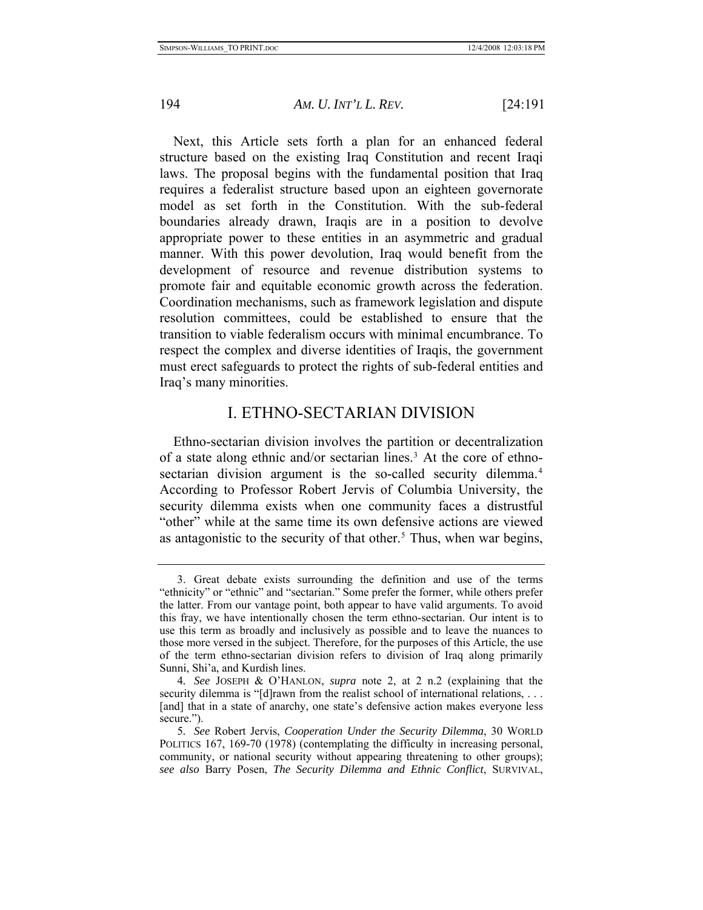Next, this Article sets forth a plan for an enhanced federal structure based on the existing Iraq Constitution and recent Iraqi laws. The proposal begins with the fundamental position that Iraq requires a federalist structure based upon an eighteen governorate model as set forth in the Constitution. With the sub-federal boundaries already drawn, Iraqis are in a position to devolve appropriate power to these entities in an asymmetric and gradual manner. With this power devolution, Iraq would benefit from the development of resource and revenue distribution systems to promote fair and equitable economic growth across the federation. Coordination mechanisms, such as framework legislation and dispute resolution committees, could be established to ensure that the transition to viable federalism occurs with minimal encumbrance. To respect the complex and diverse identities of Iraqis, the government must erect safeguards to protect the rights of sub-federal entities and Iraq's many minorities.

## I. ETHNO-SECTARIAN DIVISION

Ethno-sectarian division involves the partition or decentralization of a state along ethnic and/or sectarian lines.[3] At the core of ethno-sectarian division argument is the so-called security dilemma.[4] According to Professor Robert Jervis of Columbia University, the security dilemma exists when one community faces a distrustful "other" while at the same time its own defensive actions are viewed as antagonistic to the security of that other.[5] Thus, when war begins,

---

3. Great debate exists surrounding the definition and use of the terms "ethnicity" or "ethnic" and "sectarian." Some prefer the former, while others prefer the latter. From our vantage point, both appear to have valid arguments. To avoid this fray, we have intentionally chosen the term ethno-sectarian. Our intent is to use this term as broadly and inclusively as possible and to leave the nuances to those more versed in the subject. Therefore, for the purposes of this Article, the use of the term ethno-sectarian division refers to division of Iraq along primarily Sunni, Shi'a, and Kurdish lines.

4. *See* JOSEPH & O'HANLON, *supra* note 2, at 2 n.2 (explaining that the security dilemma is "[d]rawn from the realist school of international relations, . . . [and] that in a state of anarchy, one state's defensive action makes everyone less secure.").

5. *See* Robert Jervis, *Cooperation Under the Security Dilemma*, 30 WORLD POLITICS 167, 169-70 (1978) (contemplating the difficulty in increasing personal, community, or national security without appearing threatening to other groups); *see also* Barry Posen, *The Security Dilemma and Ethnic Conflict*, SURVIVAL,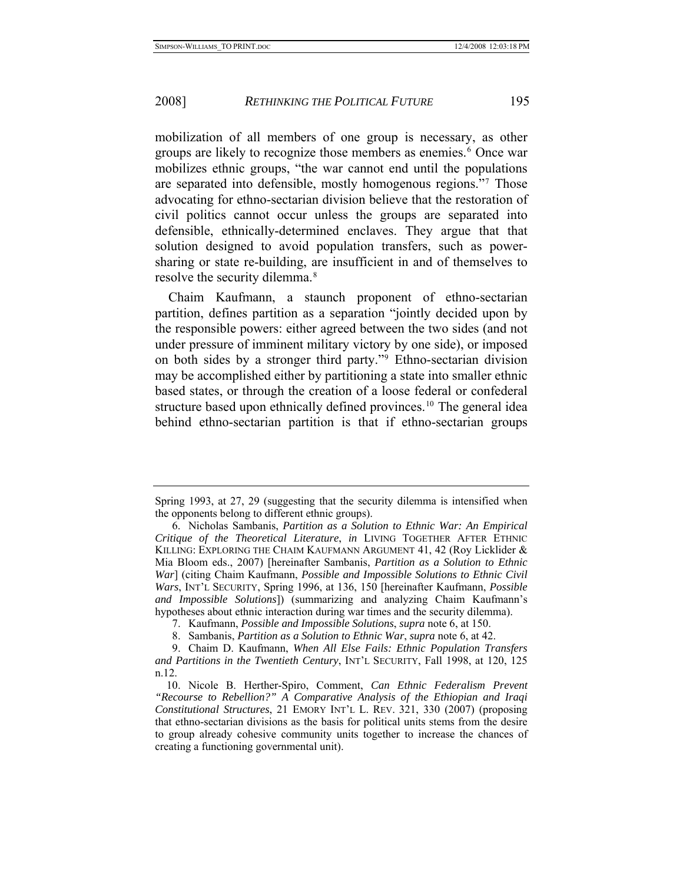mobilization of all members of one group is necessary, as other groups are likely to recognize those members as enemies.[6] Once war mobilizes ethnic groups, "the war cannot end until the populations are separated into defensible, mostly homogenous regions."[7] Those advocating for ethno-sectarian division believe that the restoration of civil politics cannot occur unless the groups are separated into defensible, ethnically-determined enclaves. They argue that that solution designed to avoid population transfers, such as power-sharing or state re-building, are insufficient in and of themselves to resolve the security dilemma.[8]

Chaim Kaufmann, a staunch proponent of ethno-sectarian partition, defines partition as a separation "jointly decided upon by the responsible powers: either agreed between the two sides (and not under pressure of imminent military victory by one side), or imposed on both sides by a stronger third party."[9] Ethno-sectarian division may be accomplished either by partitioning a state into smaller ethnic based states, or through the creation of a loose federal or confederal structure based upon ethnically defined provinces.[10] The general idea behind ethno-sectarian partition is that if ethno-sectarian groups

---

Spring 1993, at 27, 29 (suggesting that the security dilemma is intensified when the opponents belong to different ethnic groups).

6. Nicholas Sambanis, *Partition as a Solution to Ethnic War: An Empirical Critique of the Theoretical Literature*, *in* LIVING TOGETHER AFTER ETHNIC KILLING: EXPLORING THE CHAIM KAUFMANN ARGUMENT 41, 42 (Roy Licklider & Mia Bloom eds., 2007) [hereinafter Sambanis, *Partition as a Solution to Ethnic War*] (citing Chaim Kaufmann, *Possible and Impossible Solutions to Ethnic Civil Wars*, INT'L SECURITY, Spring 1996, at 136, 150 [hereinafter Kaufmann, *Possible and Impossible Solutions*]) (summarizing and analyzing Chaim Kaufmann's hypotheses about ethnic interaction during war times and the security dilemma).

7. Kaufmann, *Possible and Impossible Solutions*, *supra* note 6, at 150.

8. Sambanis, *Partition as a Solution to Ethnic War*, *supra* note 6, at 42.

9. Chaim D. Kaufmann, *When All Else Fails: Ethnic Population Transfers and Partitions in the Twentieth Century*, INT'L SECURITY, Fall 1998, at 120, 125 n.12.

10. Nicole B. Herther-Spiro, Comment, *Can Ethnic Federalism Prevent "Recourse to Rebellion?" A Comparative Analysis of the Ethiopian and Iraqi Constitutional Structures*, 21 EMORY INT'L L. REV. 321, 330 (2007) (proposing that ethno-sectarian divisions as the basis for political units stems from the desire to group already cohesive community units together to increase the chances of creating a functioning governmental unit).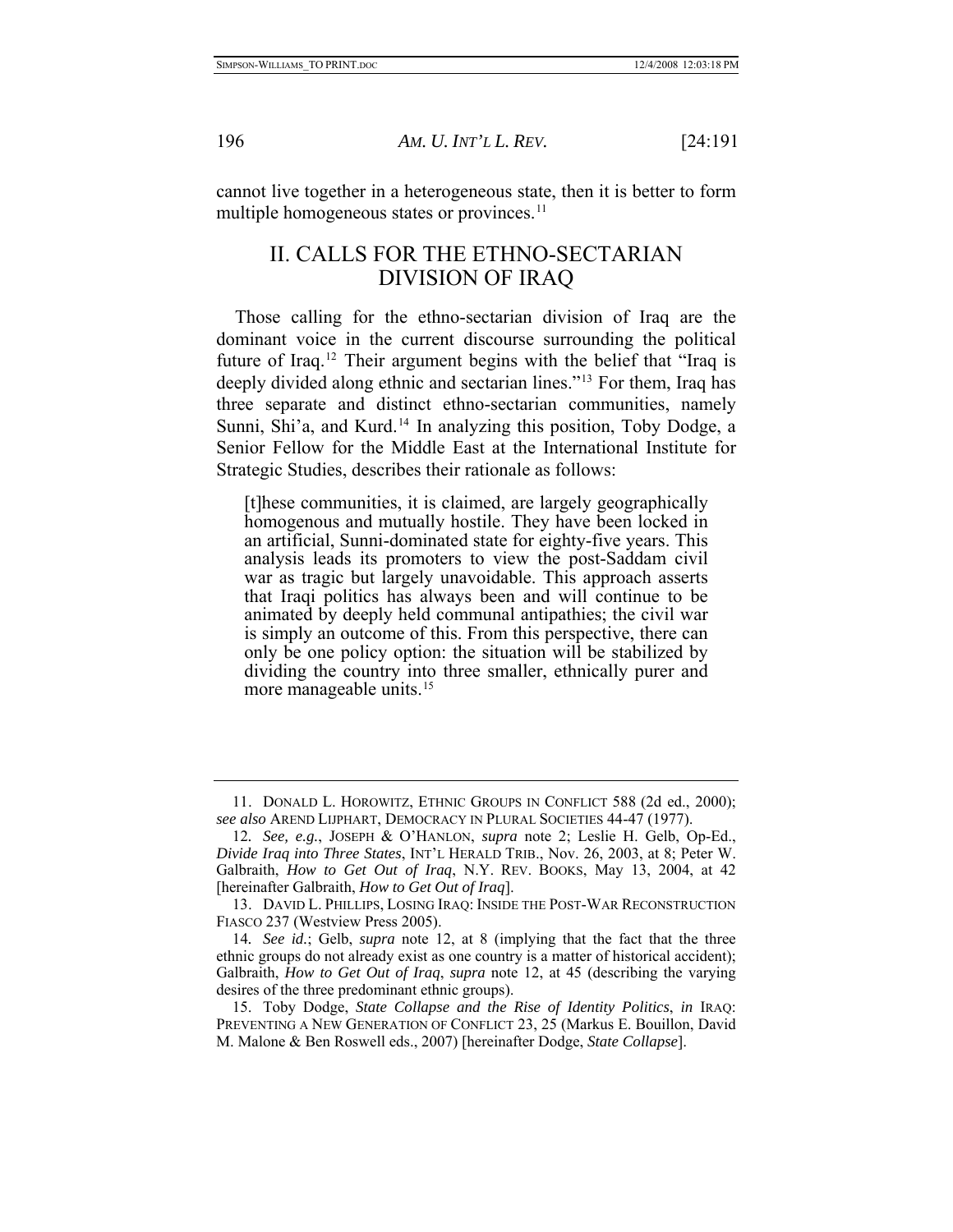cannot live together in a heterogeneous state, then it is better to form multiple homogeneous states or provinces.[11]

## II. CALLS FOR THE ETHNO-SECTARIAN DIVISION OF IRAQ

Those calling for the ethno-sectarian division of Iraq are the dominant voice in the current discourse surrounding the political future of Iraq.[12] Their argument begins with the belief that "Iraq is deeply divided along ethnic and sectarian lines."[13] For them, Iraq has three separate and distinct ethno-sectarian communities, namely Sunni, Shi'a, and Kurd.[14] In analyzing this position, Toby Dodge, a Senior Fellow for the Middle East at the International Institute for Strategic Studies, describes their rationale as follows:

> [t]hese communities, it is claimed, are largely geographically homogenous and mutually hostile. They have been locked in an artificial, Sunni-dominated state for eighty-five years. This analysis leads its promoters to view the post-Saddam civil war as tragic but largely unavoidable. This approach asserts that Iraqi politics has always been and will continue to be animated by deeply held communal antipathies; the civil war is simply an outcome of this. From this perspective, there can only be one policy option: the situation will be stabilized by dividing the country into three smaller, ethnically purer and more manageable units.[15]

---

11. DONALD L. HOROWITZ, ETHNIC GROUPS IN CONFLICT 588 (2d ed., 2000); *see also* AREND LIJPHART, DEMOCRACY IN PLURAL SOCIETIES 44-47 (1977).

12. *See, e.g.*, JOSEPH & O'HANLON, *supra* note 2; Leslie H. Gelb, Op-Ed., *Divide Iraq into Three States*, INT'L HERALD TRIB., Nov. 26, 2003, at 8; Peter W. Galbraith, *How to Get Out of Iraq*, N.Y. REV. BOOKS, May 13, 2004, at 42 [hereinafter Galbraith, *How to Get Out of Iraq*].

13. DAVID L. PHILLIPS, LOSING IRAQ: INSIDE THE POST-WAR RECONSTRUCTION FIASCO 237 (Westview Press 2005).

14. *See id.*; Gelb, *supra* note 12, at 8 (implying that the fact that the three ethnic groups do not already exist as one country is a matter of historical accident); Galbraith, *How to Get Out of Iraq*, *supra* note 12, at 45 (describing the varying desires of the three predominant ethnic groups).

15. Toby Dodge, *State Collapse and the Rise of Identity Politics*, *in* IRAQ: PREVENTING A NEW GENERATION OF CONFLICT 23, 25 (Markus E. Bouillon, David M. Malone & Ben Roswell eds., 2007) [hereinafter Dodge, *State Collapse*].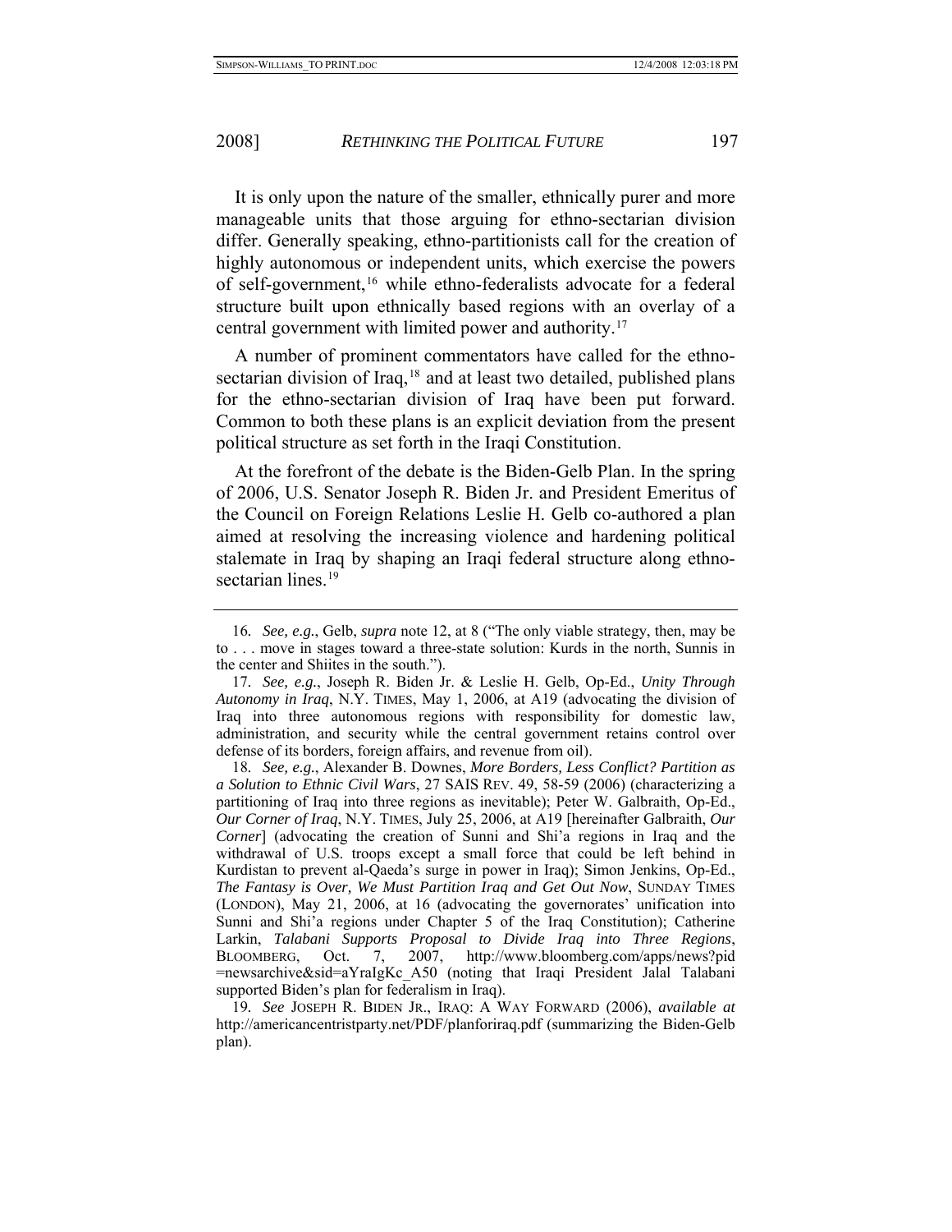It is only upon the nature of the smaller, ethnically purer and more manageable units that those arguing for ethno-sectarian division differ. Generally speaking, ethno-partitionists call for the creation of highly autonomous or independent units, which exercise the powers of self-government,[16] while ethno-federalists advocate for a federal structure built upon ethnically based regions with an overlay of a central government with limited power and authority.[17]

A number of prominent commentators have called for the ethno-sectarian division of Iraq,[18] and at least two detailed, published plans for the ethno-sectarian division of Iraq have been put forward. Common to both these plans is an explicit deviation from the present political structure as set forth in the Iraqi Constitution.

At the forefront of the debate is the Biden-Gelb Plan. In the spring of 2006, U.S. Senator Joseph R. Biden Jr. and President Emeritus of the Council on Foreign Relations Leslie H. Gelb co-authored a plan aimed at resolving the increasing violence and hardening political stalemate in Iraq by shaping an Iraqi federal structure along ethno-sectarian lines.[19]

---

16. *See, e.g.*, Gelb, *supra* note 12, at 8 ("The only viable strategy, then, may be to . . . move in stages toward a three-state solution: Kurds in the north, Sunnis in the center and Shiites in the south.").

17. *See, e.g.*, Joseph R. Biden Jr. & Leslie H. Gelb, Op-Ed., *Unity Through Autonomy in Iraq*, N.Y. TIMES, May 1, 2006, at A19 (advocating the division of Iraq into three autonomous regions with responsibility for domestic law, administration, and security while the central government retains control over defense of its borders, foreign affairs, and revenue from oil).

18. *See, e.g.*, Alexander B. Downes, *More Borders, Less Conflict? Partition as a Solution to Ethnic Civil Wars*, 27 SAIS REV. 49, 58-59 (2006) (characterizing a partitioning of Iraq into three regions as inevitable); Peter W. Galbraith, Op-Ed., *Our Corner of Iraq*, N.Y. TIMES, July 25, 2006, at A19 [hereinafter Galbraith, *Our Corner*] (advocating the creation of Sunni and Shi'a regions in Iraq and the withdrawal of U.S. troops except a small force that could be left behind in Kurdistan to prevent al-Qaeda's surge in power in Iraq); Simon Jenkins, Op-Ed., *The Fantasy is Over, We Must Partition Iraq and Get Out Now*, SUNDAY TIMES (LONDON), May 21, 2006, at 16 (advocating the governorates' unification into Sunni and Shi'a regions under Chapter 5 of the Iraq Constitution); Catherine Larkin, *Talabani Supports Proposal to Divide Iraq into Three Regions*, BLOOMBERG, Oct. 7, 2007, http://www.bloomberg.com/apps/news?pid=newsarchive&sid=aYraIgKc_A50 (noting that Iraqi President Jalal Talabani supported Biden's plan for federalism in Iraq).

19. *See* JOSEPH R. BIDEN JR., IRAQ: A WAY FORWARD (2006), *available at* http://americancentristparty.net/PDF/planforiraq.pdf (summarizing the Biden-Gelb plan).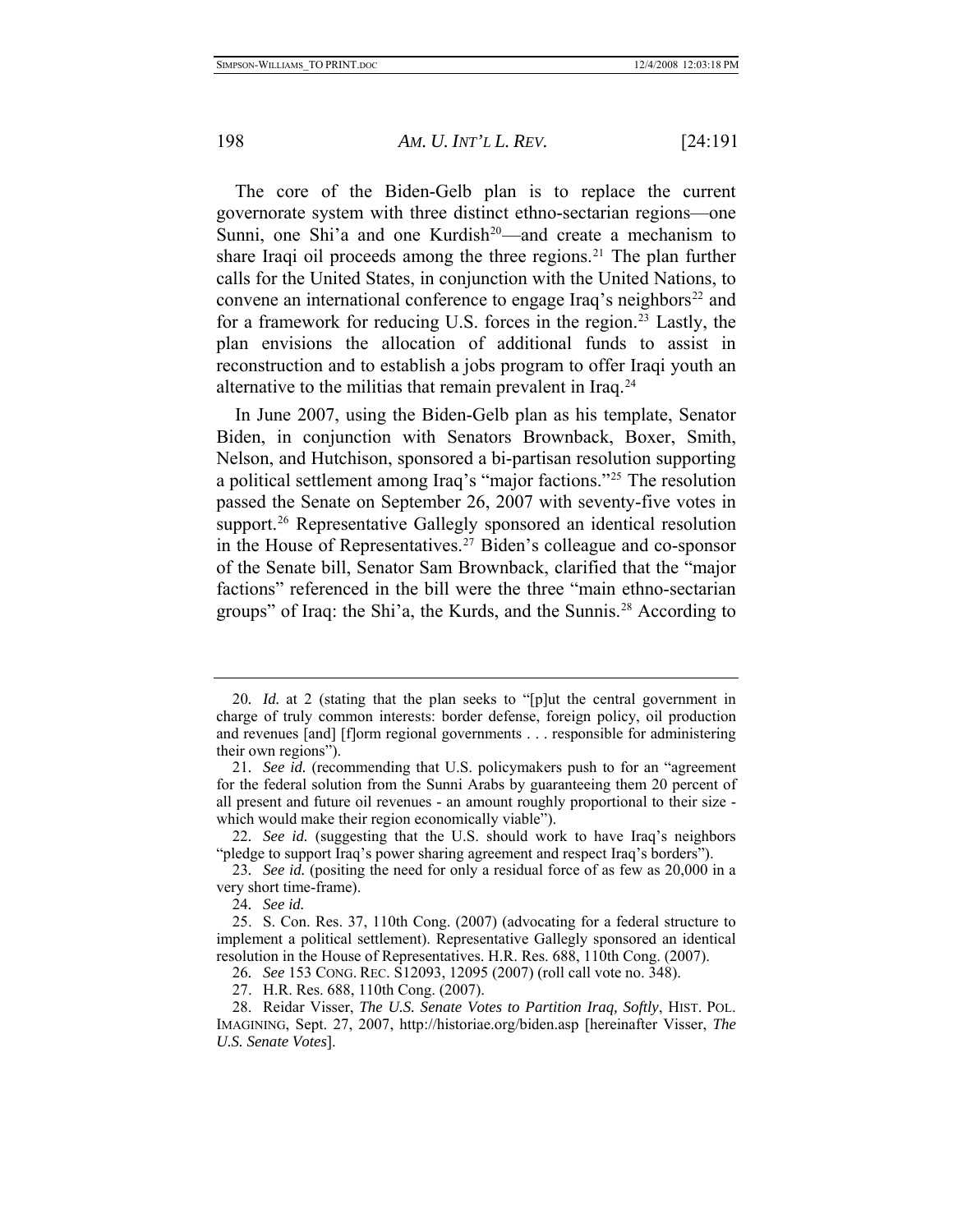The core of the Biden-Gelb plan is to replace the current governorate system with three distinct ethno-sectarian regions—one Sunni, one Shi'a and one Kurdish[20]—and create a mechanism to share Iraqi oil proceeds among the three regions.[21] The plan further calls for the United States, in conjunction with the United Nations, to convene an international conference to engage Iraq's neighbors[22] and for a framework for reducing U.S. forces in the region.[23] Lastly, the plan envisions the allocation of additional funds to assist in reconstruction and to establish a jobs program to offer Iraqi youth an alternative to the militias that remain prevalent in Iraq.[24]

In June 2007, using the Biden-Gelb plan as his template, Senator Biden, in conjunction with Senators Brownback, Boxer, Smith, Nelson, and Hutchison, sponsored a bi-partisan resolution supporting a political settlement among Iraq's "major factions."[25] The resolution passed the Senate on September 26, 2007 with seventy-five votes in support.[26] Representative Gallegly sponsored an identical resolution in the House of Representatives.[27] Biden's colleague and co-sponsor of the Senate bill, Senator Sam Brownback, clarified that the "major factions" referenced in the bill were the three "main ethno-sectarian groups" of Iraq: the Shi'a, the Kurds, and the Sunnis.[28] According to

---

20. *Id.* at 2 (stating that the plan seeks to "[p]ut the central government in charge of truly common interests: border defense, foreign policy, oil production and revenues [and] [f]orm regional governments . . . responsible for administering their own regions").

21. *See id.* (recommending that U.S. policymakers push to for an "agreement for the federal solution from the Sunni Arabs by guaranteeing them 20 percent of all present and future oil revenues - an amount roughly proportional to their size - which would make their region economically viable").

22. *See id.* (suggesting that the U.S. should work to have Iraq's neighbors "pledge to support Iraq's power sharing agreement and respect Iraq's borders").

23. *See id.* (positing the need for only a residual force of as few as 20,000 in a very short time-frame).

24. *See id.*

25. S. Con. Res. 37, 110th Cong. (2007) (advocating for a federal structure to implement a political settlement). Representative Gallegly sponsored an identical resolution in the House of Representatives. H.R. Res. 688, 110th Cong. (2007).

26. *See* 153 CONG. REC. S12093, 12095 (2007) (roll call vote no. 348).

27. H.R. Res. 688, 110th Cong. (2007).

28. Reidar Visser, *The U.S. Senate Votes to Partition Iraq, Softly*, HIST. POL. IMAGINING, Sept. 27, 2007, http://historiae.org/biden.asp [hereinafter Visser, *The U.S. Senate Votes*].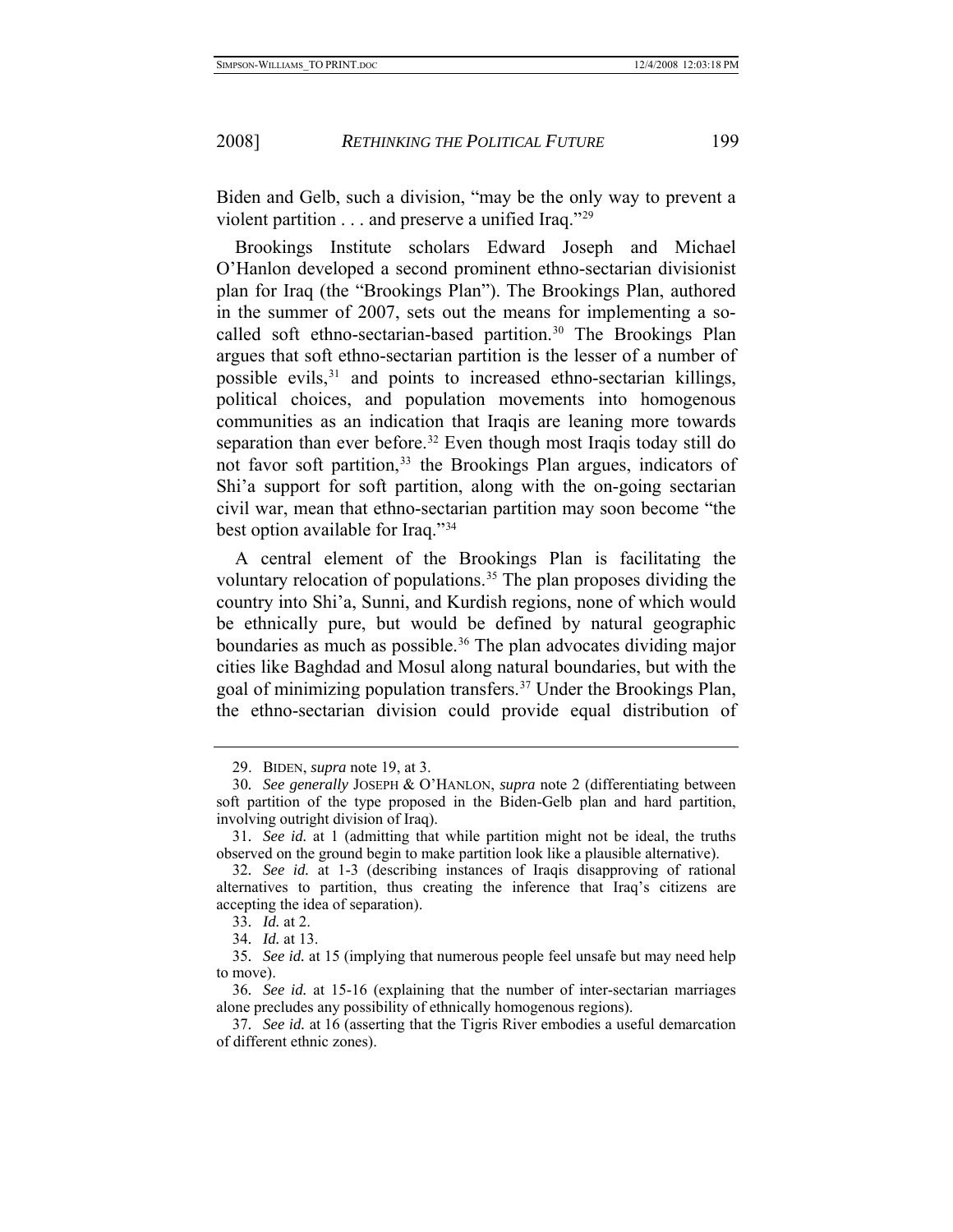Biden and Gelb, such a division, "may be the only way to prevent a violent partition . . . and preserve a unified Iraq."[29]

Brookings Institute scholars Edward Joseph and Michael O'Hanlon developed a second prominent ethno-sectarian divisionist plan for Iraq (the "Brookings Plan"). The Brookings Plan, authored in the summer of 2007, sets out the means for implementing a so-called soft ethno-sectarian-based partition.[30] The Brookings Plan argues that soft ethno-sectarian partition is the lesser of a number of possible evils,[31] and points to increased ethno-sectarian killings, political choices, and population movements into homogenous communities as an indication that Iraqis are leaning more towards separation than ever before.[32] Even though most Iraqis today still do not favor soft partition,[33] the Brookings Plan argues, indicators of Shi'a support for soft partition, along with the on-going sectarian civil war, mean that ethno-sectarian partition may soon become "the best option available for Iraq."[34]

A central element of the Brookings Plan is facilitating the voluntary relocation of populations.[35] The plan proposes dividing the country into Shi'a, Sunni, and Kurdish regions, none of which would be ethnically pure, but would be defined by natural geographic boundaries as much as possible.[36] The plan advocates dividing major cities like Baghdad and Mosul along natural boundaries, but with the goal of minimizing population transfers.[37] Under the Brookings Plan, the ethno-sectarian division could provide equal distribution of

---

29. BIDEN, *supra* note 19, at 3.

30. *See generally* JOSEPH & O'HANLON, *supra* note 2 (differentiating between soft partition of the type proposed in the Biden-Gelb plan and hard partition, involving outright division of Iraq).

31. *See id.* at 1 (admitting that while partition might not be ideal, the truths observed on the ground begin to make partition look like a plausible alternative).

32. *See id.* at 1-3 (describing instances of Iraqis disapproving of rational alternatives to partition, thus creating the inference that Iraq's citizens are accepting the idea of separation).

33. *Id.* at 2.

34. *Id.* at 13.

35. *See id.* at 15 (implying that numerous people feel unsafe but may need help to move).

36. *See id.* at 15-16 (explaining that the number of inter-sectarian marriages alone precludes any possibility of ethnically homogenous regions).

37. *See id.* at 16 (asserting that the Tigris River embodies a useful demarcation of different ethnic zones).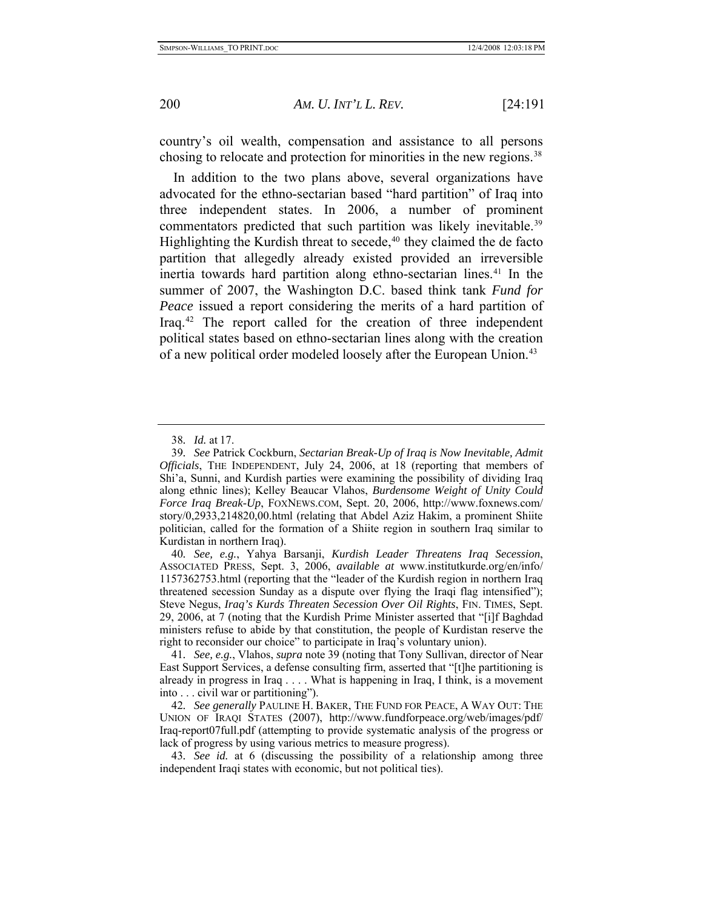country's oil wealth, compensation and assistance to all persons chosing to relocate and protection for minorities in the new regions.[38]

In addition to the two plans above, several organizations have advocated for the ethno-sectarian based "hard partition" of Iraq into three independent states. In 2006, a number of prominent commentators predicted that such partition was likely inevitable.[39] Highlighting the Kurdish threat to secede,[40] they claimed the de facto partition that allegedly already existed provided an irreversible inertia towards hard partition along ethno-sectarian lines.[41] In the summer of 2007, the Washington D.C. based think tank *Fund for Peace* issued a report considering the merits of a hard partition of Iraq.[42] The report called for the creation of three independent political states based on ethno-sectarian lines along with the creation of a new political order modeled loosely after the European Union.[43]

---

38. *Id.* at 17.

39. *See* Patrick Cockburn, *Sectarian Break-Up of Iraq is Now Inevitable, Admit Officials*, THE INDEPENDENT, July 24, 2006, at 18 (reporting that members of Shi'a, Sunni, and Kurdish parties were examining the possibility of dividing Iraq along ethnic lines); Kelley Beaucar Vlahos, *Burdensome Weight of Unity Could Force Iraq Break-Up*, FOXNEWS.COM, Sept. 20, 2006, http://www.foxnews.com/story/0,2933,214820,00.html (relating that Abdel Aziz Hakim, a prominent Shiite politician, called for the formation of a Shiite region in southern Iraq similar to Kurdistan in northern Iraq).

40. *See, e.g.*, Yahya Barsanji, *Kurdish Leader Threatens Iraq Secession*, ASSOCIATED PRESS, Sept. 3, 2006, *available at* www.institutkurde.org/en/info/1157362753.html (reporting that the "leader of the Kurdish region in northern Iraq threatened secession Sunday as a dispute over flying the Iraqi flag intensified"); Steve Negus, *Iraq's Kurds Threaten Secession Over Oil Rights*, FIN. TIMES, Sept. 29, 2006, at 7 (noting that the Kurdish Prime Minister asserted that "[i]f Baghdad ministers refuse to abide by that constitution, the people of Kurdistan reserve the right to reconsider our choice" to participate in Iraq's voluntary union).

41. *See, e.g.*, Vlahos, *supra* note 39 (noting that Tony Sullivan, director of Near East Support Services, a defense consulting firm, asserted that "[t]he partitioning is already in progress in Iraq . . . . What is happening in Iraq, I think, is a movement into . . . civil war or partitioning").

42. *See generally* PAULINE H. BAKER, THE FUND FOR PEACE, A WAY OUT: THE UNION OF IRAQI STATES (2007), http://www.fundforpeace.org/web/images/pdf/Iraq-report07full.pdf (attempting to provide systematic analysis of the progress or lack of progress by using various metrics to measure progress).

43. *See id.* at 6 (discussing the possibility of a relationship among three independent Iraqi states with economic, but not political ties).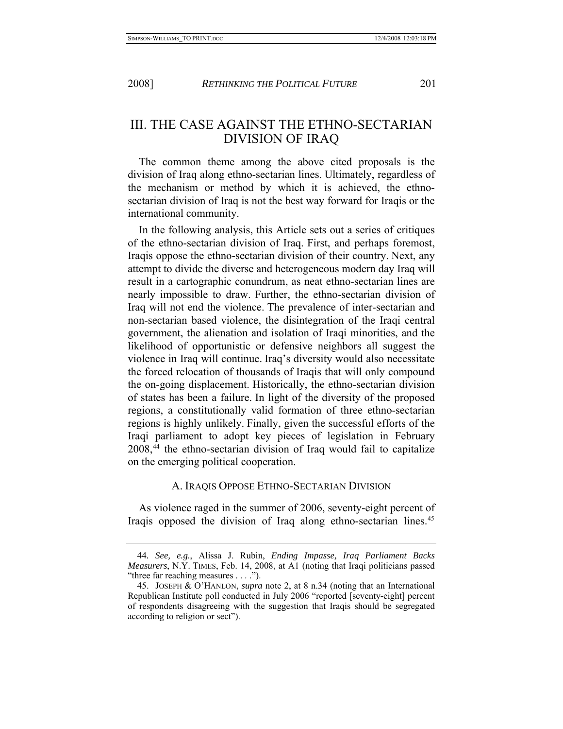## III. THE CASE AGAINST THE ETHNO-SECTARIAN DIVISION OF IRAQ

The common theme among the above cited proposals is the division of Iraq along ethno-sectarian lines. Ultimately, regardless of the mechanism or method by which it is achieved, the ethno-sectarian division of Iraq is not the best way forward for Iraqis or the international community.

In the following analysis, this Article sets out a series of critiques of the ethno-sectarian division of Iraq. First, and perhaps foremost, Iraqis oppose the ethno-sectarian division of their country. Next, any attempt to divide the diverse and heterogeneous modern day Iraq will result in a cartographic conundrum, as neat ethno-sectarian lines are nearly impossible to draw. Further, the ethno-sectarian division of Iraq will not end the violence. The prevalence of inter-sectarian and non-sectarian based violence, the disintegration of the Iraqi central government, the alienation and isolation of Iraqi minorities, and the likelihood of opportunistic or defensive neighbors all suggest the violence in Iraq will continue. Iraq's diversity would also necessitate the forced relocation of thousands of Iraqis that will only compound the on-going displacement. Historically, the ethno-sectarian division of states has been a failure. In light of the diversity of the proposed regions, a constitutionally valid formation of three ethno-sectarian regions is highly unlikely. Finally, given the successful efforts of the Iraqi parliament to adopt key pieces of legislation in February 2008,[44] the ethno-sectarian division of Iraq would fail to capitalize on the emerging political cooperation.

### A. IRAQIS OPPOSE ETHNO-SECTARIAN DIVISION

As violence raged in the summer of 2006, seventy-eight percent of Iraqis opposed the division of Iraq along ethno-sectarian lines.[45]

---

44. *See, e.g.*, Alissa J. Rubin, *Ending Impasse, Iraq Parliament Backs Measurers*, N.Y. TIMES, Feb. 14, 2008, at A1 (noting that Iraqi politicians passed "three far reaching measures . . . .").

45. JOSEPH & O'HANLON, *supra* note 2, at 8 n.34 (noting that an International Republican Institute poll conducted in July 2006 "reported [seventy-eight] percent of respondents disagreeing with the suggestion that Iraqis should be segregated according to religion or sect").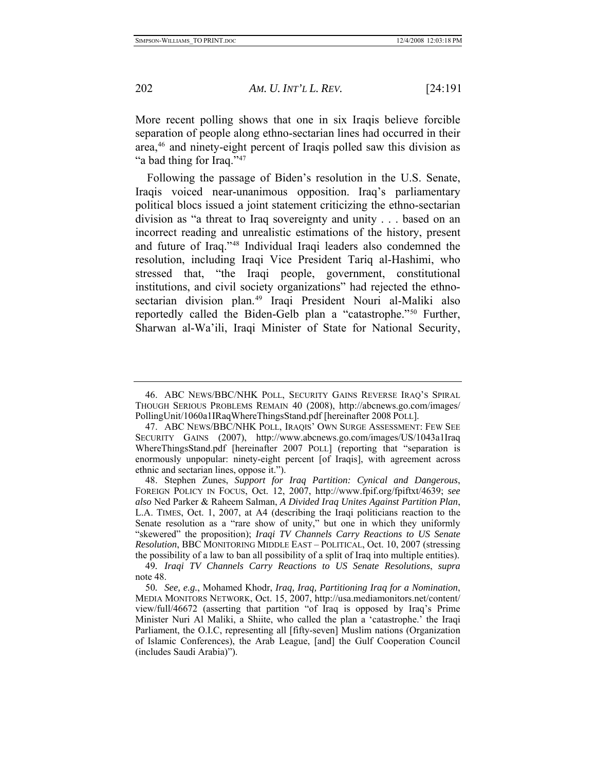More recent polling shows that one in six Iraqis believe forcible separation of people along ethno-sectarian lines had occurred in their area,[46] and ninety-eight percent of Iraqis polled saw this division as "a bad thing for Iraq."[47]

Following the passage of Biden's resolution in the U.S. Senate, Iraqis voiced near-unanimous opposition. Iraq's parliamentary political blocs issued a joint statement criticizing the ethno-sectarian division as "a threat to Iraq sovereignty and unity . . . based on an incorrect reading and unrealistic estimations of the history, present and future of Iraq."[48] Individual Iraqi leaders also condemned the resolution, including Iraqi Vice President Tariq al-Hashimi, who stressed that, "the Iraqi people, government, constitutional institutions, and civil society organizations" had rejected the ethno-sectarian division plan.[49] Iraqi President Nouri al-Maliki also reportedly called the Biden-Gelb plan a "catastrophe."[50] Further, Sharwan al-Wa'ili, Iraqi Minister of State for National Security,

---

46. ABC NEWS/BBC/NHK POLL, SECURITY GAINS REVERSE IRAQ'S SPIRAL THOUGH SERIOUS PROBLEMS REMAIN 40 (2008), http://abcnews.go.com/images/PollingUnit/1060a1IRaqWhereThingsStand.pdf [hereinafter 2008 POLL].

47. ABC NEWS/BBC/NHK POLL, IRAQIS' OWN SURGE ASSESSMENT: FEW SEE SECURITY GAINS (2007), http://www.abcnews.go.com/images/US/1043a1IraqWhereThingsStand.pdf [hereinafter 2007 POLL] (reporting that "separation is enormously unpopular: ninety-eight percent [of Iraqis], with agreement across ethnic and sectarian lines, oppose it.").

48. Stephen Zunes, *Support for Iraq Partition: Cynical and Dangerous*, FOREIGN POLICY IN FOCUS, Oct. 12, 2007, http://www.fpif.org/fpiftxt/4639; *see also* Ned Parker & Raheem Salman, *A Divided Iraq Unites Against Partition Plan*, L.A. TIMES, Oct. 1, 2007, at A4 (describing the Iraqi politicians reaction to the Senate resolution as a "rare show of unity," but one in which they uniformly "skewered" the proposition); *Iraqi TV Channels Carry Reactions to US Senate Resolution*, BBC MONITORING MIDDLE EAST – POLITICAL, Oct. 10, 2007 (stressing the possibility of a law to ban all possibility of a split of Iraq into multiple entities).

49. *Iraqi TV Channels Carry Reactions to US Senate Resolutions*, *supra* note 48.

50. *See, e.g.*, Mohamed Khodr, *Iraq, Iraq, Partitioning Iraq for a Nomination*, MEDIA MONITORS NETWORK, Oct. 15, 2007, http://usa.mediamonitors.net/content/view/full/46672 (asserting that partition "of Iraq is opposed by Iraq's Prime Minister Nuri Al Maliki, a Shiite, who called the plan a 'catastrophe.' the Iraqi Parliament, the O.I.C, representing all [fifty-seven] Muslim nations (Organization of Islamic Conferences), the Arab League, [and] the Gulf Cooperation Council (includes Saudi Arabia)").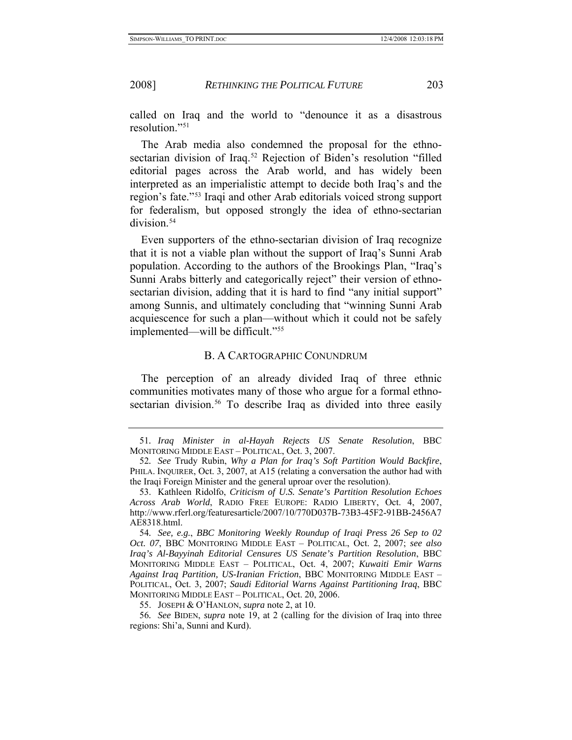called on Iraq and the world to "denounce it as a disastrous resolution."[51]

The Arab media also condemned the proposal for the ethno-sectarian division of Iraq.[52] Rejection of Biden's resolution "filled editorial pages across the Arab world, and has widely been interpreted as an imperialistic attempt to decide both Iraq's and the region's fate."[53] Iraqi and other Arab editorials voiced strong support for federalism, but opposed strongly the idea of ethno-sectarian division.[54]

Even supporters of the ethno-sectarian division of Iraq recognize that it is not a viable plan without the support of Iraq's Sunni Arab population. According to the authors of the Brookings Plan, "Iraq's Sunni Arabs bitterly and categorically reject" their version of ethno-sectarian division, adding that it is hard to find "any initial support" among Sunnis, and ultimately concluding that "winning Sunni Arab acquiescence for such a plan—without which it could not be safely implemented—will be difficult."[55]

### B. A CARTOGRAPHIC CONUNDRUM

The perception of an already divided Iraq of three ethnic communities motivates many of those who argue for a formal ethno-sectarian division.[56] To describe Iraq as divided into three easily

---

51. *Iraq Minister in al-Hayah Rejects US Senate Resolution*, BBC MONITORING MIDDLE EAST – POLITICAL, Oct. 3, 2007.

52. *See* Trudy Rubin, *Why a Plan for Iraq's Soft Partition Would Backfire*, PHILA. INQUIRER, Oct. 3, 2007, at A15 (relating a conversation the author had with the Iraqi Foreign Minister and the general uproar over the resolution).

53. Kathleen Ridolfo, *Criticism of U.S. Senate's Partition Resolution Echoes Across Arab World*, RADIO FREE EUROPE: RADIO LIBERTY, Oct. 4, 2007, http://www.rferl.org/featuresarticle/2007/10/770D037B-73B3-45F2-91BB-2456A7AE8318.html.

54. *See, e.g.*, *BBC Monitoring Weekly Roundup of Iraqi Press 26 Sep to 02 Oct. 07*, BBC MONITORING MIDDLE EAST – POLITICAL, Oct. 2, 2007; *see also Iraq's Al-Bayyinah Editorial Censures US Senate's Partition Resolution*, BBC MONITORING MIDDLE EAST – POLITICAL, Oct. 4, 2007; *Kuwaiti Emir Warns Against Iraq Partition, US-Iranian Friction*, BBC MONITORING MIDDLE EAST – POLITICAL, Oct. 3, 2007; *Saudi Editorial Warns Against Partitioning Iraq*, BBC MONITORING MIDDLE EAST – POLITICAL, Oct. 20, 2006.

55. JOSEPH & O'HANLON, *supra* note 2, at 10.

56. *See* BIDEN, *supra* note 19, at 2 (calling for the division of Iraq into three regions: Shi'a, Sunni and Kurd).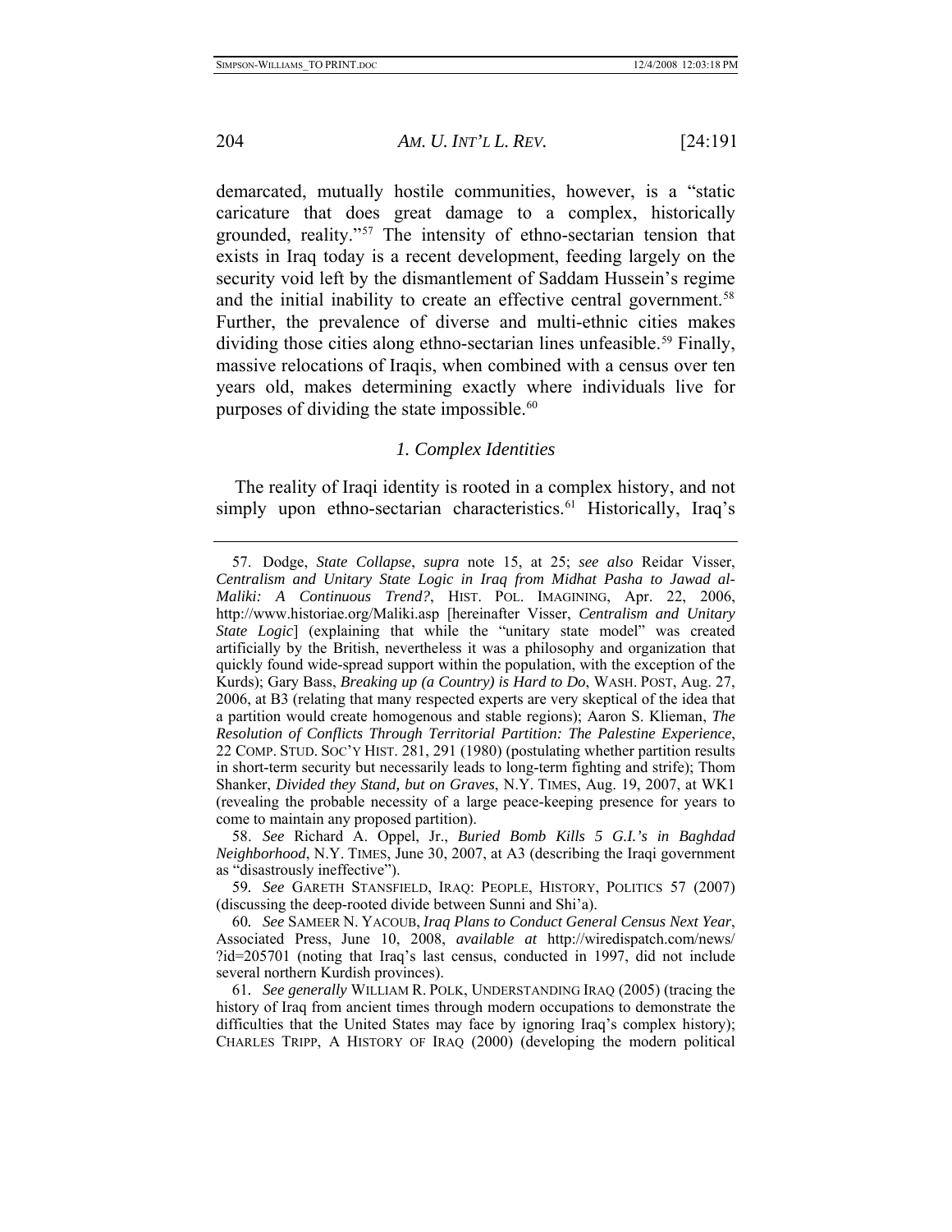demarcated, mutually hostile communities, however, is a "static caricature that does great damage to a complex, historically grounded, reality."[57] The intensity of ethno-sectarian tension that exists in Iraq today is a recent development, feeding largely on the security void left by the dismantlement of Saddam Hussein's regime and the initial inability to create an effective central government.[58] Further, the prevalence of diverse and multi-ethnic cities makes dividing those cities along ethno-sectarian lines unfeasible.[59] Finally, massive relocations of Iraqis, when combined with a census over ten years old, makes determining exactly where individuals live for purposes of dividing the state impossible.[60]

### *1. Complex Identities*

The reality of Iraqi identity is rooted in a complex history, and not simply upon ethno-sectarian characteristics.[61] Historically, Iraq's

---

57. Dodge, *State Collapse*, *supra* note 15, at 25; *see also* Reidar Visser, *Centralism and Unitary State Logic in Iraq from Midhat Pasha to Jawad al-Maliki: A Continuous Trend?*, HIST. POL. IMAGINING, Apr. 22, 2006, http://www.historiae.org/Maliki.asp [hereinafter Visser, *Centralism and Unitary State Logic*] (explaining that while the "unitary state model" was created artificially by the British, nevertheless it was a philosophy and organization that quickly found wide-spread support within the population, with the exception of the Kurds); Gary Bass, *Breaking up (a Country) is Hard to Do*, WASH. POST, Aug. 27, 2006, at B3 (relating that many respected experts are very skeptical of the idea that a partition would create homogenous and stable regions); Aaron S. Klieman, *The Resolution of Conflicts Through Territorial Partition: The Palestine Experience*, 22 COMP. STUD. SOC'Y HIST. 281, 291 (1980) (postulating whether partition results in short-term security but necessarily leads to long-term fighting and strife); Thom Shanker, *Divided they Stand, but on Graves*, N.Y. TIMES, Aug. 19, 2007, at WK1 (revealing the probable necessity of a large peace-keeping presence for years to come to maintain any proposed partition).

58. *See* Richard A. Oppel, Jr., *Buried Bomb Kills 5 G.I.'s in Baghdad Neighborhood*, N.Y. TIMES, June 30, 2007, at A3 (describing the Iraqi government as "disastrously ineffective").

59. *See* GARETH STANSFIELD, IRAQ: PEOPLE, HISTORY, POLITICS 57 (2007) (discussing the deep-rooted divide between Sunni and Shi'a).

60. *See* SAMEER N. YACOUB, *Iraq Plans to Conduct General Census Next Year*, Associated Press, June 10, 2008, *available at* http://wiredispatch.com/news/?id=205701 (noting that Iraq's last census, conducted in 1997, did not include several northern Kurdish provinces).

61. *See generally* WILLIAM R. POLK, UNDERSTANDING IRAQ (2005) (tracing the history of Iraq from ancient times through modern occupations to demonstrate the difficulties that the United States may face by ignoring Iraq's complex history); CHARLES TRIPP, A HISTORY OF IRAQ (2000) (developing the modern political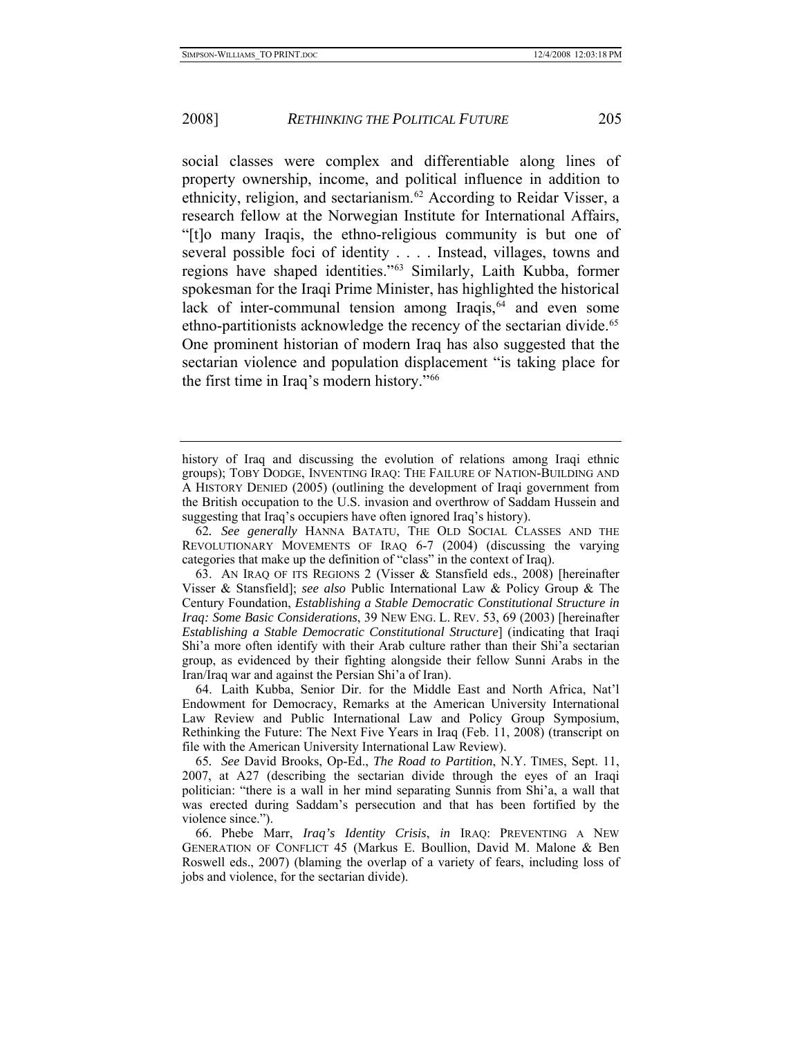social classes were complex and differentiable along lines of property ownership, income, and political influence in addition to ethnicity, religion, and sectarianism.[62] According to Reidar Visser, a research fellow at the Norwegian Institute for International Affairs, "[t]o many Iraqis, the ethno-religious community is but one of several possible foci of identity . . . . Instead, villages, towns and regions have shaped identities."[63] Similarly, Laith Kubba, former spokesman for the Iraqi Prime Minister, has highlighted the historical lack of inter-communal tension among Iraqis,[64] and even some ethno-partitionists acknowledge the recency of the sectarian divide.[65] One prominent historian of modern Iraq has also suggested that the sectarian violence and population displacement "is taking place for the first time in Iraq's modern history."[66]

---

history of Iraq and discussing the evolution of relations among Iraqi ethnic groups); TOBY DODGE, INVENTING IRAQ: THE FAILURE OF NATION-BUILDING AND A HISTORY DENIED (2005) (outlining the development of Iraqi government from the British occupation to the U.S. invasion and overthrow of Saddam Hussein and suggesting that Iraq's occupiers have often ignored Iraq's history).

62. *See generally* HANNA BATATU, THE OLD SOCIAL CLASSES AND THE REVOLUTIONARY MOVEMENTS OF IRAQ 6-7 (2004) (discussing the varying categories that make up the definition of "class" in the context of Iraq).

63. AN IRAQ OF ITS REGIONS 2 (Visser & Stansfield eds., 2008) [hereinafter Visser & Stansfield]; *see also* Public International Law & Policy Group & The Century Foundation, *Establishing a Stable Democratic Constitutional Structure in Iraq: Some Basic Considerations*, 39 NEW ENG. L. REV. 53, 69 (2003) [hereinafter *Establishing a Stable Democratic Constitutional Structure*] (indicating that Iraqi Shi'a more often identify with their Arab culture rather than their Shi'a sectarian group, as evidenced by their fighting alongside their fellow Sunni Arabs in the Iran/Iraq war and against the Persian Shi'a of Iran).

64. Laith Kubba, Senior Dir. for the Middle East and North Africa, Nat'l Endowment for Democracy, Remarks at the American University International Law Review and Public International Law and Policy Group Symposium, Rethinking the Future: The Next Five Years in Iraq (Feb. 11, 2008) (transcript on file with the American University International Law Review).

65. *See* David Brooks, Op-Ed., *The Road to Partition*, N.Y. TIMES, Sept. 11, 2007, at A27 (describing the sectarian divide through the eyes of an Iraqi politician: "there is a wall in her mind separating Sunnis from Shi'a, a wall that was erected during Saddam's persecution and that has been fortified by the violence since.").

66. Phebe Marr, *Iraq's Identity Crisis*, *in* IRAQ: PREVENTING A NEW GENERATION OF CONFLICT 45 (Markus E. Boullion, David M. Malone & Ben Roswell eds., 2007) (blaming the overlap of a variety of fears, including loss of jobs and violence, for the sectarian divide).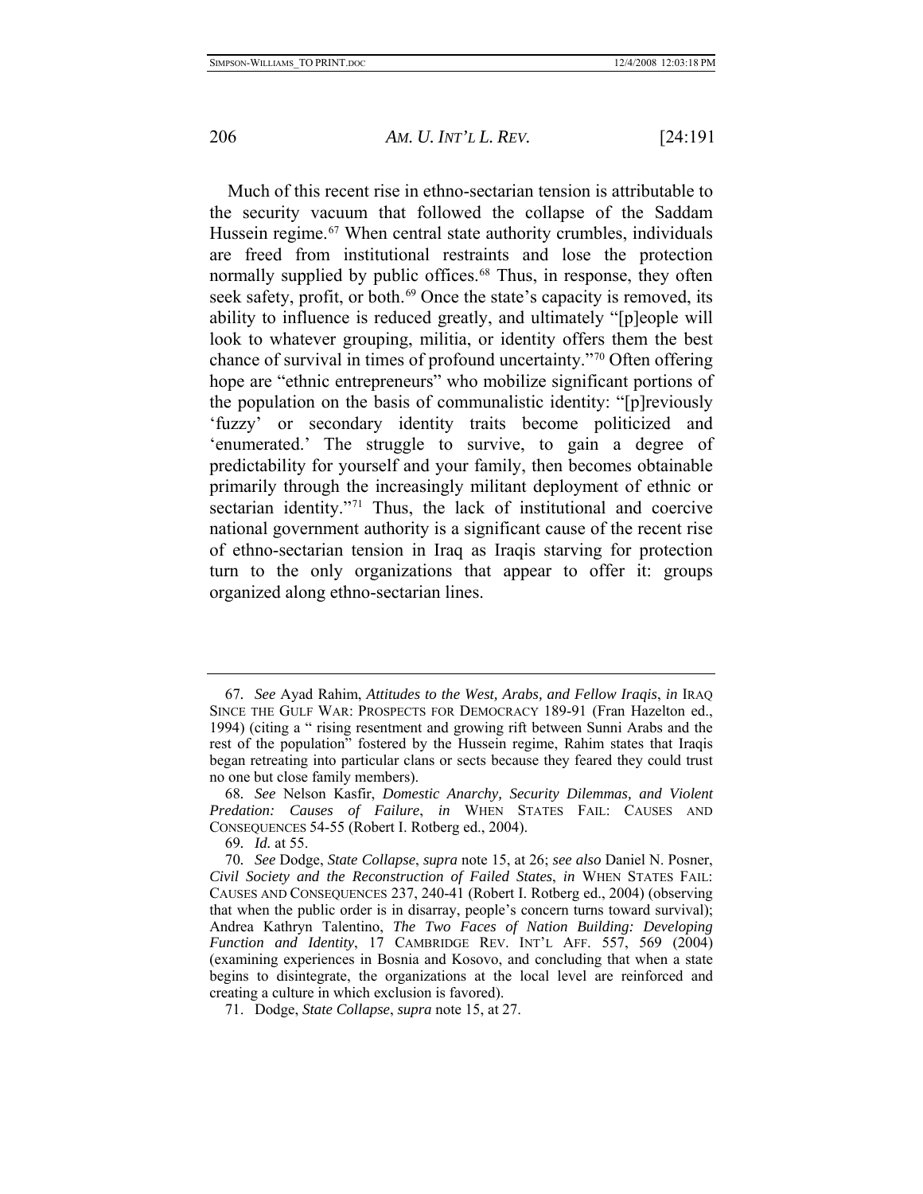Much of this recent rise in ethno-sectarian tension is attributable to the security vacuum that followed the collapse of the Saddam Hussein regime.[67] When central state authority crumbles, individuals are freed from institutional restraints and lose the protection normally supplied by public offices.[68] Thus, in response, they often seek safety, profit, or both.[69] Once the state's capacity is removed, its ability to influence is reduced greatly, and ultimately "[p]eople will look to whatever grouping, militia, or identity offers them the best chance of survival in times of profound uncertainty."[70] Often offering hope are "ethnic entrepreneurs" who mobilize significant portions of the population on the basis of communalistic identity: "[p]reviously 'fuzzy' or secondary identity traits become politicized and 'enumerated.' The struggle to survive, to gain a degree of predictability for yourself and your family, then becomes obtainable primarily through the increasingly militant deployment of ethnic or sectarian identity."[71] Thus, the lack of institutional and coercive national government authority is a significant cause of the recent rise of ethno-sectarian tension in Iraq as Iraqis starving for protection turn to the only organizations that appear to offer it: groups organized along ethno-sectarian lines.

---

67. *See* Ayad Rahim, *Attitudes to the West, Arabs, and Fellow Iraqis*, *in* IRAQ SINCE THE GULF WAR: PROSPECTS FOR DEMOCRACY 189-91 (Fran Hazelton ed., 1994) (citing a " rising resentment and growing rift between Sunni Arabs and the rest of the population" fostered by the Hussein regime, Rahim states that Iraqis began retreating into particular clans or sects because they feared they could trust no one but close family members).

68. *See* Nelson Kasfir, *Domestic Anarchy, Security Dilemmas, and Violent Predation: Causes of Failure*, *in* WHEN STATES FAIL: CAUSES AND CONSEQUENCES 54-55 (Robert I. Rotberg ed., 2004).

69. *Id.* at 55.

70. *See* Dodge, *State Collapse*, *supra* note 15, at 26; *see also* Daniel N. Posner, *Civil Society and the Reconstruction of Failed States*, *in* WHEN STATES FAIL: CAUSES AND CONSEQUENCES 237, 240-41 (Robert I. Rotberg ed., 2004) (observing that when the public order is in disarray, people's concern turns toward survival); Andrea Kathryn Talentino, *The Two Faces of Nation Building: Developing Function and Identity*, 17 CAMBRIDGE REV. INT'L AFF. 557, 569 (2004) (examining experiences in Bosnia and Kosovo, and concluding that when a state begins to disintegrate, the organizations at the local level are reinforced and creating a culture in which exclusion is favored).

71. Dodge, *State Collapse*, *supra* note 15, at 27.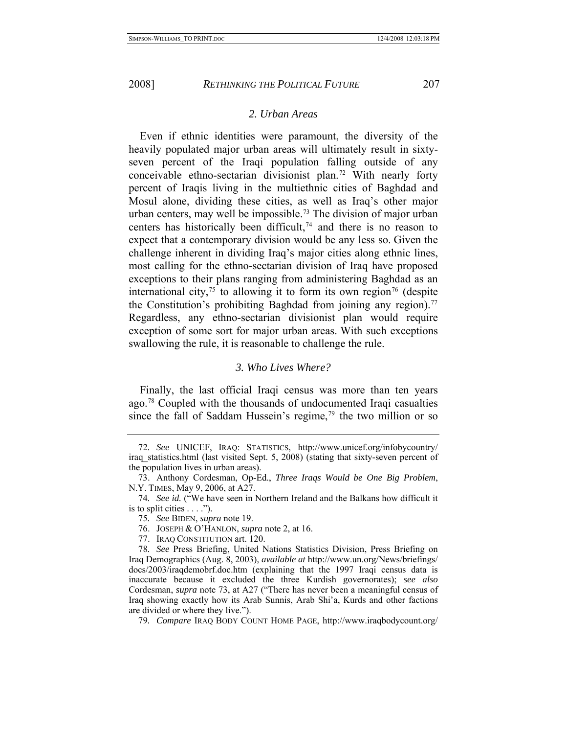### 2. Urban Areas

Even if ethnic identities were paramount, the diversity of the heavily populated major urban areas will ultimately result in sixty-seven percent of the Iraqi population falling outside of any conceivable ethno-sectarian divisionist plan.[72] With nearly forty percent of Iraqis living in the multiethnic cities of Baghdad and Mosul alone, dividing these cities, as well as Iraq's other major urban centers, may well be impossible.[73] The division of major urban centers has historically been difficult,[74] and there is no reason to expect that a contemporary division would be any less so. Given the challenge inherent in dividing Iraq's major cities along ethnic lines, most calling for the ethno-sectarian division of Iraq have proposed exceptions to their plans ranging from administering Baghdad as an international city,[75] to allowing it to form its own region[76] (despite the Constitution's prohibiting Baghdad from joining any region).[77] Regardless, any ethno-sectarian divisionist plan would require exception of some sort for major urban areas. With such exceptions swallowing the rule, it is reasonable to challenge the rule.

### 3. Who Lives Where?

Finally, the last official Iraqi census was more than ten years ago.[78] Coupled with the thousands of undocumented Iraqi casualties since the fall of Saddam Hussein's regime,[79] the two million or so

---

72. *See* UNICEF, IRAQ: STATISTICS, http://www.unicef.org/infobycountry/iraq_statistics.html (last visited Sept. 5, 2008) (stating that sixty-seven percent of the population lives in urban areas).

73. Anthony Cordesman, Op-Ed., *Three Iraqs Would be One Big Problem*, N.Y. TIMES, May 9, 2006, at A27.

74. *See id.* ("We have seen in Northern Ireland and the Balkans how difficult it is to split cities . . . .").

75. *See* BIDEN, *supra* note 19.

76. JOSEPH & O'HANLON, *supra* note 2, at 16.

77. IRAQ CONSTITUTION art. 120.

78. *See* Press Briefing, United Nations Statistics Division, Press Briefing on Iraq Demographics (Aug. 8, 2003), *available at* http://www.un.org/News/briefings/docs/2003/iraqdemobrf.doc.htm (explaining that the 1997 Iraqi census data is inaccurate because it excluded the three Kurdish governorates); *see also* Cordesman, *supra* note 73, at A27 ("There has never been a meaningful census of Iraq showing exactly how its Arab Sunnis, Arab Shi'a, Kurds and other factions are divided or where they live.").

79. *Compare* IRAQ BODY COUNT HOME PAGE, http://www.iraqbodycount.org/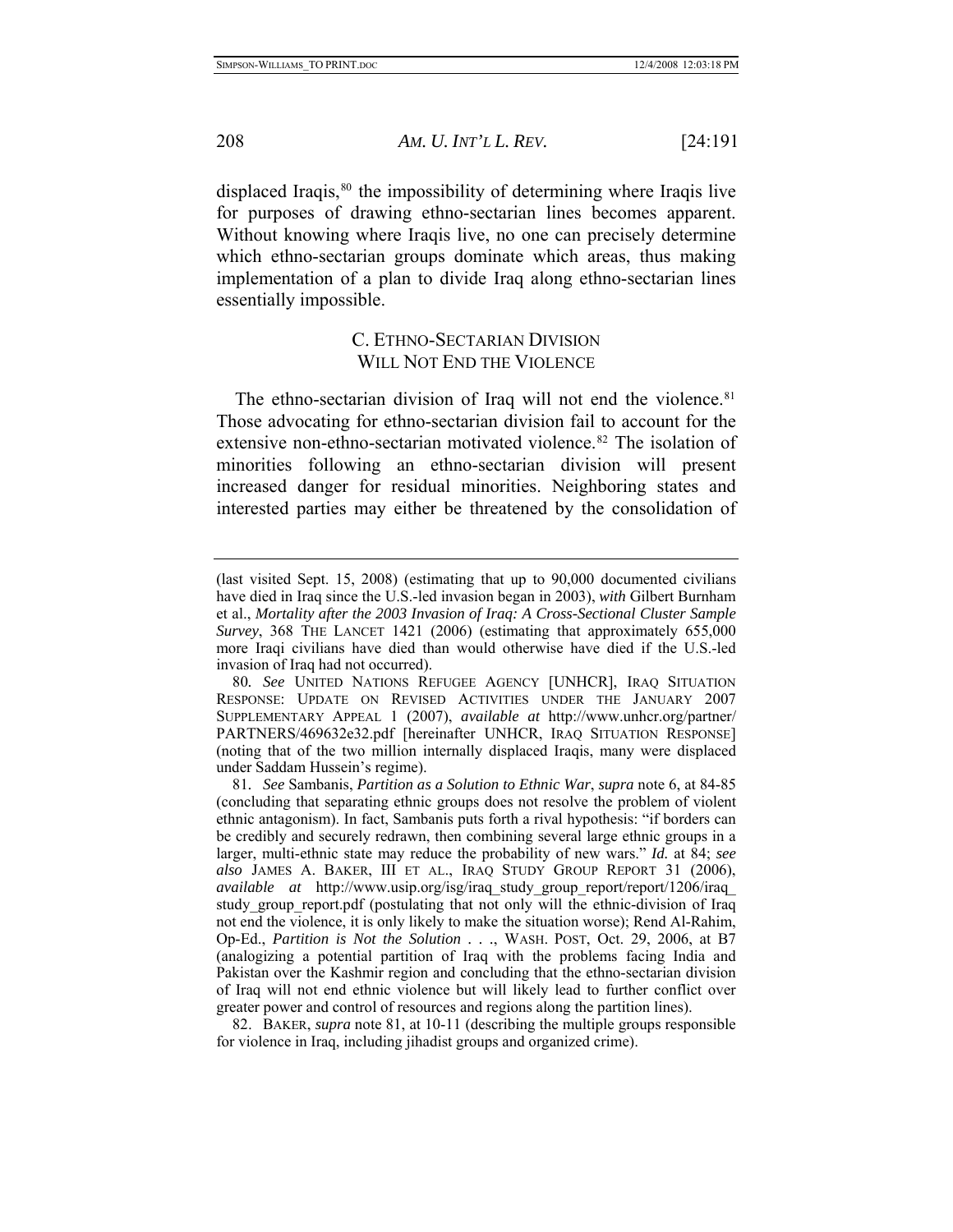displaced Iraqis,[80] the impossibility of determining where Iraqis live for purposes of drawing ethno-sectarian lines becomes apparent. Without knowing where Iraqis live, no one can precisely determine which ethno-sectarian groups dominate which areas, thus making implementation of a plan to divide Iraq along ethno-sectarian lines essentially impossible.

### C. ETHNO-SECTARIAN DIVISION WILL NOT END THE VIOLENCE

The ethno-sectarian division of Iraq will not end the violence.[81] Those advocating for ethno-sectarian division fail to account for the extensive non-ethno-sectarian motivated violence.[82] The isolation of minorities following an ethno-sectarian division will present increased danger for residual minorities. Neighboring states and interested parties may either be threatened by the consolidation of

---

(last visited Sept. 15, 2008) (estimating that up to 90,000 documented civilians have died in Iraq since the U.S.-led invasion began in 2003), *with* Gilbert Burnham et al., *Mortality after the 2003 Invasion of Iraq: A Cross-Sectional Cluster Sample Survey*, 368 THE LANCET 1421 (2006) (estimating that approximately 655,000 more Iraqi civilians have died than would otherwise have died if the U.S.-led invasion of Iraq had not occurred).

80. *See* UNITED NATIONS REFUGEE AGENCY [UNHCR], IRAQ SITUATION RESPONSE: UPDATE ON REVISED ACTIVITIES UNDER THE JANUARY 2007 SUPPLEMENTARY APPEAL 1 (2007), *available at* http://www.unhcr.org/partner/PARTNERS/469632e32.pdf [hereinafter UNHCR, IRAQ SITUATION RESPONSE] (noting that of the two million internally displaced Iraqis, many were displaced under Saddam Hussein's regime).

81. *See* Sambanis, *Partition as a Solution to Ethnic War*, *supra* note 6, at 84-85 (concluding that separating ethnic groups does not resolve the problem of violent ethnic antagonism). In fact, Sambanis puts forth a rival hypothesis: "if borders can be credibly and securely redrawn, then combining several large ethnic groups in a larger, multi-ethnic state may reduce the probability of new wars." *Id.* at 84; *see also* JAMES A. BAKER, III ET AL., IRAQ STUDY GROUP REPORT 31 (2006), *available at* http://www.usip.org/isg/iraq_study_group_report/report/1206/iraq_study_group_report.pdf (postulating that not only will the ethnic-division of Iraq not end the violence, it is only likely to make the situation worse); Rend Al-Rahim, Op-Ed., *Partition is Not the Solution . . .*, WASH. POST, Oct. 29, 2006, at B7 (analogizing a potential partition of Iraq with the problems facing India and Pakistan over the Kashmir region and concluding that the ethno-sectarian division of Iraq will not end ethnic violence but will likely lead to further conflict over greater power and control of resources and regions along the partition lines).

82. BAKER, *supra* note 81, at 10-11 (describing the multiple groups responsible for violence in Iraq, including jihadist groups and organized crime).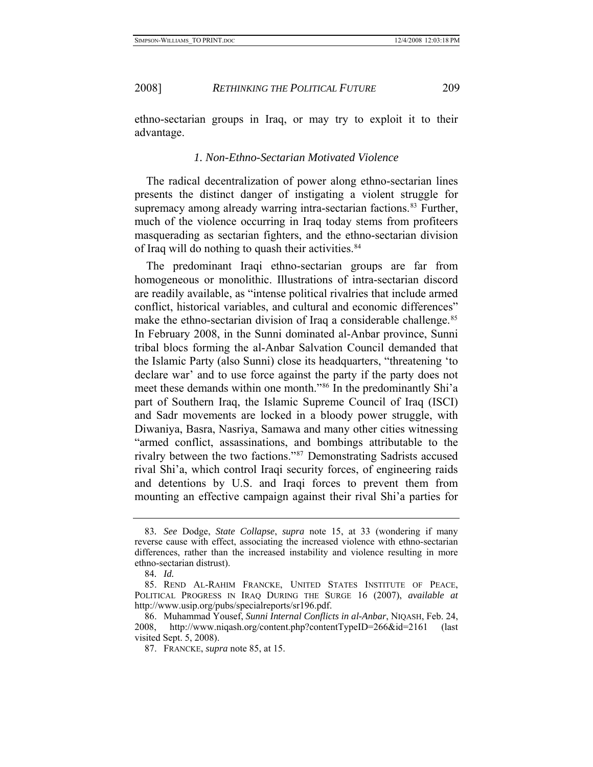ethno-sectarian groups in Iraq, or may try to exploit it to their advantage.

### *1. Non-Ethno-Sectarian Motivated Violence*

The radical decentralization of power along ethno-sectarian lines presents the distinct danger of instigating a violent struggle for supremacy among already warring intra-sectarian factions.[83] Further, much of the violence occurring in Iraq today stems from profiteers masquerading as sectarian fighters, and the ethno-sectarian division of Iraq will do nothing to quash their activities.[84]

The predominant Iraqi ethno-sectarian groups are far from homogeneous or monolithic. Illustrations of intra-sectarian discord are readily available, as "intense political rivalries that include armed conflict, historical variables, and cultural and economic differences" make the ethno-sectarian division of Iraq a considerable challenge.[85] In February 2008, in the Sunni dominated al-Anbar province, Sunni tribal blocs forming the al-Anbar Salvation Council demanded that the Islamic Party (also Sunni) close its headquarters, "threatening 'to declare war' and to use force against the party if the party does not meet these demands within one month."[86] In the predominantly Shi'a part of Southern Iraq, the Islamic Supreme Council of Iraq (ISCI) and Sadr movements are locked in a bloody power struggle, with Diwaniya, Basra, Nasriya, Samawa and many other cities witnessing "armed conflict, assassinations, and bombings attributable to the rivalry between the two factions."[87] Demonstrating Sadrists accused rival Shi'a, which control Iraqi security forces, of engineering raids and detentions by U.S. and Iraqi forces to prevent them from mounting an effective campaign against their rival Shi'a parties for

---

83. *See* Dodge, *State Collapse*, *supra* note 15, at 33 (wondering if many reverse cause with effect, associating the increased violence with ethno-sectarian differences, rather than the increased instability and violence resulting in more ethno-sectarian distrust).

84. *Id.*

85. REND AL-RAHIM FRANCKE, UNITED STATES INSTITUTE OF PEACE, POLITICAL PROGRESS IN IRAQ DURING THE SURGE 16 (2007), *available at* http://www.usip.org/pubs/specialreports/sr196.pdf.

86. Muhammad Yousef, *Sunni Internal Conflicts in al-Anbar*, NIQASH, Feb. 24, 2008, http://www.niqash.org/content.php?contentTypeID=266&id=2161 (last visited Sept. 5, 2008).

87. FRANCKE, *supra* note 85, at 15.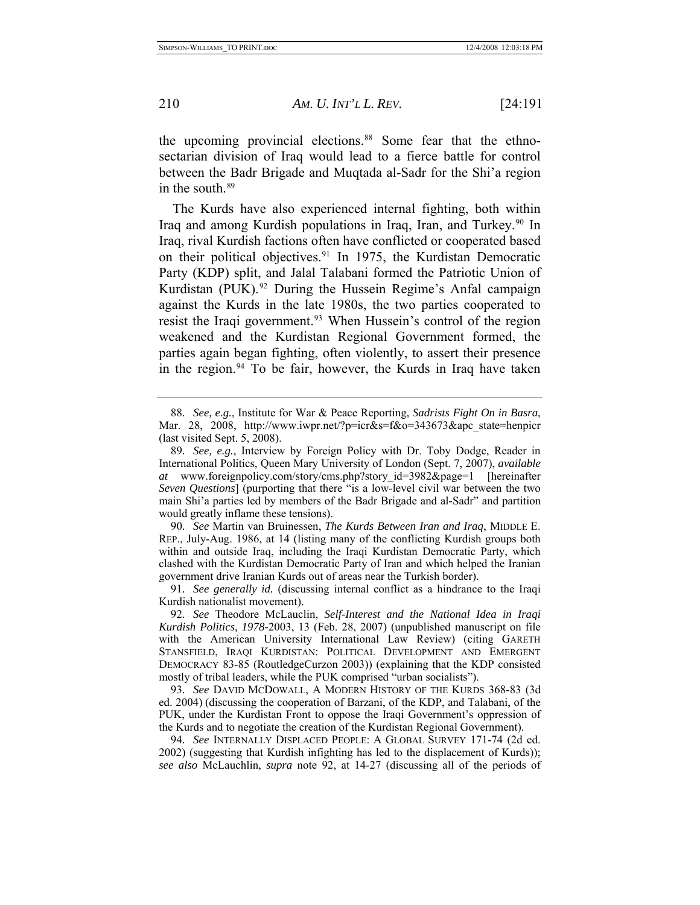the upcoming provincial elections.[88] Some fear that the ethno-sectarian division of Iraq would lead to a fierce battle for control between the Badr Brigade and Muqtada al-Sadr for the Shi'a region in the south.[89]

The Kurds have also experienced internal fighting, both within Iraq and among Kurdish populations in Iraq, Iran, and Turkey.[90] In Iraq, rival Kurdish factions often have conflicted or cooperated based on their political objectives.[91] In 1975, the Kurdistan Democratic Party (KDP) split, and Jalal Talabani formed the Patriotic Union of Kurdistan (PUK).[92] During the Hussein Regime's Anfal campaign against the Kurds in the late 1980s, the two parties cooperated to resist the Iraqi government.[93] When Hussein's control of the region weakened and the Kurdistan Regional Government formed, the parties again began fighting, often violently, to assert their presence in the region.[94] To be fair, however, the Kurds in Iraq have taken

---

88. *See, e.g.*, Institute for War & Peace Reporting, *Sadrists Fight On in Basra*, Mar. 28, 2008, http://www.iwpr.net/?p=icr&s=f&o=343673&apc_state=henpicr (last visited Sept. 5, 2008).

89. *See, e.g.*, Interview by Foreign Policy with Dr. Toby Dodge, Reader in International Politics, Queen Mary University of London (Sept. 7, 2007), *available at* www.foreignpolicy.com/story/cms.php?story_id=3982&page=1 [hereinafter *Seven Questions*] (purporting that there "is a low-level civil war between the two main Shi'a parties led by members of the Badr Brigade and al-Sadr" and partition would greatly inflame these tensions).

90. *See* Martin van Bruinessen, *The Kurds Between Iran and Iraq*, MIDDLE E. REP., July-Aug. 1986, at 14 (listing many of the conflicting Kurdish groups both within and outside Iraq, including the Iraqi Kurdistan Democratic Party, which clashed with the Kurdistan Democratic Party of Iran and which helped the Iranian government drive Iranian Kurds out of areas near the Turkish border).

91. *See generally id.* (discussing internal conflict as a hindrance to the Iraqi Kurdish nationalist movement).

92. *See* Theodore McLauclin, *Self-Interest and the National Idea in Iraqi Kurdish Politics, 1978*-2003, 13 (Feb. 28, 2007) (unpublished manuscript on file with the American University International Law Review) (citing GARETH STANSFIELD, IRAQI KURDISTAN: POLITICAL DEVELOPMENT AND EMERGENT DEMOCRACY 83-85 (RoutledgeCurzon 2003)) (explaining that the KDP consisted mostly of tribal leaders, while the PUK comprised "urban socialists").

93. *See* DAVID MCDOWALL, A MODERN HISTORY OF THE KURDS 368-83 (3d ed. 2004) (discussing the cooperation of Barzani, of the KDP, and Talabani, of the PUK, under the Kurdistan Front to oppose the Iraqi Government's oppression of the Kurds and to negotiate the creation of the Kurdistan Regional Government).

94. *See* INTERNALLY DISPLACED PEOPLE: A GLOBAL SURVEY 171-74 (2d ed. 2002) (suggesting that Kurdish infighting has led to the displacement of Kurds)); *see also* McLauchlin, *supra* note 92, at 14-27 (discussing all of the periods of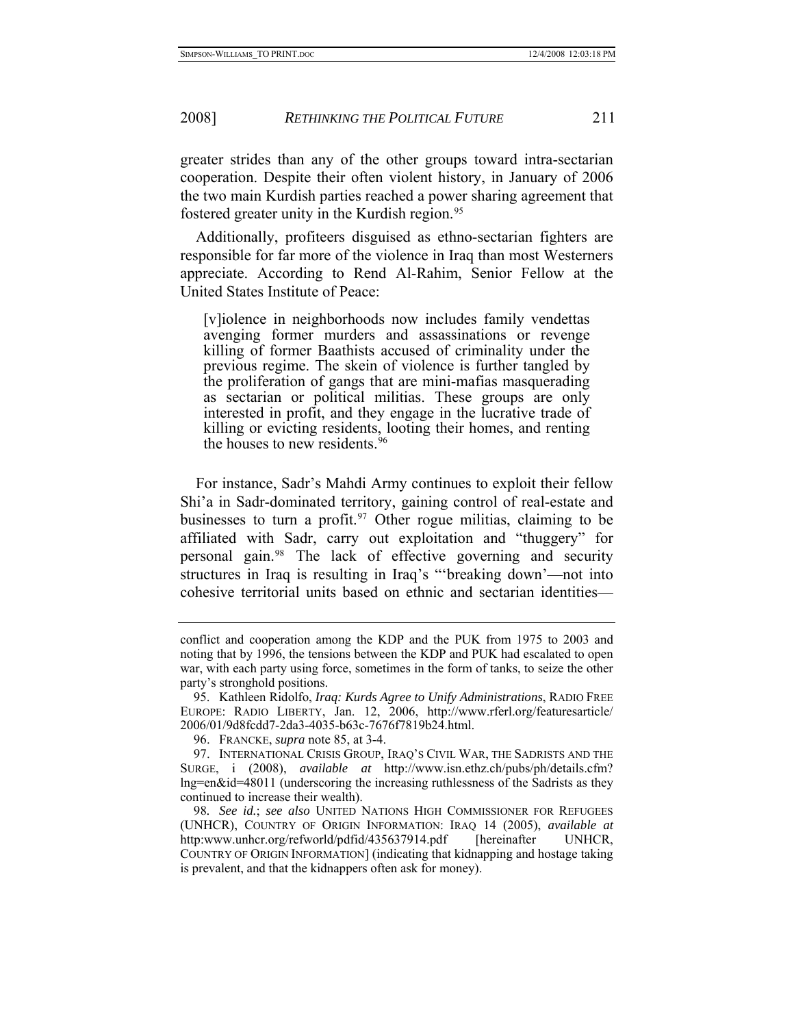greater strides than any of the other groups toward intra-sectarian cooperation. Despite their often violent history, in January of 2006 the two main Kurdish parties reached a power sharing agreement that fostered greater unity in the Kurdish region.[95]

Additionally, profiteers disguised as ethno-sectarian fighters are responsible for far more of the violence in Iraq than most Westerners appreciate. According to Rend Al-Rahim, Senior Fellow at the United States Institute of Peace:

> [v]iolence in neighborhoods now includes family vendettas avenging former murders and assassinations or revenge killing of former Baathists accused of criminality under the previous regime. The skein of violence is further tangled by the proliferation of gangs that are mini-mafias masquerading as sectarian or political militias. These groups are only interested in profit, and they engage in the lucrative trade of killing or evicting residents, looting their homes, and renting the houses to new residents.[96]

For instance, Sadr's Mahdi Army continues to exploit their fellow Shi'a in Sadr-dominated territory, gaining control of real-estate and businesses to turn a profit.[97] Other rogue militias, claiming to be affiliated with Sadr, carry out exploitation and "thuggery" for personal gain.[98] The lack of effective governing and security structures in Iraq is resulting in Iraq's "'breaking down'—not into cohesive territorial units based on ethnic and sectarian identities—

---

conflict and cooperation among the KDP and the PUK from 1975 to 2003 and noting that by 1996, the tensions between the KDP and PUK had escalated to open war, with each party using force, sometimes in the form of tanks, to seize the other party's stronghold positions.

95. Kathleen Ridolfo, *Iraq: Kurds Agree to Unify Administrations*, RADIO FREE EUROPE: RADIO LIBERTY, Jan. 12, 2006, http://www.rferl.org/featuresarticle/2006/01/9d8fcdd7-2da3-4035-b63c-7676f7819b24.html.

96. FRANCKE, *supra* note 85, at 3-4.

97. INTERNATIONAL CRISIS GROUP, IRAQ'S CIVIL WAR, THE SADRISTS AND THE SURGE, i (2008), *available at* http://www.isn.ethz.ch/pubs/ph/details.cfm?lng=en&id=48011 (underscoring the increasing ruthlessness of the Sadrists as they continued to increase their wealth).

98. *See id.*; *see also* UNITED NATIONS HIGH COMMISSIONER FOR REFUGEES (UNHCR), COUNTRY OF ORIGIN INFORMATION: IRAQ 14 (2005), *available at* http:www.unhcr.org/refworld/pdfid/435637914.pdf [hereinafter UNHCR, COUNTRY OF ORIGIN INFORMATION] (indicating that kidnapping and hostage taking is prevalent, and that the kidnappers often ask for money).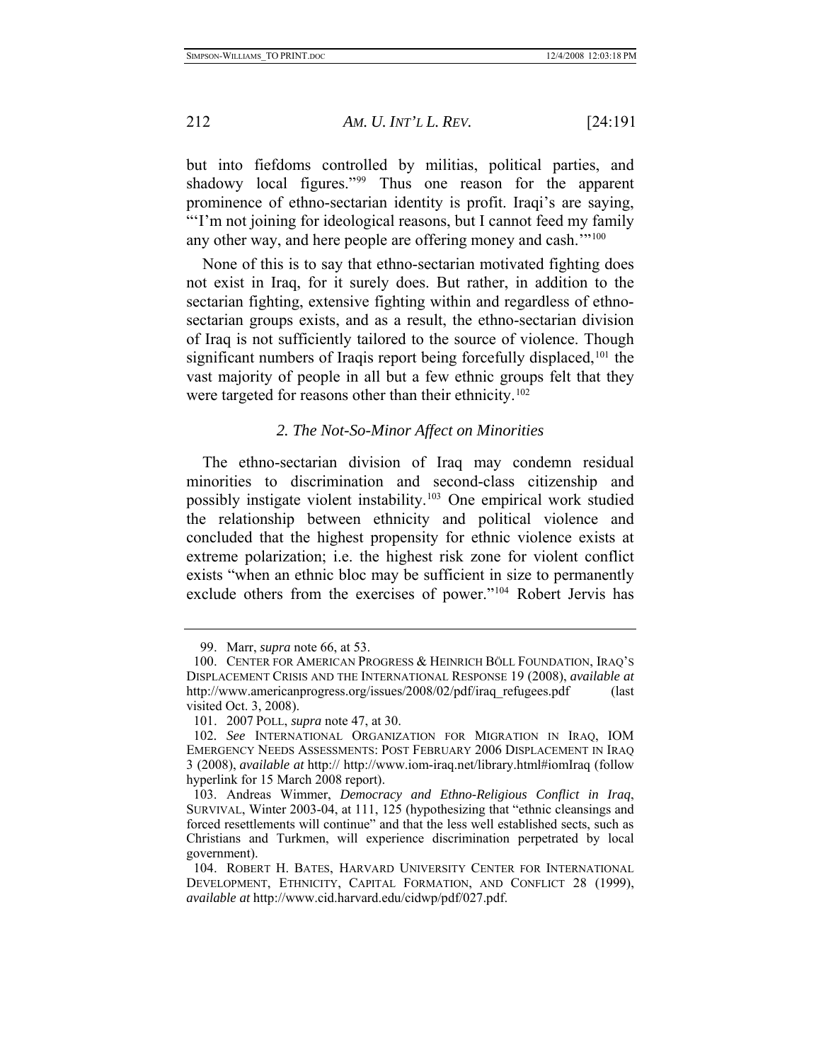but into fiefdoms controlled by militias, political parties, and shadowy local figures."[99] Thus one reason for the apparent prominence of ethno-sectarian identity is profit. Iraqi's are saying, "'I'm not joining for ideological reasons, but I cannot feed my family any other way, and here people are offering money and cash.'"[100]

None of this is to say that ethno-sectarian motivated fighting does not exist in Iraq, for it surely does. But rather, in addition to the sectarian fighting, extensive fighting within and regardless of ethno-sectarian groups exists, and as a result, the ethno-sectarian division of Iraq is not sufficiently tailored to the source of violence. Though significant numbers of Iraqis report being forcefully displaced,[101] the vast majority of people in all but a few ethnic groups felt that they were targeted for reasons other than their ethnicity.[102]

### *2. The Not-So-Minor Affect on Minorities*

The ethno-sectarian division of Iraq may condemn residual minorities to discrimination and second-class citizenship and possibly instigate violent instability.[103] One empirical work studied the relationship between ethnicity and political violence and concluded that the highest propensity for ethnic violence exists at extreme polarization; i.e. the highest risk zone for violent conflict exists "when an ethnic bloc may be sufficient in size to permanently exclude others from the exercises of power."[104] Robert Jervis has

---

99. Marr, *supra* note 66, at 53.

100. CENTER FOR AMERICAN PROGRESS & HEINRICH BÖLL FOUNDATION, IRAQ'S DISPLACEMENT CRISIS AND THE INTERNATIONAL RESPONSE 19 (2008), *available at* http://www.americanprogress.org/issues/2008/02/pdf/iraq_refugees.pdf (last visited Oct. 3, 2008).

101. 2007 POLL, *supra* note 47, at 30.

102. *See* INTERNATIONAL ORGANIZATION FOR MIGRATION IN IRAQ, IOM EMERGENCY NEEDS ASSESSMENTS: POST FEBRUARY 2006 DISPLACEMENT IN IRAQ 3 (2008), *available at* http:// http://www.iom-iraq.net/library.html#iomIraq (follow hyperlink for 15 March 2008 report).

103. Andreas Wimmer, *Democracy and Ethno-Religious Conflict in Iraq*, SURVIVAL, Winter 2003-04, at 111, 125 (hypothesizing that "ethnic cleansings and forced resettlements will continue" and that the less well established sects, such as Christians and Turkmen, will experience discrimination perpetrated by local government).

104. ROBERT H. BATES, HARVARD UNIVERSITY CENTER FOR INTERNATIONAL DEVELOPMENT, ETHNICITY, CAPITAL FORMATION, AND CONFLICT 28 (1999), *available at* http://www.cid.harvard.edu/cidwp/pdf/027.pdf.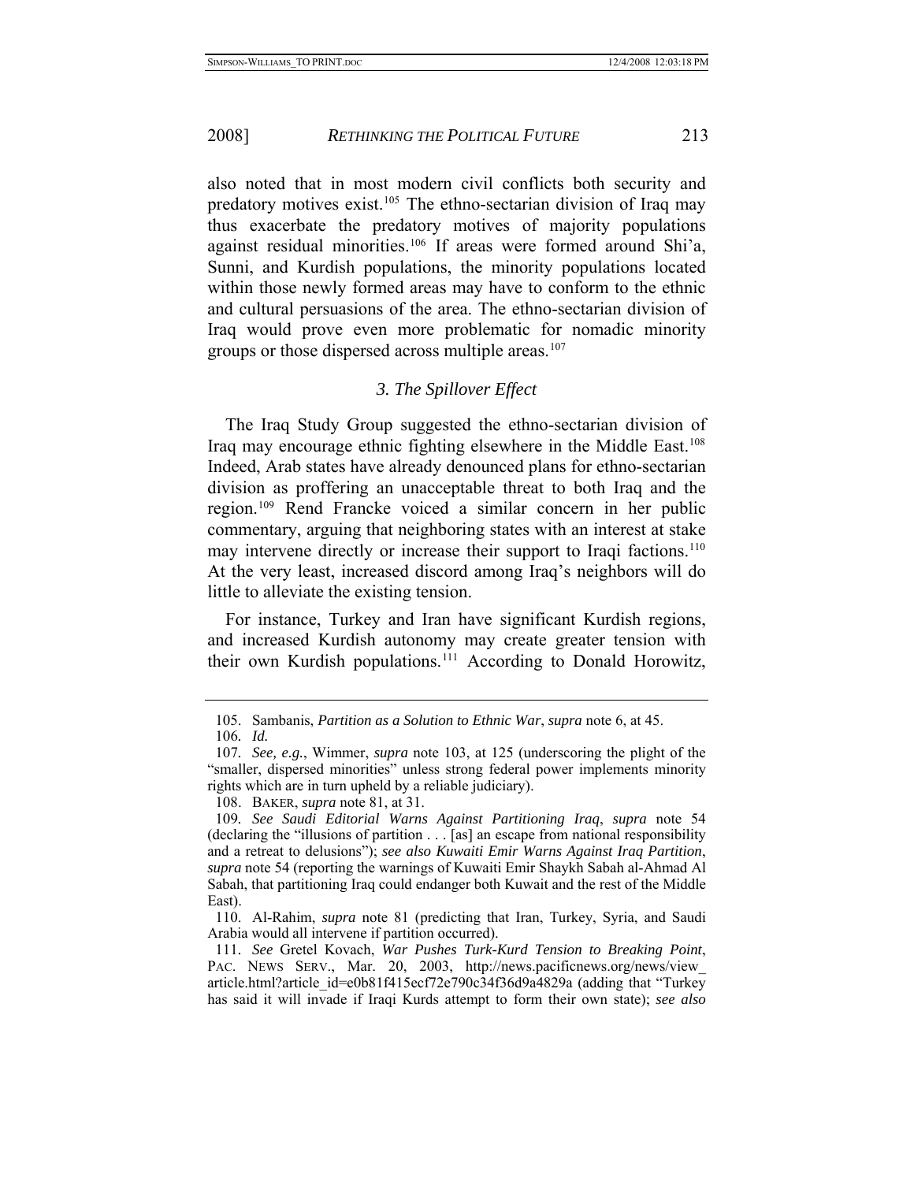also noted that in most modern civil conflicts both security and predatory motives exist.[105] The ethno-sectarian division of Iraq may thus exacerbate the predatory motives of majority populations against residual minorities.[106] If areas were formed around Shi'a, Sunni, and Kurdish populations, the minority populations located within those newly formed areas may have to conform to the ethnic and cultural persuasions of the area. The ethno-sectarian division of Iraq would prove even more problematic for nomadic minority groups or those dispersed across multiple areas.[107]

### *3. The Spillover Effect*

The Iraq Study Group suggested the ethno-sectarian division of Iraq may encourage ethnic fighting elsewhere in the Middle East.[108] Indeed, Arab states have already denounced plans for ethno-sectarian division as proffering an unacceptable threat to both Iraq and the region.[109] Rend Francke voiced a similar concern in her public commentary, arguing that neighboring states with an interest at stake may intervene directly or increase their support to Iraqi factions.[110] At the very least, increased discord among Iraq's neighbors will do little to alleviate the existing tension.

For instance, Turkey and Iran have significant Kurdish regions, and increased Kurdish autonomy may create greater tension with their own Kurdish populations.[111] According to Donald Horowitz,

---

105. Sambanis, *Partition as a Solution to Ethnic War*, *supra* note 6, at 45.

106. *Id.*

107. *See, e.g.*, Wimmer, *supra* note 103, at 125 (underscoring the plight of the "smaller, dispersed minorities" unless strong federal power implements minority rights which are in turn upheld by a reliable judiciary).

108. BAKER, *supra* note 81, at 31.

109. *See Saudi Editorial Warns Against Partitioning Iraq*, *supra* note 54 (declaring the "illusions of partition . . . [as] an escape from national responsibility and a retreat to delusions"); *see also Kuwaiti Emir Warns Against Iraq Partition*, *supra* note 54 (reporting the warnings of Kuwaiti Emir Shaykh Sabah al-Ahmad Al Sabah, that partitioning Iraq could endanger both Kuwait and the rest of the Middle East).

110. Al-Rahim, *supra* note 81 (predicting that Iran, Turkey, Syria, and Saudi Arabia would all intervene if partition occurred).

111. *See* Gretel Kovach, *War Pushes Turk-Kurd Tension to Breaking Point*, PAC. NEWS SERV., Mar. 20, 2003, http://news.pacificnews.org/news/view_article.html?article_id=e0b81f415ecf72e790c34f36d9a4829a (adding that "Turkey has said it will invade if Iraqi Kurds attempt to form their own state); *see also*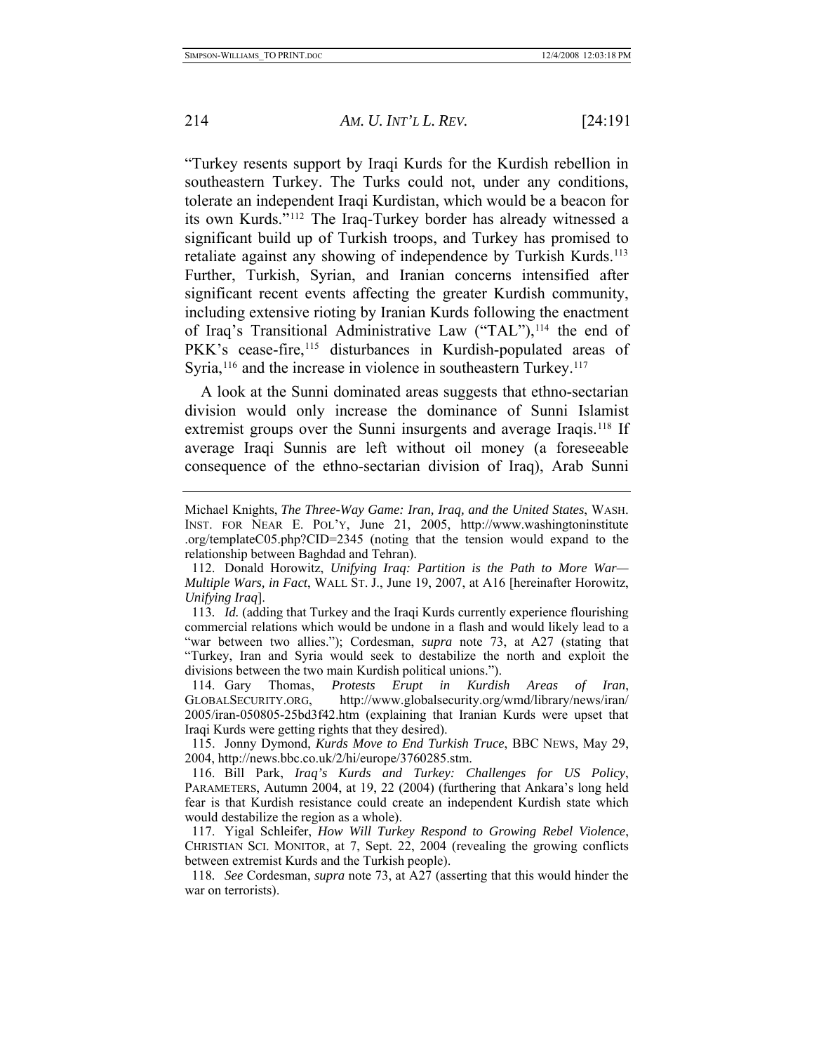"Turkey resents support by Iraqi Kurds for the Kurdish rebellion in southeastern Turkey. The Turks could not, under any conditions, tolerate an independent Iraqi Kurdistan, which would be a beacon for its own Kurds."[112] The Iraq-Turkey border has already witnessed a significant build up of Turkish troops, and Turkey has promised to retaliate against any showing of independence by Turkish Kurds.[113] Further, Turkish, Syrian, and Iranian concerns intensified after significant recent events affecting the greater Kurdish community, including extensive rioting by Iranian Kurds following the enactment of Iraq's Transitional Administrative Law ("TAL"),[114] the end of PKK's cease-fire,[115] disturbances in Kurdish-populated areas of Syria,[116] and the increase in violence in southeastern Turkey.[117]

A look at the Sunni dominated areas suggests that ethno-sectarian division would only increase the dominance of Sunni Islamist extremist groups over the Sunni insurgents and average Iraqis.[118] If average Iraqi Sunnis are left without oil money (a foreseeable consequence of the ethno-sectarian division of Iraq), Arab Sunni

---

Michael Knights, *The Three-Way Game: Iran, Iraq, and the United States*, WASH. INST. FOR NEAR E. POL'Y, June 21, 2005, http://www.washingtoninstitute .org/templateC05.php?CID=2345 (noting that the tension would expand to the relationship between Baghdad and Tehran).

112. Donald Horowitz, *Unifying Iraq: Partition is the Path to More War—Multiple Wars, in Fact*, WALL ST. J., June 19, 2007, at A16 [hereinafter Horowitz, *Unifying Iraq*].

113. *Id.* (adding that Turkey and the Iraqi Kurds currently experience flourishing commercial relations which would be undone in a flash and would likely lead to a "war between two allies."); Cordesman, *supra* note 73, at A27 (stating that "Turkey, Iran and Syria would seek to destabilize the north and exploit the divisions between the two main Kurdish political unions.").

114. Gary Thomas, *Protests Erupt in Kurdish Areas of Iran*, GLOBALSECURITY.ORG, http://www.globalsecurity.org/wmd/library/news/iran/ 2005/iran-050805-25bd3f42.htm (explaining that Iranian Kurds were upset that Iraqi Kurds were getting rights that they desired).

115. Jonny Dymond, *Kurds Move to End Turkish Truce*, BBC NEWS, May 29, 2004, http://news.bbc.co.uk/2/hi/europe/3760285.stm.

116. Bill Park, *Iraq's Kurds and Turkey: Challenges for US Policy*, PARAMETERS, Autumn 2004, at 19, 22 (2004) (furthering that Ankara's long held fear is that Kurdish resistance could create an independent Kurdish state which would destabilize the region as a whole).

117. Yigal Schleifer, *How Will Turkey Respond to Growing Rebel Violence*, CHRISTIAN SCI. MONITOR, at 7, Sept. 22, 2004 (revealing the growing conflicts between extremist Kurds and the Turkish people).

118. *See* Cordesman, *supra* note 73, at A27 (asserting that this would hinder the war on terrorists).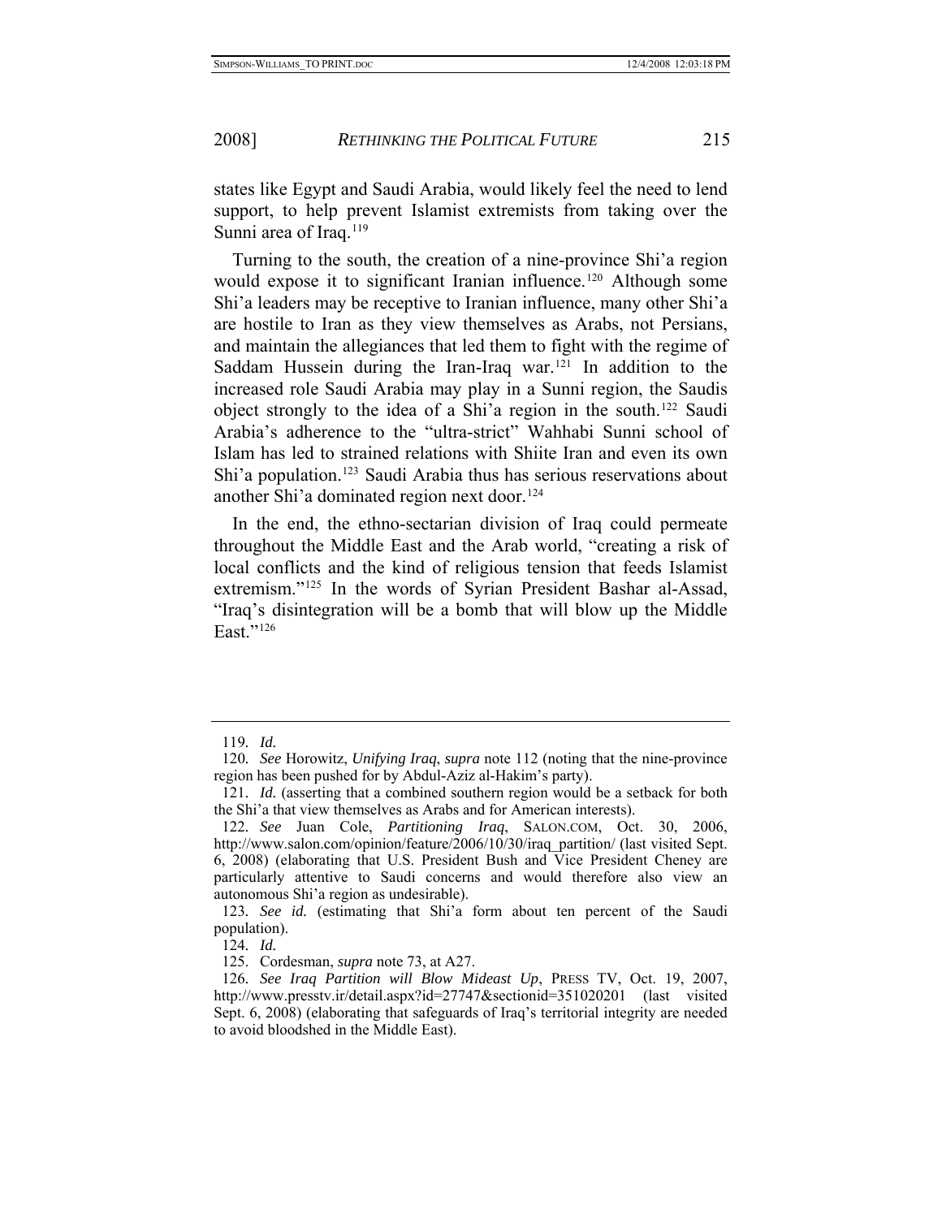states like Egypt and Saudi Arabia, would likely feel the need to lend support, to help prevent Islamist extremists from taking over the Sunni area of Iraq.[119]

Turning to the south, the creation of a nine-province Shi'a region would expose it to significant Iranian influence.[120] Although some Shi'a leaders may be receptive to Iranian influence, many other Shi'a are hostile to Iran as they view themselves as Arabs, not Persians, and maintain the allegiances that led them to fight with the regime of Saddam Hussein during the Iran-Iraq war.[121] In addition to the increased role Saudi Arabia may play in a Sunni region, the Saudis object strongly to the idea of a Shi'a region in the south.[122] Saudi Arabia's adherence to the "ultra-strict" Wahhabi Sunni school of Islam has led to strained relations with Shiite Iran and even its own Shi'a population.[123] Saudi Arabia thus has serious reservations about another Shi'a dominated region next door.[124]

In the end, the ethno-sectarian division of Iraq could permeate throughout the Middle East and the Arab world, "creating a risk of local conflicts and the kind of religious tension that feeds Islamist extremism."[125] In the words of Syrian President Bashar al-Assad, "Iraq's disintegration will be a bomb that will blow up the Middle East."[126]

---

119. *Id.*

120. *See* Horowitz, *Unifying Iraq*, *supra* note 112 (noting that the nine-province region has been pushed for by Abdul-Aziz al-Hakim's party).

121. *Id.* (asserting that a combined southern region would be a setback for both the Shi'a that view themselves as Arabs and for American interests).

122. *See* Juan Cole, *Partitioning Iraq*, SALON.COM, Oct. 30, 2006, http://www.salon.com/opinion/feature/2006/10/30/iraq_partition/ (last visited Sept. 6, 2008) (elaborating that U.S. President Bush and Vice President Cheney are particularly attentive to Saudi concerns and would therefore also view an autonomous Shi'a region as undesirable).

123. *See id.* (estimating that Shi'a form about ten percent of the Saudi population).

124. *Id.*

125. Cordesman, *supra* note 73, at A27.

126. *See Iraq Partition will Blow Mideast Up*, PRESS TV, Oct. 19, 2007, http://www.presstv.ir/detail.aspx?id=27747&sectionid=351020201 (last visited Sept. 6, 2008) (elaborating that safeguards of Iraq's territorial integrity are needed to avoid bloodshed in the Middle East).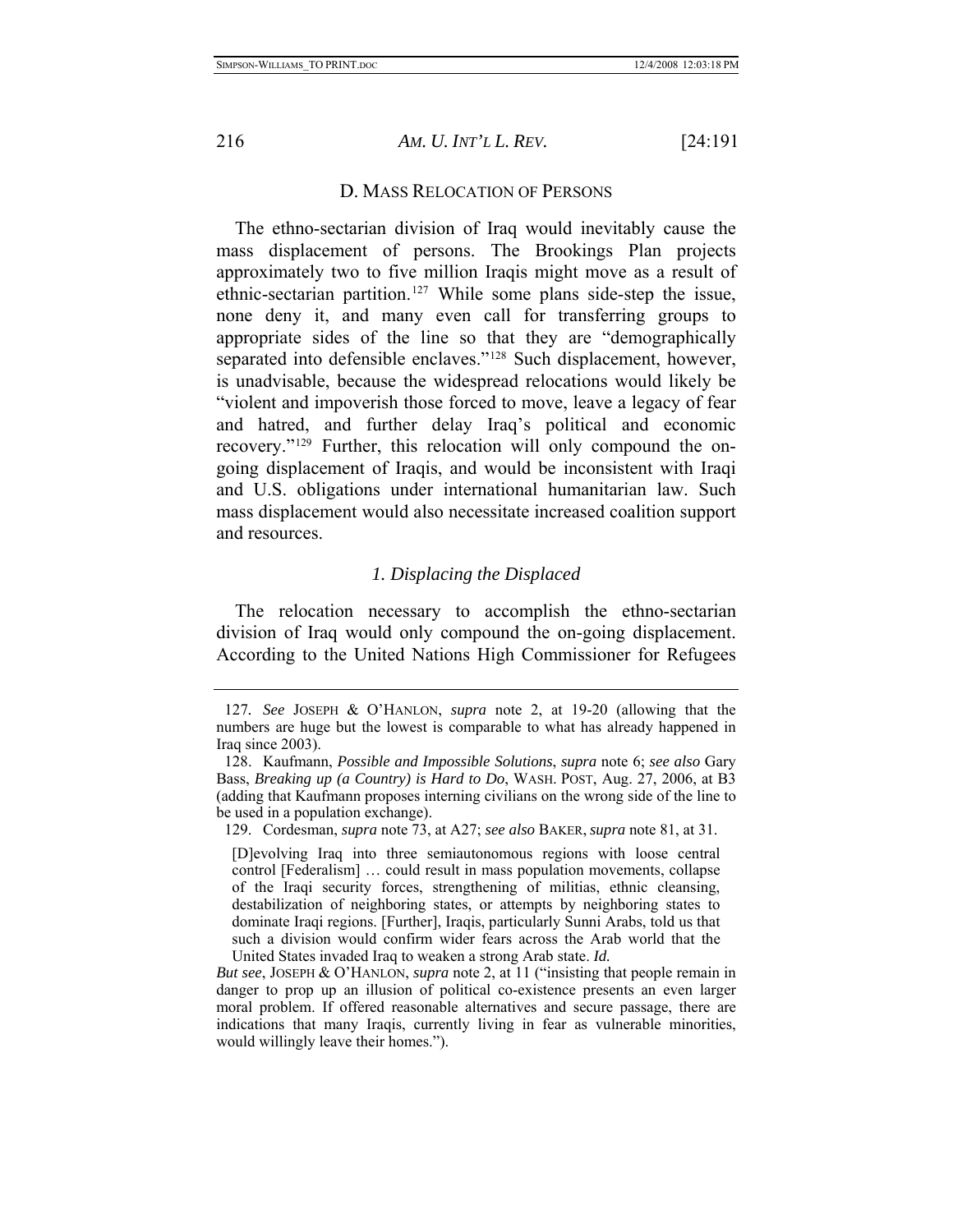### D. MASS RELOCATION OF PERSONS

The ethno-sectarian division of Iraq would inevitably cause the mass displacement of persons. The Brookings Plan projects approximately two to five million Iraqis might move as a result of ethnic-sectarian partition.[127] While some plans side-step the issue, none deny it, and many even call for transferring groups to appropriate sides of the line so that they are "demographically separated into defensible enclaves."[128] Such displacement, however, is unadvisable, because the widespread relocations would likely be "violent and impoverish those forced to move, leave a legacy of fear and hatred, and further delay Iraq's political and economic recovery."[129] Further, this relocation will only compound the on-going displacement of Iraqis, and would be inconsistent with Iraqi and U.S. obligations under international humanitarian law. Such mass displacement would also necessitate increased coalition support and resources.

#### *1. Displacing the Displaced*

The relocation necessary to accomplish the ethno-sectarian division of Iraq would only compound the on-going displacement. According to the United Nations High Commissioner for Refugees

---

127. *See* JOSEPH & O'HANLON, *supra* note 2, at 19-20 (allowing that the numbers are huge but the lowest is comparable to what has already happened in Iraq since 2003).

128. Kaufmann, *Possible and Impossible Solutions*, *supra* note 6; *see also* Gary Bass, *Breaking up (a Country) is Hard to Do*, WASH. POST, Aug. 27, 2006, at B3 (adding that Kaufmann proposes interning civilians on the wrong side of the line to be used in a population exchange).

129. Cordesman, *supra* note 73, at A27; *see also* BAKER, *supra* note 81, at 31.

> [D]evolving Iraq into three semiautonomous regions with loose central control [Federalism] … could result in mass population movements, collapse of the Iraqi security forces, strengthening of militias, ethnic cleansing, destabilization of neighboring states, or attempts by neighboring states to dominate Iraqi regions. [Further], Iraqis, particularly Sunni Arabs, told us that such a division would confirm wider fears across the Arab world that the United States invaded Iraq to weaken a strong Arab state. *Id.*

*But see*, JOSEPH & O'HANLON, *supra* note 2, at 11 ("insisting that people remain in danger to prop up an illusion of political co-existence presents an even larger moral problem. If offered reasonable alternatives and secure passage, there are indications that many Iraqis, currently living in fear as vulnerable minorities, would willingly leave their homes.").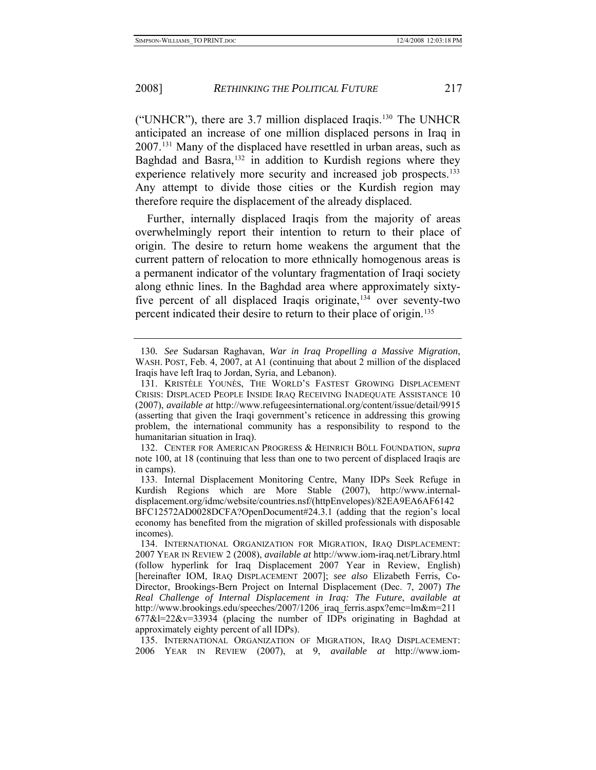("UNHCR"), there are 3.7 million displaced Iraqis.[130] The UNHCR anticipated an increase of one million displaced persons in Iraq in 2007.[131] Many of the displaced have resettled in urban areas, such as Baghdad and Basra,[132] in addition to Kurdish regions where they experience relatively more security and increased job prospects.[133] Any attempt to divide those cities or the Kurdish region may therefore require the displacement of the already displaced.

Further, internally displaced Iraqis from the majority of areas overwhelmingly report their intention to return to their place of origin. The desire to return home weakens the argument that the current pattern of relocation to more ethnically homogenous areas is a permanent indicator of the voluntary fragmentation of Iraqi society along ethnic lines. In the Baghdad area where approximately sixty-five percent of all displaced Iraqis originate,[134] over seventy-two percent indicated their desire to return to their place of origin.[135]

---

130. *See* Sudarsan Raghavan, *War in Iraq Propelling a Massive Migration*, WASH. POST, Feb. 4, 2007, at A1 (continuing that about 2 million of the displaced Iraqis have left Iraq to Jordan, Syria, and Lebanon).

131. KRISTÈLE YOUNÈS, THE WORLD'S FASTEST GROWING DISPLACEMENT CRISIS: DISPLACED PEOPLE INSIDE IRAQ RECEIVING INADEQUATE ASSISTANCE 10 (2007), *available at* http://www.refugeesinternational.org/content/issue/detail/9915 (asserting that given the Iraqi government's reticence in addressing this growing problem, the international community has a responsibility to respond to the humanitarian situation in Iraq).

132. CENTER FOR AMERICAN PROGRESS & HEINRICH BÖLL FOUNDATION, *supra* note 100, at 18 (continuing that less than one to two percent of displaced Iraqis are in camps).

133. Internal Displacement Monitoring Centre, Many IDPs Seek Refuge in Kurdish Regions which are More Stable (2007), http://www.internal-displacement.org/idmc/website/countries.nsf/(httpEnvelopes)/82EA9EA6AF6142BFC12572AD0028DCFA?OpenDocument#24.3.1 (adding that the region's local economy has benefited from the migration of skilled professionals with disposable incomes).

134. INTERNATIONAL ORGANIZATION FOR MIGRATION, IRAQ DISPLACEMENT: 2007 YEAR IN REVIEW 2 (2008), *available at* http://www.iom-iraq.net/Library.html (follow hyperlink for Iraq Displacement 2007 Year in Review, English) [hereinafter IOM, IRAQ DISPLACEMENT 2007]; *see also* Elizabeth Ferris, Co-Director, Brookings-Bern Project on Internal Displacement (Dec. 7, 2007) *The Real Challenge of Internal Displacement in Iraq: The Future*, *available at* http://www.brookings.edu/speeches/2007/1206_iraq_ferris.aspx?emc=lm&m=211677&l=22&v=33934 (placing the number of IDPs originating in Baghdad at approximately eighty percent of all IDPs).

135. INTERNATIONAL ORGANIZATION OF MIGRATION, IRAQ DISPLACEMENT: 2006 YEAR IN REVIEW (2007), at 9, *available at* http://www.iom-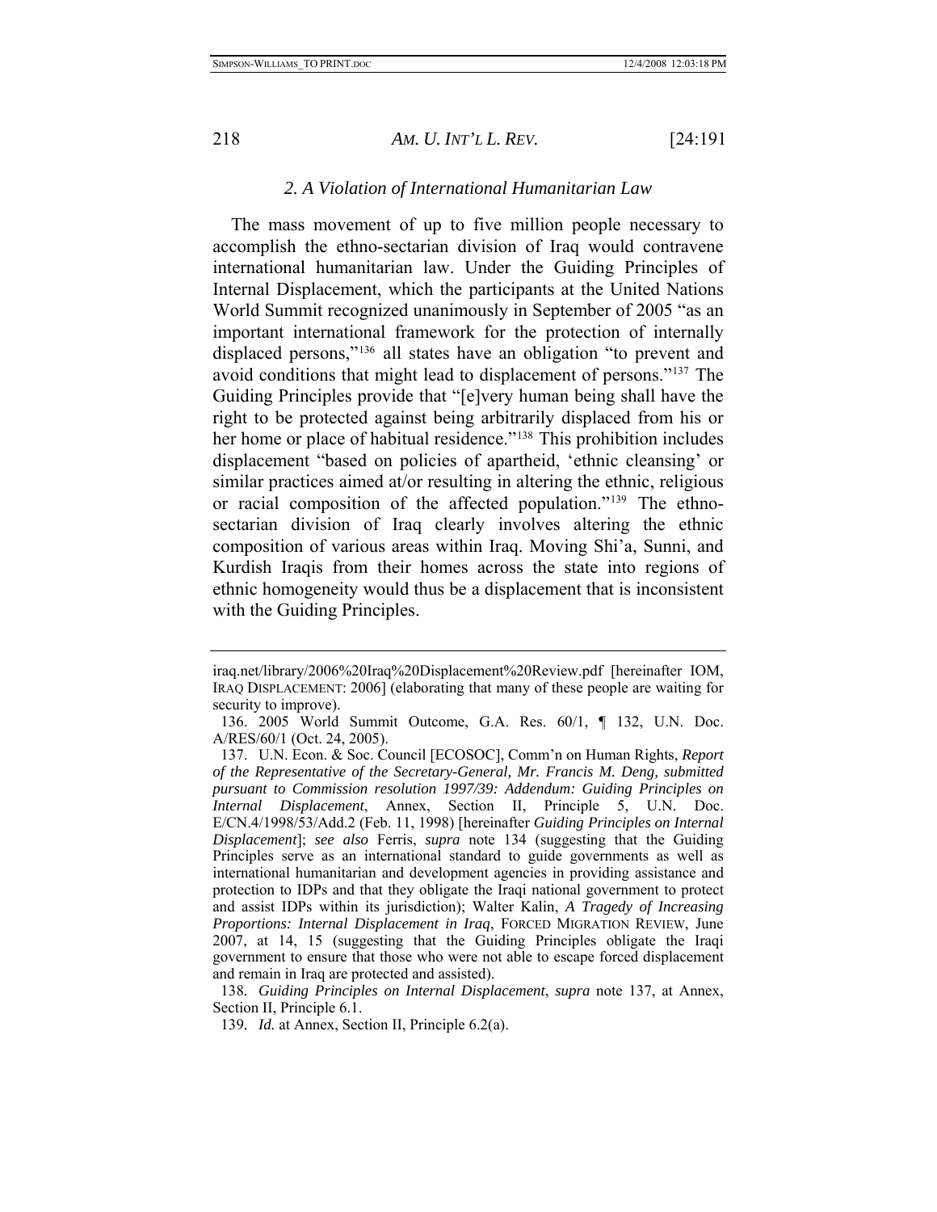### 2. A Violation of International Humanitarian Law

The mass movement of up to five million people necessary to accomplish the ethno-sectarian division of Iraq would contravene international humanitarian law. Under the Guiding Principles of Internal Displacement, which the participants at the United Nations World Summit recognized unanimously in September of 2005 "as an important international framework for the protection of internally displaced persons,"[136] all states have an obligation "to prevent and avoid conditions that might lead to displacement of persons."[137] The Guiding Principles provide that "[e]very human being shall have the right to be protected against being arbitrarily displaced from his or her home or place of habitual residence."[138] This prohibition includes displacement "based on policies of apartheid, 'ethnic cleansing' or similar practices aimed at/or resulting in altering the ethnic, religious or racial composition of the affected population."[139] The ethno-sectarian division of Iraq clearly involves altering the ethnic composition of various areas within Iraq. Moving Shi'a, Sunni, and Kurdish Iraqis from their homes across the state into regions of ethnic homogeneity would thus be a displacement that is inconsistent with the Guiding Principles.

---

iraq.net/library/2006%20Iraq%20Displacement%20Review.pdf [hereinafter IOM, IRAQ DISPLACEMENT: 2006] (elaborating that many of these people are waiting for security to improve).

136. 2005 World Summit Outcome, G.A. Res. 60/1, ¶ 132, U.N. Doc. A/RES/60/1 (Oct. 24, 2005).

137. U.N. Econ. & Soc. Council [ECOSOC], Comm'n on Human Rights, *Report of the Representative of the Secretary-General, Mr. Francis M. Deng, submitted pursuant to Commission resolution 1997/39: Addendum: Guiding Principles on Internal Displacement*, Annex, Section II, Principle 5, U.N. Doc. E/CN.4/1998/53/Add.2 (Feb. 11, 1998) [hereinafter *Guiding Principles on Internal Displacement*]; *see also* Ferris, *supra* note 134 (suggesting that the Guiding Principles serve as an international standard to guide governments as well as international humanitarian and development agencies in providing assistance and protection to IDPs and that they obligate the Iraqi national government to protect and assist IDPs within its jurisdiction); Walter Kalin, *A Tragedy of Increasing Proportions: Internal Displacement in Iraq*, FORCED MIGRATION REVIEW, June 2007, at 14, 15 (suggesting that the Guiding Principles obligate the Iraqi government to ensure that those who were not able to escape forced displacement and remain in Iraq are protected and assisted).

138. *Guiding Principles on Internal Displacement*, *supra* note 137, at Annex, Section II, Principle 6.1.

139. *Id.* at Annex, Section II, Principle 6.2(a).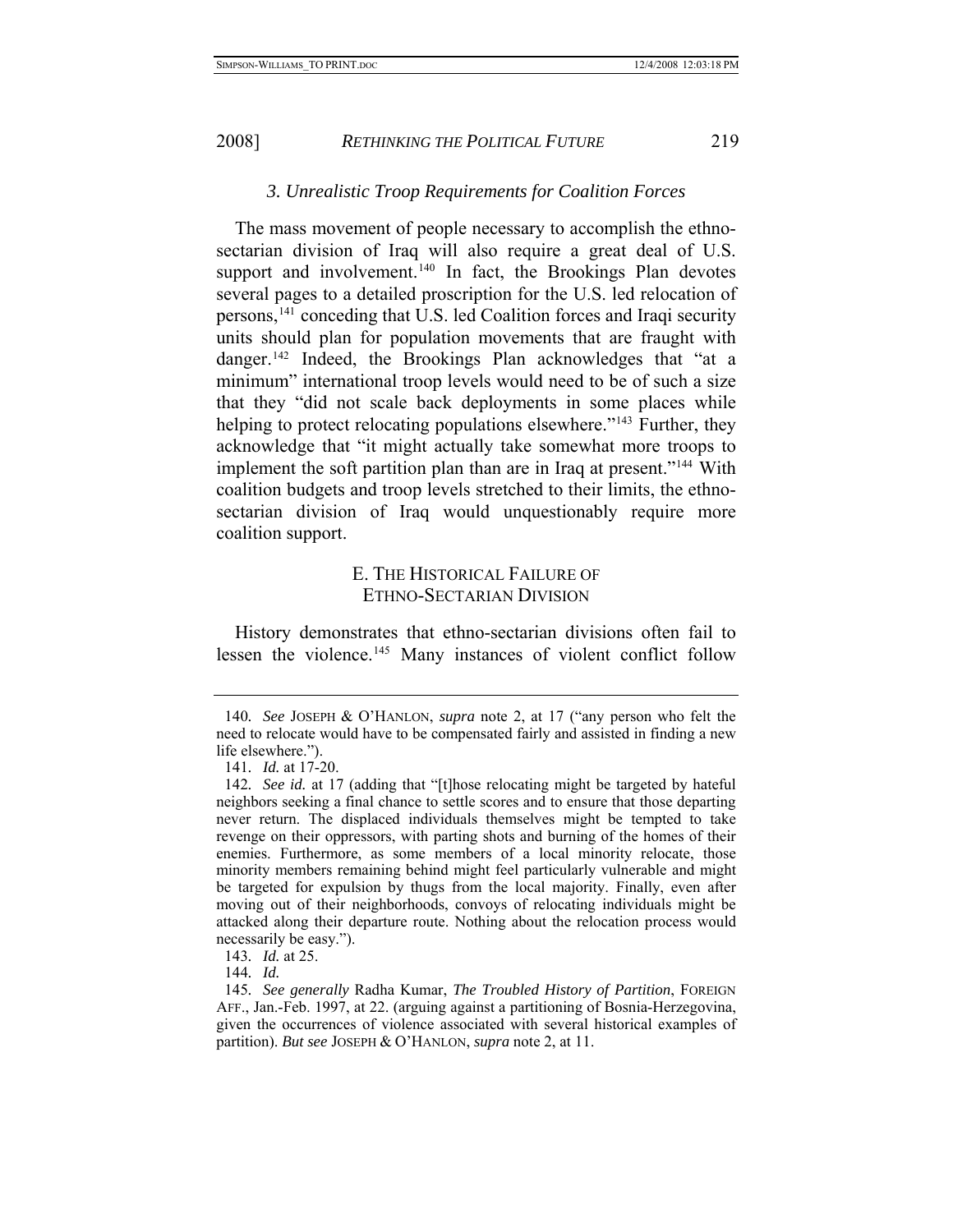### *3. Unrealistic Troop Requirements for Coalition Forces*

The mass movement of people necessary to accomplish the ethno-sectarian division of Iraq will also require a great deal of U.S. support and involvement.[140] In fact, the Brookings Plan devotes several pages to a detailed proscription for the U.S. led relocation of persons,[141] conceding that U.S. led Coalition forces and Iraqi security units should plan for population movements that are fraught with danger.[142] Indeed, the Brookings Plan acknowledges that "at a minimum" international troop levels would need to be of such a size that they "did not scale back deployments in some places while helping to protect relocating populations elsewhere."[143] Further, they acknowledge that "it might actually take somewhat more troops to implement the soft partition plan than are in Iraq at present."[144] With coalition budgets and troop levels stretched to their limits, the ethno-sectarian division of Iraq would unquestionably require more coalition support.

## E. The Historical Failure of Ethno-Sectarian Division

History demonstrates that ethno-sectarian divisions often fail to lessen the violence.[145] Many instances of violent conflict follow

---

140. *See* JOSEPH & O'HANLON, *supra* note 2, at 17 ("any person who felt the need to relocate would have to be compensated fairly and assisted in finding a new life elsewhere.").

141. *Id.* at 17-20.

142. *See id.* at 17 (adding that "[t]hose relocating might be targeted by hateful neighbors seeking a final chance to settle scores and to ensure that those departing never return. The displaced individuals themselves might be tempted to take revenge on their oppressors, with parting shots and burning of the homes of their enemies. Furthermore, as some members of a local minority relocate, those minority members remaining behind might feel particularly vulnerable and might be targeted for expulsion by thugs from the local majority. Finally, even after moving out of their neighborhoods, convoys of relocating individuals might be attacked along their departure route. Nothing about the relocation process would necessarily be easy.").

143. *Id.* at 25.

144. *Id.*

145. *See generally* Radha Kumar, *The Troubled History of Partition*, FOREIGN AFF., Jan.-Feb. 1997, at 22. (arguing against a partitioning of Bosnia-Herzegovina, given the occurrences of violence associated with several historical examples of partition). *But see* JOSEPH & O'HANLON, *supra* note 2, at 11.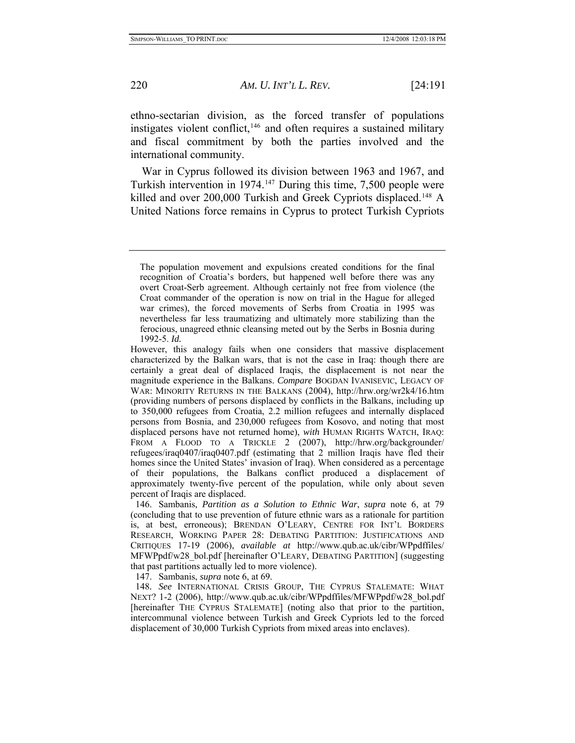ethno-sectarian division, as the forced transfer of populations instigates violent conflict,[146] and often requires a sustained military and fiscal commitment by both the parties involved and the international community.

War in Cyprus followed its division between 1963 and 1967, and Turkish intervention in 1974.[147] During this time, 7,500 people were killed and over 200,000 Turkish and Greek Cypriots displaced.[148] A United Nations force remains in Cyprus to protect Turkish Cypriots

---

> The population movement and expulsions created conditions for the final recognition of Croatia's borders, but happened well before there was any overt Croat-Serb agreement. Although certainly not free from violence (the Croat commander of the operation is now on trial in the Hague for alleged war crimes), the forced movements of Serbs from Croatia in 1995 was nevertheless far less traumatizing and ultimately more stabilizing than the ferocious, unagreed ethnic cleansing meted out by the Serbs in Bosnia during 1992-5. *Id.*

However, this analogy fails when one considers that massive displacement characterized by the Balkan wars, that is not the case in Iraq: though there are certainly a great deal of displaced Iraqis, the displacement is not near the magnitude experience in the Balkans. *Compare* BOGDAN IVANISEVIC, LEGACY OF WAR: MINORITY RETURNS IN THE BALKANS (2004), http://hrw.org/wr2k4/16.htm (providing numbers of persons displaced by conflicts in the Balkans, including up to 350,000 refugees from Croatia, 2.2 million refugees and internally displaced persons from Bosnia, and 230,000 refugees from Kosovo, and noting that most displaced persons have not returned home), *with* HUMAN RIGHTS WATCH, IRAQ: FROM A FLOOD TO A TRICKLE 2 (2007), http://hrw.org/backgrounder/refugees/iraq0407/iraq0407.pdf (estimating that 2 million Iraqis have fled their homes since the United States' invasion of Iraq). When considered as a percentage of their populations, the Balkans conflict produced a displacement of approximately twenty-five percent of the population, while only about seven percent of Iraqis are displaced.

146. Sambanis, *Partition as a Solution to Ethnic War*, *supra* note 6, at 79 (concluding that to use prevention of future ethnic wars as a rationale for partition is, at best, erroneous); BRENDAN O'LEARY, CENTRE FOR INT'L BORDERS RESEARCH, WORKING PAPER 28: DEBATING PARTITION: JUSTIFICATIONS AND CRITIQUES 17-19 (2006), *available at* http://www.qub.ac.uk/cibr/WPpdffiles/MFWPpdf/w28_bol.pdf [hereinafter O'LEARY, DEBATING PARTITION] (suggesting that past partitions actually led to more violence).

147. Sambanis, *supra* note 6, at 69.

148. *See* INTERNATIONAL CRISIS GROUP, THE CYPRUS STALEMATE: WHAT NEXT? 1-2 (2006), http://www.qub.ac.uk/cibr/WPpdffiles/MFWPpdf/w28_bol.pdf [hereinafter THE CYPRUS STALEMATE] (noting also that prior to the partition, intercommunal violence between Turkish and Greek Cypriots led to the forced displacement of 30,000 Turkish Cypriots from mixed areas into enclaves).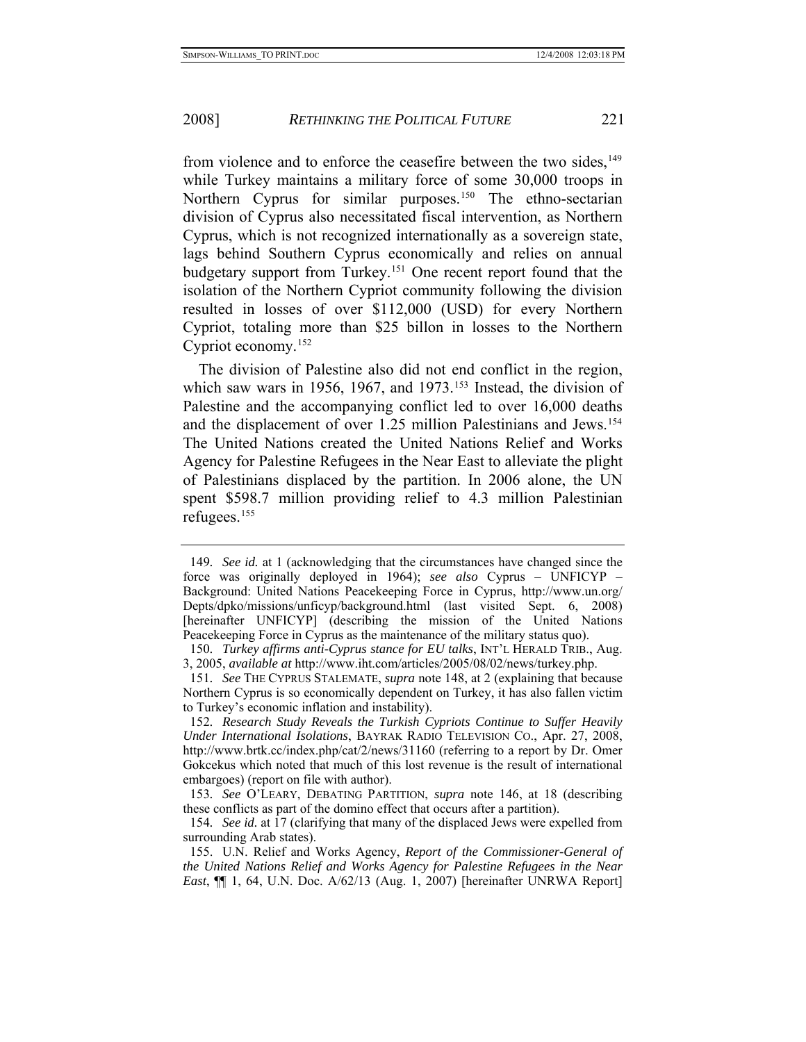from violence and to enforce the ceasefire between the two sides,[149] while Turkey maintains a military force of some 30,000 troops in Northern Cyprus for similar purposes.[150] The ethno-sectarian division of Cyprus also necessitated fiscal intervention, as Northern Cyprus, which is not recognized internationally as a sovereign state, lags behind Southern Cyprus economically and relies on annual budgetary support from Turkey.[151] One recent report found that the isolation of the Northern Cypriot community following the division resulted in losses of over $112,000 (USD) for every Northern Cypriot, totaling more than $25 billon in losses to the Northern Cypriot economy.[152]

The division of Palestine also did not end conflict in the region, which saw wars in 1956, 1967, and 1973.[153] Instead, the division of Palestine and the accompanying conflict led to over 16,000 deaths and the displacement of over 1.25 million Palestinians and Jews.[154] The United Nations created the United Nations Relief and Works Agency for Palestine Refugees in the Near East to alleviate the plight of Palestinians displaced by the partition. In 2006 alone, the UN spent $598.7 million providing relief to 4.3 million Palestinian refugees.[155]

---

149. *See id.* at 1 (acknowledging that the circumstances have changed since the force was originally deployed in 1964); *see also* Cyprus – UNFICYP – Background: United Nations Peacekeeping Force in Cyprus, http://www.un.org/Depts/dpko/missions/unficyp/background.html (last visited Sept. 6, 2008) [hereinafter UNFICYP] (describing the mission of the United Nations Peacekeeping Force in Cyprus as the maintenance of the military status quo).

150. *Turkey affirms anti-Cyprus stance for EU talks*, INT'L HERALD TRIB., Aug. 3, 2005, *available at* http://www.iht.com/articles/2005/08/02/news/turkey.php.

151. *See* THE CYPRUS STALEMATE, *supra* note 148, at 2 (explaining that because Northern Cyprus is so economically dependent on Turkey, it has also fallen victim to Turkey's economic inflation and instability).

152. *Research Study Reveals the Turkish Cypriots Continue to Suffer Heavily Under International Isolations*, BAYRAK RADIO TELEVISION CO., Apr. 27, 2008, http://www.brtk.cc/index.php/cat/2/news/31160 (referring to a report by Dr. Omer Gokcekus which noted that much of this lost revenue is the result of international embargoes) (report on file with author).

153. *See* O'LEARY, DEBATING PARTITION, *supra* note 146, at 18 (describing these conflicts as part of the domino effect that occurs after a partition).

154. *See id.* at 17 (clarifying that many of the displaced Jews were expelled from surrounding Arab states).

155. U.N. Relief and Works Agency, *Report of the Commissioner-General of the United Nations Relief and Works Agency for Palestine Refugees in the Near East*, ¶¶ 1, 64, U.N. Doc. A/62/13 (Aug. 1, 2007) [hereinafter UNRWA Report]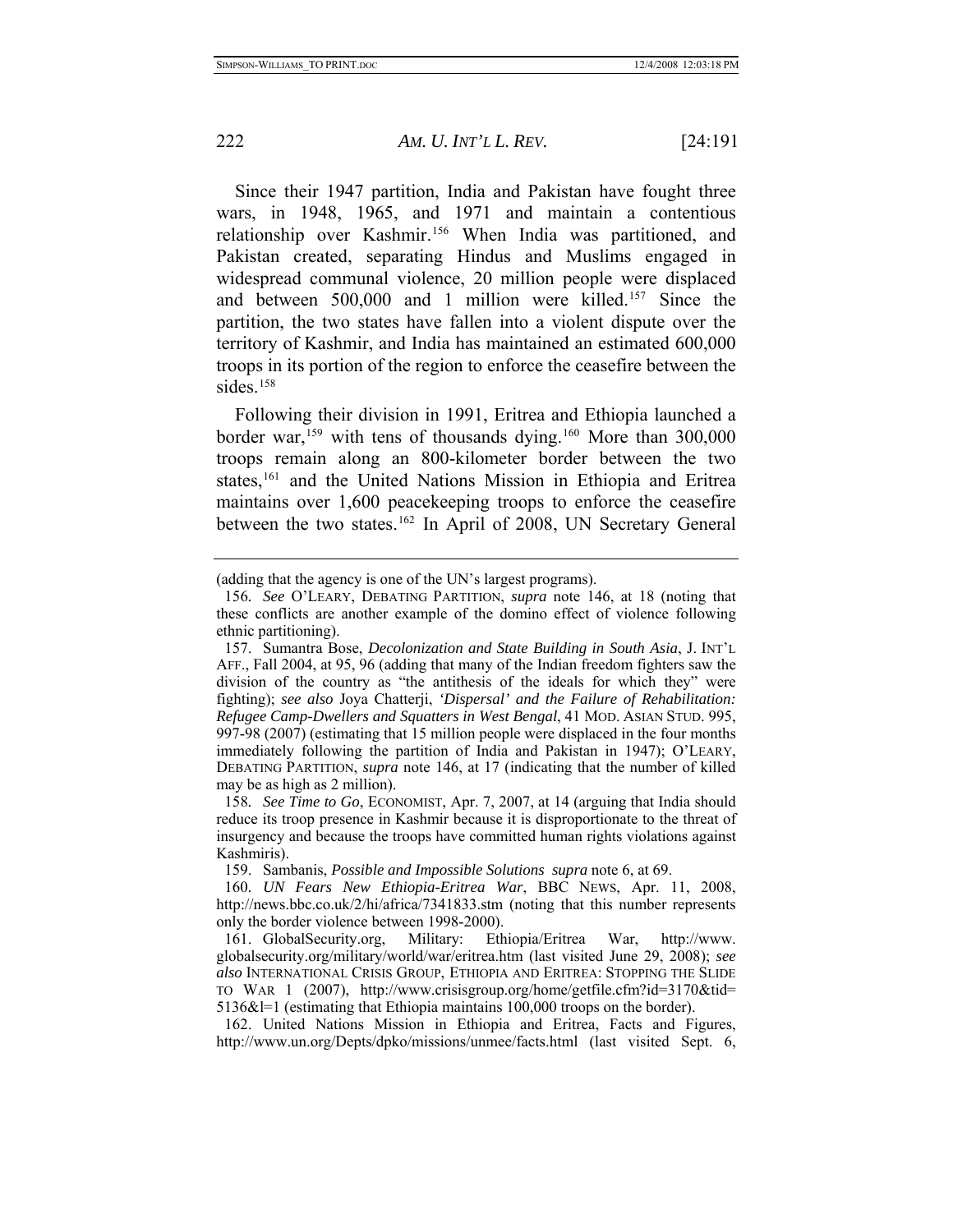Since their 1947 partition, India and Pakistan have fought three wars, in 1948, 1965, and 1971 and maintain a contentious relationship over Kashmir.[156] When India was partitioned, and Pakistan created, separating Hindus and Muslims engaged in widespread communal violence, 20 million people were displaced and between 500,000 and 1 million were killed.[157] Since the partition, the two states have fallen into a violent dispute over the territory of Kashmir, and India has maintained an estimated 600,000 troops in its portion of the region to enforce the ceasefire between the sides.[158]

Following their division in 1991, Eritrea and Ethiopia launched a border war,[159] with tens of thousands dying.[160] More than 300,000 troops remain along an 800-kilometer border between the two states,[161] and the United Nations Mission in Ethiopia and Eritrea maintains over 1,600 peacekeeping troops to enforce the ceasefire between the two states.[162] In April of 2008, UN Secretary General

---

(adding that the agency is one of the UN's largest programs).

156. *See* O'LEARY, DEBATING PARTITION, *supra* note 146, at 18 (noting that these conflicts are another example of the domino effect of violence following ethnic partitioning).

157. Sumantra Bose, *Decolonization and State Building in South Asia*, J. INT'L AFF., Fall 2004, at 95, 96 (adding that many of the Indian freedom fighters saw the division of the country as "the antithesis of the ideals for which they" were fighting); *see also* Joya Chatterji, *'Dispersal' and the Failure of Rehabilitation: Refugee Camp-Dwellers and Squatters in West Bengal*, 41 MOD. ASIAN STUD. 995, 997-98 (2007) (estimating that 15 million people were displaced in the four months immediately following the partition of India and Pakistan in 1947); O'LEARY, DEBATING PARTITION, *supra* note 146, at 17 (indicating that the number of killed may be as high as 2 million).

158. *See Time to Go*, ECONOMIST, Apr. 7, 2007, at 14 (arguing that India should reduce its troop presence in Kashmir because it is disproportionate to the threat of insurgency and because the troops have committed human rights violations against Kashmiris).

159. Sambanis, *Possible and Impossible Solutions supra* note 6, at 69.

160. *UN Fears New Ethiopia-Eritrea War*, BBC NEWS, Apr. 11, 2008, http://news.bbc.co.uk/2/hi/africa/7341833.stm (noting that this number represents only the border violence between 1998-2000).

161. GlobalSecurity.org, Military: Ethiopia/Eritrea War, http://www.globalsecurity.org/military/world/war/eritrea.htm (last visited June 29, 2008); *see also* INTERNATIONAL CRISIS GROUP, ETHIOPIA AND ERITREA: STOPPING THE SLIDE TO WAR 1 (2007), http://www.crisisgroup.org/home/getfile.cfm?id=3170&tid=5136&l=1 (estimating that Ethiopia maintains 100,000 troops on the border).

162. United Nations Mission in Ethiopia and Eritrea, Facts and Figures, http://www.un.org/Depts/dpko/missions/unmee/facts.html (last visited Sept. 6,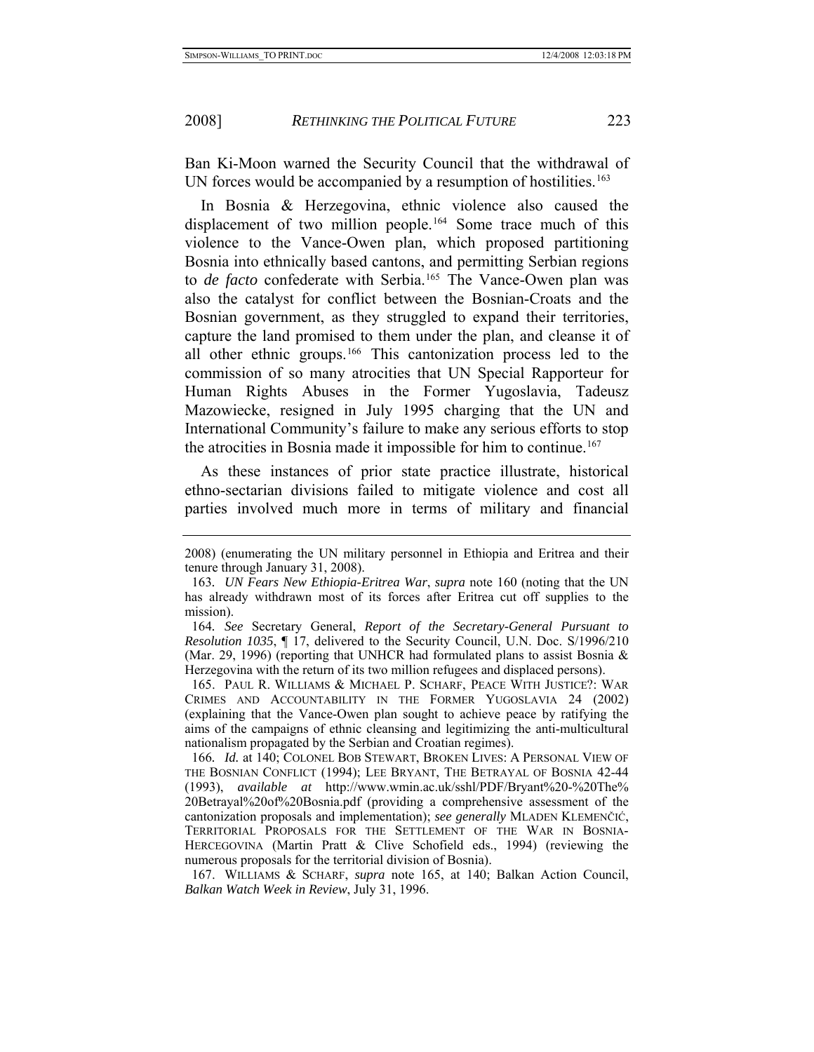Ban Ki-Moon warned the Security Council that the withdrawal of UN forces would be accompanied by a resumption of hostilities.[163]

In Bosnia & Herzegovina, ethnic violence also caused the displacement of two million people.[164] Some trace much of this violence to the Vance-Owen plan, which proposed partitioning Bosnia into ethnically based cantons, and permitting Serbian regions to *de facto* confederate with Serbia.[165] The Vance-Owen plan was also the catalyst for conflict between the Bosnian-Croats and the Bosnian government, as they struggled to expand their territories, capture the land promised to them under the plan, and cleanse it of all other ethnic groups.[166] This cantonization process led to the commission of so many atrocities that UN Special Rapporteur for Human Rights Abuses in the Former Yugoslavia, Tadeusz Mazowiecke, resigned in July 1995 charging that the UN and International Community's failure to make any serious efforts to stop the atrocities in Bosnia made it impossible for him to continue.[167]

As these instances of prior state practice illustrate, historical ethno-sectarian divisions failed to mitigate violence and cost all parties involved much more in terms of military and financial

---

2008) (enumerating the UN military personnel in Ethiopia and Eritrea and their tenure through January 31, 2008).

163. *UN Fears New Ethiopia-Eritrea War*, *supra* note 160 (noting that the UN has already withdrawn most of its forces after Eritrea cut off supplies to the mission).

164. *See* Secretary General, *Report of the Secretary-General Pursuant to Resolution 1035*, ¶ 17, delivered to the Security Council, U.N. Doc. S/1996/210 (Mar. 29, 1996) (reporting that UNHCR had formulated plans to assist Bosnia & Herzegovina with the return of its two million refugees and displaced persons).

165. PAUL R. WILLIAMS & MICHAEL P. SCHARF, PEACE WITH JUSTICE?: WAR CRIMES AND ACCOUNTABILITY IN THE FORMER YUGOSLAVIA 24 (2002) (explaining that the Vance-Owen plan sought to achieve peace by ratifying the aims of the campaigns of ethnic cleansing and legitimizing the anti-multicultural nationalism propagated by the Serbian and Croatian regimes).

166. *Id.* at 140; COLONEL BOB STEWART, BROKEN LIVES: A PERSONAL VIEW OF THE BOSNIAN CONFLICT (1994); LEE BRYANT, THE BETRAYAL OF BOSNIA 42-44 (1993), *available at* http://www.wmin.ac.uk/sshl/PDF/Bryant%20-%20The%20Betrayal%20of%20Bosnia.pdf (providing a comprehensive assessment of the cantonization proposals and implementation); *see generally* MLADEN KLEMENČIĆ, TERRITORIAL PROPOSALS FOR THE SETTLEMENT OF THE WAR IN BOSNIA-HERCEGOVINA (Martin Pratt & Clive Schofield eds., 1994) (reviewing the numerous proposals for the territorial division of Bosnia).

167. WILLIAMS & SCHARF, *supra* note 165, at 140; Balkan Action Council, *Balkan Watch Week in Review*, July 31, 1996.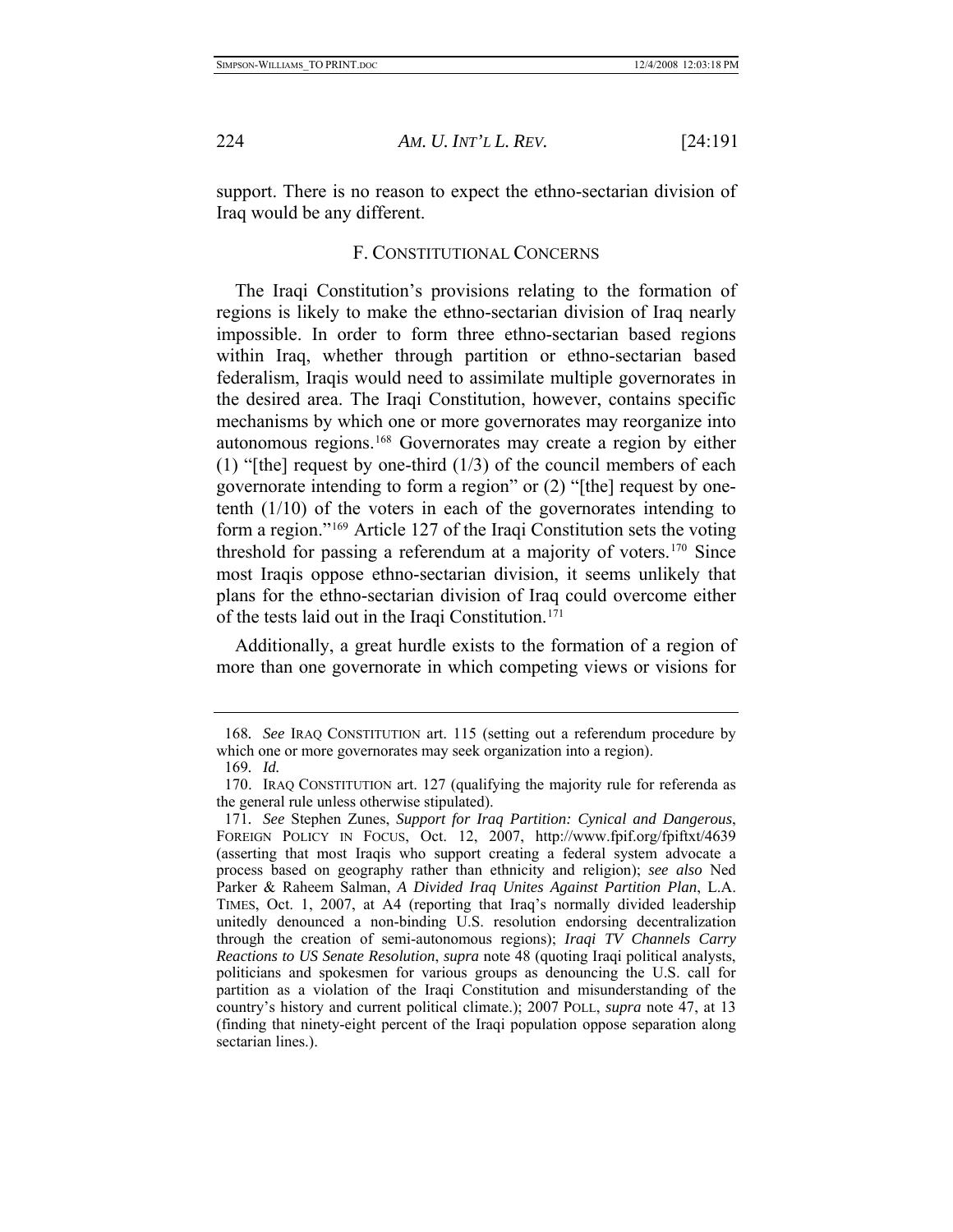support. There is no reason to expect the ethno-sectarian division of Iraq would be any different.

### F. CONSTITUTIONAL CONCERNS

The Iraqi Constitution's provisions relating to the formation of regions is likely to make the ethno-sectarian division of Iraq nearly impossible. In order to form three ethno-sectarian based regions within Iraq, whether through partition or ethno-sectarian based federalism, Iraqis would need to assimilate multiple governorates in the desired area. The Iraqi Constitution, however, contains specific mechanisms by which one or more governorates may reorganize into autonomous regions.[168] Governorates may create a region by either (1) "[the] request by one-third (1/3) of the council members of each governorate intending to form a region" or (2) "[the] request by one-tenth (1/10) of the voters in each of the governorates intending to form a region."[169] Article 127 of the Iraqi Constitution sets the voting threshold for passing a referendum at a majority of voters.[170] Since most Iraqis oppose ethno-sectarian division, it seems unlikely that plans for the ethno-sectarian division of Iraq could overcome either of the tests laid out in the Iraqi Constitution.[171]

Additionally, a great hurdle exists to the formation of a region of more than one governorate in which competing views or visions for

---

168. *See* IRAQ CONSTITUTION art. 115 (setting out a referendum procedure by which one or more governorates may seek organization into a region).

169. *Id.*

170. IRAQ CONSTITUTION art. 127 (qualifying the majority rule for referenda as the general rule unless otherwise stipulated).

171. *See* Stephen Zunes, *Support for Iraq Partition: Cynical and Dangerous*, FOREIGN POLICY IN FOCUS, Oct. 12, 2007, http://www.fpif.org/fpiftxt/4639 (asserting that most Iraqis who support creating a federal system advocate a process based on geography rather than ethnicity and religion); *see also* Ned Parker & Raheem Salman, *A Divided Iraq Unites Against Partition Plan*, L.A. TIMES, Oct. 1, 2007, at A4 (reporting that Iraq's normally divided leadership unitedly denounced a non-binding U.S. resolution endorsing decentralization through the creation of semi-autonomous regions); *Iraqi TV Channels Carry Reactions to US Senate Resolution*, *supra* note 48 (quoting Iraqi political analysts, politicians and spokesmen for various groups as denouncing the U.S. call for partition as a violation of the Iraqi Constitution and misunderstanding of the country's history and current political climate.); 2007 POLL, *supra* note 47, at 13 (finding that ninety-eight percent of the Iraqi population oppose separation along sectarian lines.).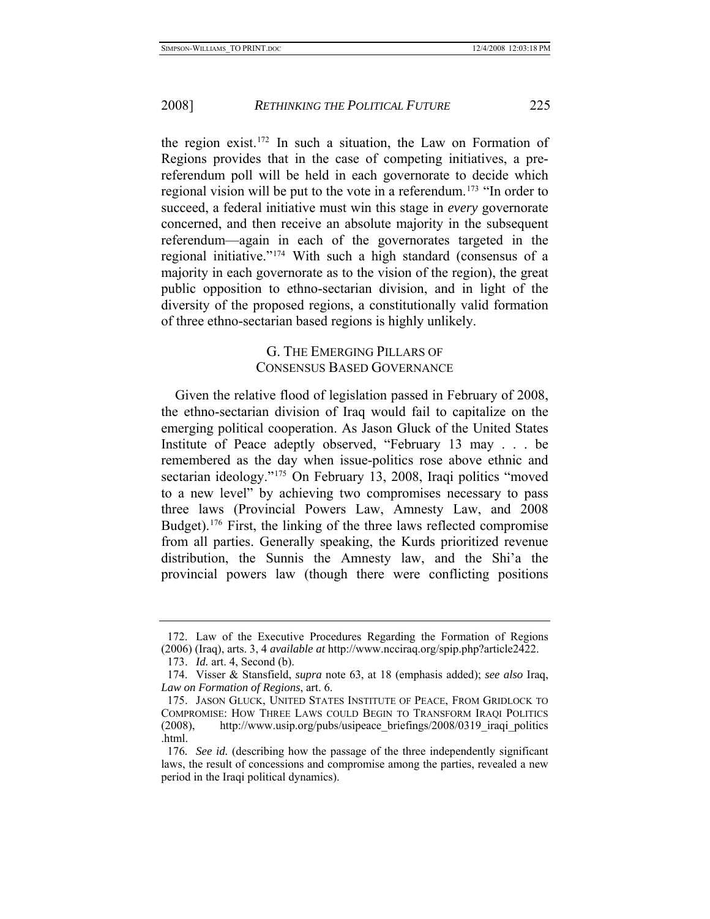the region exist.[172] In such a situation, the Law on Formation of Regions provides that in the case of competing initiatives, a pre-referendum poll will be held in each governorate to decide which regional vision will be put to the vote in a referendum.[173] "In order to succeed, a federal initiative must win this stage in *every* governorate concerned, and then receive an absolute majority in the subsequent referendum—again in each of the governorates targeted in the regional initiative."[174] With such a high standard (consensus of a majority in each governorate as to the vision of the region), the great public opposition to ethno-sectarian division, and in light of the diversity of the proposed regions, a constitutionally valid formation of three ethno-sectarian based regions is highly unlikely.

### G. The Emerging Pillars of Consensus Based Governance

Given the relative flood of legislation passed in February of 2008, the ethno-sectarian division of Iraq would fail to capitalize on the emerging political cooperation. As Jason Gluck of the United States Institute of Peace adeptly observed, "February 13 may . . . be remembered as the day when issue-politics rose above ethnic and sectarian ideology."[175] On February 13, 2008, Iraqi politics "moved to a new level" by achieving two compromises necessary to pass three laws (Provincial Powers Law, Amnesty Law, and 2008 Budget).[176] First, the linking of the three laws reflected compromise from all parties. Generally speaking, the Kurds prioritized revenue distribution, the Sunnis the Amnesty law, and the Shi'a the provincial powers law (though there were conflicting positions

---

172. Law of the Executive Procedures Regarding the Formation of Regions (2006) (Iraq), arts. 3, 4 *available at* http://www.ncciraq.org/spip.php?article2422.

173. *Id.* art. 4, Second (b).

174. Visser & Stansfield, *supra* note 63, at 18 (emphasis added); *see also* Iraq, *Law on Formation of Regions*, art. 6.

175. Jason Gluck, United States Institute of Peace, From Gridlock to Compromise: How Three Laws could Begin to Transform Iraqi Politics (2008), http://www.usip.org/pubs/usipeace_briefings/2008/0319_iraqi_politics.html.

176. *See id.* (describing how the passage of the three independently significant laws, the result of concessions and compromise among the parties, revealed a new period in the Iraqi political dynamics).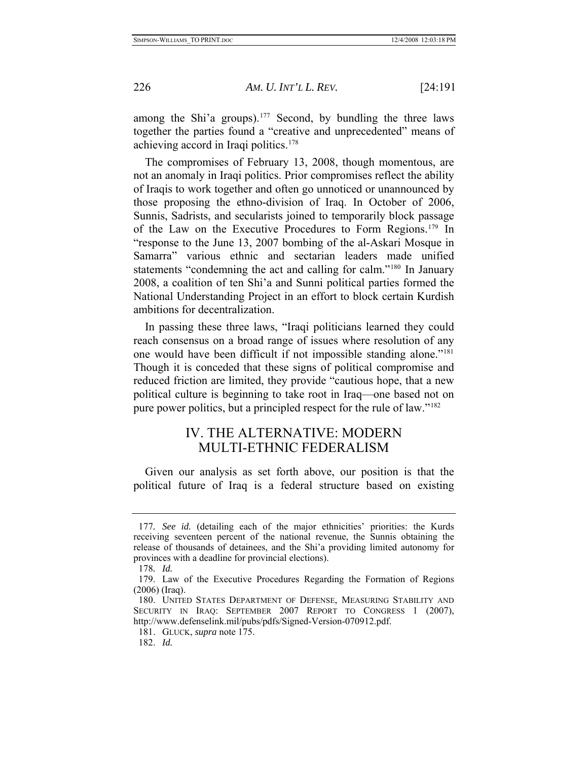among the Shi'a groups).[177] Second, by bundling the three laws together the parties found a "creative and unprecedented" means of achieving accord in Iraqi politics.[178]

The compromises of February 13, 2008, though momentous, are not an anomaly in Iraqi politics. Prior compromises reflect the ability of Iraqis to work together and often go unnoticed or unannounced by those proposing the ethno-division of Iraq. In October of 2006, Sunnis, Sadrists, and secularists joined to temporarily block passage of the Law on the Executive Procedures to Form Regions.[179] In "response to the June 13, 2007 bombing of the al-Askari Mosque in Samarra" various ethnic and sectarian leaders made unified statements "condemning the act and calling for calm."[180] In January 2008, a coalition of ten Shi'a and Sunni political parties formed the National Understanding Project in an effort to block certain Kurdish ambitions for decentralization.

In passing these three laws, "Iraqi politicians learned they could reach consensus on a broad range of issues where resolution of any one would have been difficult if not impossible standing alone."[181] Though it is conceded that these signs of political compromise and reduced friction are limited, they provide "cautious hope, that a new political culture is beginning to take root in Iraq—one based not on pure power politics, but a principled respect for the rule of law."[182]

## IV. THE ALTERNATIVE: MODERN MULTI-ETHNIC FEDERALISM

Given our analysis as set forth above, our position is that the political future of Iraq is a federal structure based on existing

---

177. *See id.* (detailing each of the major ethnicities' priorities: the Kurds receiving seventeen percent of the national revenue, the Sunnis obtaining the release of thousands of detainees, and the Shi'a providing limited autonomy for provinces with a deadline for provincial elections).

178. *Id.*

179. Law of the Executive Procedures Regarding the Formation of Regions (2006) (Iraq).

180. UNITED STATES DEPARTMENT OF DEFENSE, MEASURING STABILITY AND SECURITY IN IRAQ: SEPTEMBER 2007 REPORT TO CONGRESS 1 (2007), http://www.defenselink.mil/pubs/pdfs/Signed-Version-070912.pdf.

181. GLUCK, *supra* note 175.

182. *Id.*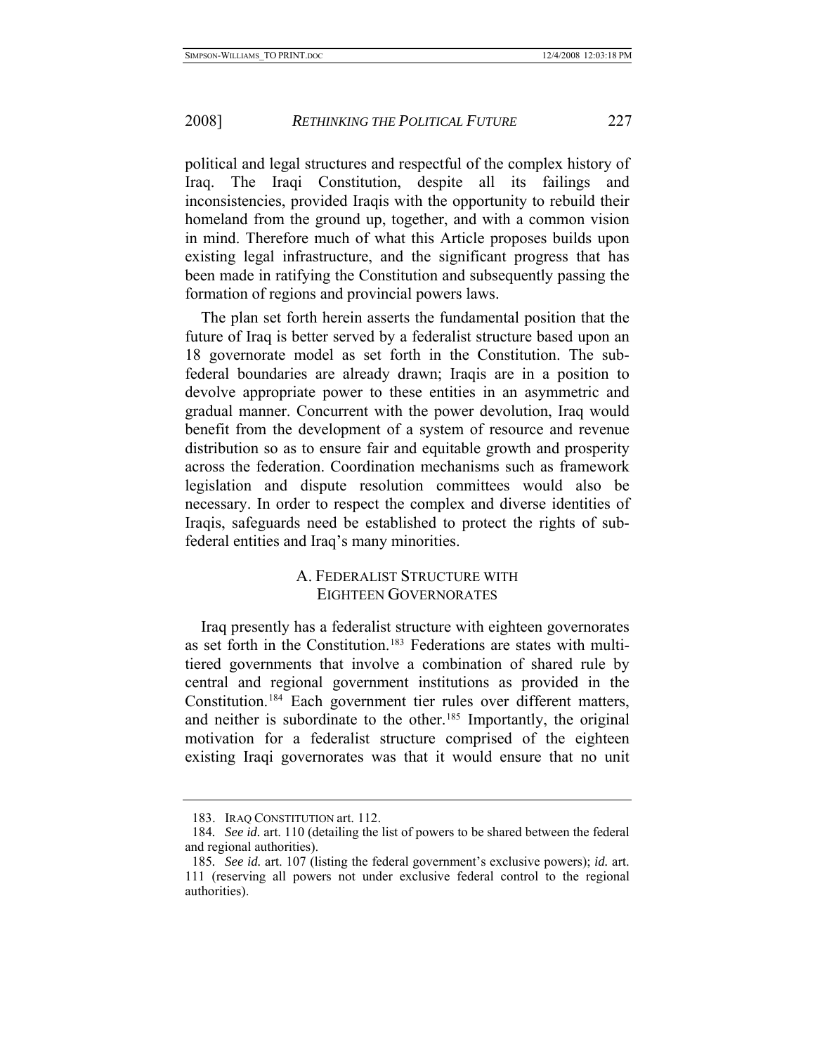political and legal structures and respectful of the complex history of Iraq. The Iraqi Constitution, despite all its failings and inconsistencies, provided Iraqis with the opportunity to rebuild their homeland from the ground up, together, and with a common vision in mind. Therefore much of what this Article proposes builds upon existing legal infrastructure, and the significant progress that has been made in ratifying the Constitution and subsequently passing the formation of regions and provincial powers laws.

The plan set forth herein asserts the fundamental position that the future of Iraq is better served by a federalist structure based upon an 18 governorate model as set forth in the Constitution. The sub-federal boundaries are already drawn; Iraqis are in a position to devolve appropriate power to these entities in an asymmetric and gradual manner. Concurrent with the power devolution, Iraq would benefit from the development of a system of resource and revenue distribution so as to ensure fair and equitable growth and prosperity across the federation. Coordination mechanisms such as framework legislation and dispute resolution committees would also be necessary. In order to respect the complex and diverse identities of Iraqis, safeguards need be established to protect the rights of sub-federal entities and Iraq's many minorities.

## A. Federalist Structure with Eighteen Governorates

Iraq presently has a federalist structure with eighteen governorates as set forth in the Constitution.[183] Federations are states with multi-tiered governments that involve a combination of shared rule by central and regional government institutions as provided in the Constitution.[184] Each government tier rules over different matters, and neither is subordinate to the other.[185] Importantly, the original motivation for a federalist structure comprised of the eighteen existing Iraqi governorates was that it would ensure that no unit

---

183. IRAQ CONSTITUTION art. 112.

184. *See id.* art. 110 (detailing the list of powers to be shared between the federal and regional authorities).

185. *See id.* art. 107 (listing the federal government's exclusive powers); *id.* art. 111 (reserving all powers not under exclusive federal control to the regional authorities).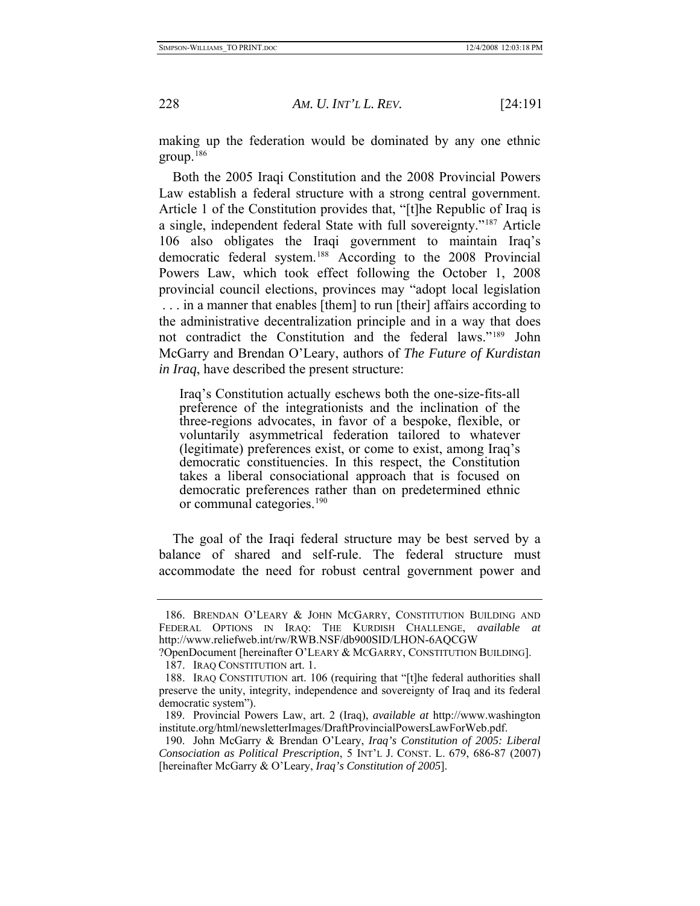making up the federation would be dominated by any one ethnic group.[186]

Both the 2005 Iraqi Constitution and the 2008 Provincial Powers Law establish a federal structure with a strong central government. Article 1 of the Constitution provides that, "[t]he Republic of Iraq is a single, independent federal State with full sovereignty."[187] Article 106 also obligates the Iraqi government to maintain Iraq's democratic federal system.[188] According to the 2008 Provincial Powers Law, which took effect following the October 1, 2008 provincial council elections, provinces may "adopt local legislation . . . in a manner that enables [them] to run [their] affairs according to the administrative decentralization principle and in a way that does not contradict the Constitution and the federal laws."[189] John McGarry and Brendan O'Leary, authors of *The Future of Kurdistan in Iraq*, have described the present structure:

> Iraq's Constitution actually eschews both the one-size-fits-all preference of the integrationists and the inclination of the three-regions advocates, in favor of a bespoke, flexible, or voluntarily asymmetrical federation tailored to whatever (legitimate) preferences exist, or come to exist, among Iraq's democratic constituencies. In this respect, the Constitution takes a liberal consociational approach that is focused on democratic preferences rather than on predetermined ethnic or communal categories.[190]

The goal of the Iraqi federal structure may be best served by a balance of shared and self-rule. The federal structure must accommodate the need for robust central government power and

---

186. BRENDAN O'LEARY & JOHN MCGARRY, CONSTITUTION BUILDING AND FEDERAL OPTIONS IN IRAQ: THE KURDISH CHALLENGE, *available at* http://www.reliefweb.int/rw/RWB.NSF/db900SID/LHON-6AQCGW ?OpenDocument [hereinafter O'LEARY & MCGARRY, CONSTITUTION BUILDING].

187. IRAQ CONSTITUTION art. 1.

188. IRAQ CONSTITUTION art. 106 (requiring that "[t]he federal authorities shall preserve the unity, integrity, independence and sovereignty of Iraq and its federal democratic system").

189. Provincial Powers Law, art. 2 (Iraq), *available at* http://www.washingtoninstitute.org/html/newsletterImages/DraftProvincialPowersLawForWeb.pdf.

190. John McGarry & Brendan O'Leary, *Iraq's Constitution of 2005: Liberal Consociation as Political Prescription*, 5 INT'L J. CONST. L. 679, 686-87 (2007) [hereinafter McGarry & O'Leary, *Iraq's Constitution of 2005*].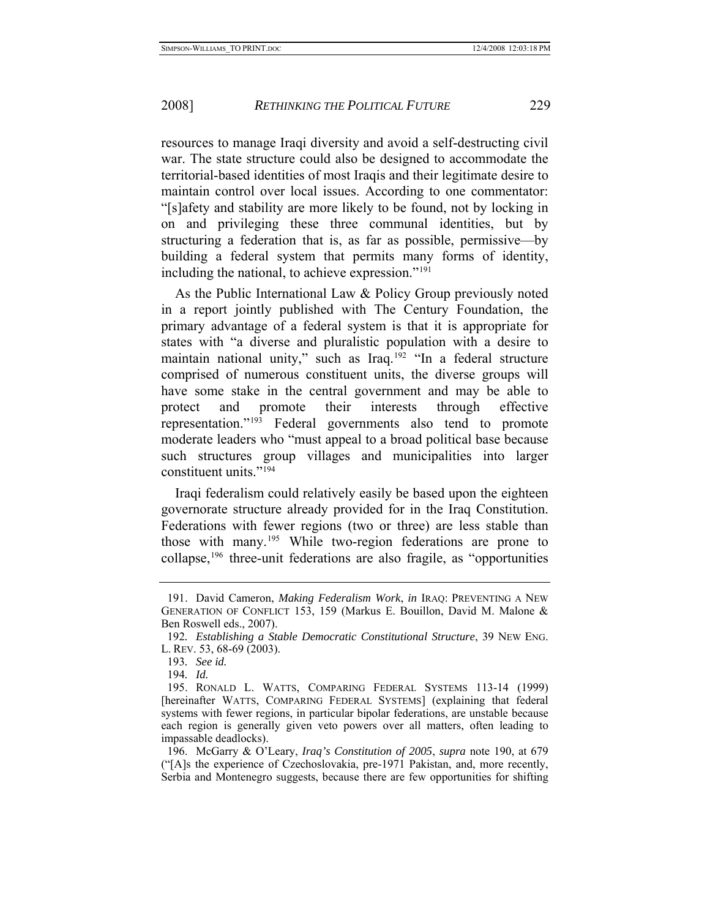resources to manage Iraqi diversity and avoid a self-destructing civil war. The state structure could also be designed to accommodate the territorial-based identities of most Iraqis and their legitimate desire to maintain control over local issues. According to one commentator: "[s]afety and stability are more likely to be found, not by locking in on and privileging these three communal identities, but by structuring a federation that is, as far as possible, permissive—by building a federal system that permits many forms of identity, including the national, to achieve expression."[191]

As the Public International Law & Policy Group previously noted in a report jointly published with The Century Foundation, the primary advantage of a federal system is that it is appropriate for states with "a diverse and pluralistic population with a desire to maintain national unity," such as Iraq.[192] "In a federal structure comprised of numerous constituent units, the diverse groups will have some stake in the central government and may be able to protect and promote their interests through effective representation."[193] Federal governments also tend to promote moderate leaders who "must appeal to a broad political base because such structures group villages and municipalities into larger constituent units."[194]

Iraqi federalism could relatively easily be based upon the eighteen governorate structure already provided for in the Iraq Constitution. Federations with fewer regions (two or three) are less stable than those with many.[195] While two-region federations are prone to collapse,[196] three-unit federations are also fragile, as "opportunities

---

191. David Cameron, *Making Federalism Work*, *in* IRAQ: PREVENTING A NEW GENERATION OF CONFLICT 153, 159 (Markus E. Bouillon, David M. Malone & Ben Roswell eds., 2007).

192. *Establishing a Stable Democratic Constitutional Structure*, 39 NEW ENG. L. REV. 53, 68-69 (2003).

193. *See id.*

194. *Id.*

195. RONALD L. WATTS, COMPARING FEDERAL SYSTEMS 113-14 (1999) [hereinafter WATTS, COMPARING FEDERAL SYSTEMS] (explaining that federal systems with fewer regions, in particular bipolar federations, are unstable because each region is generally given veto powers over all matters, often leading to impassable deadlocks).

196. McGarry & O'Leary, *Iraq's Constitution of 2005*, *supra* note 190, at 679 ("[A]s the experience of Czechoslovakia, pre-1971 Pakistan, and, more recently, Serbia and Montenegro suggests, because there are few opportunities for shifting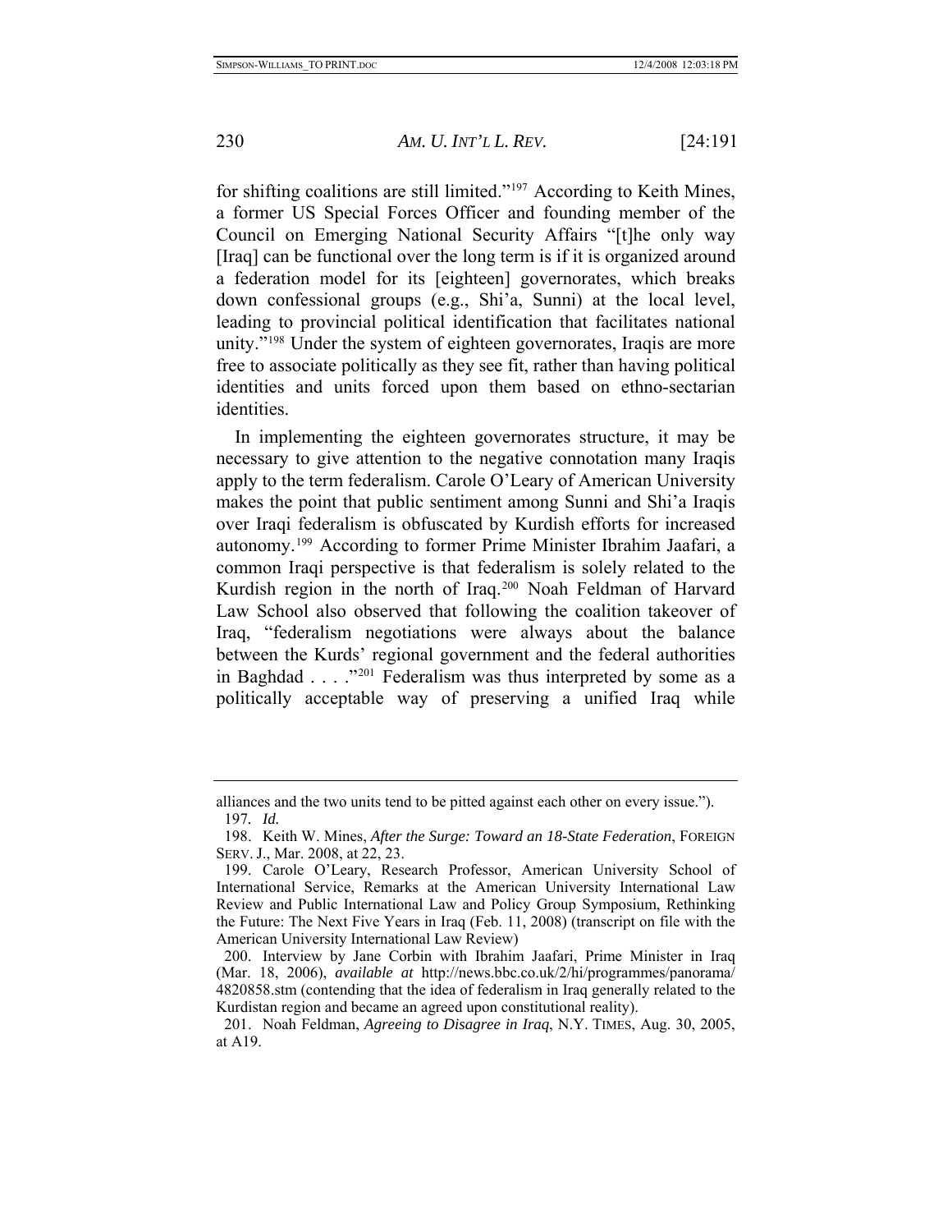for shifting coalitions are still limited."[197] According to Keith Mines, a former US Special Forces Officer and founding member of the Council on Emerging National Security Affairs "[t]he only way [Iraq] can be functional over the long term is if it is organized around a federation model for its [eighteen] governorates, which breaks down confessional groups (e.g., Shi'a, Sunni) at the local level, leading to provincial political identification that facilitates national unity."[198] Under the system of eighteen governorates, Iraqis are more free to associate politically as they see fit, rather than having political identities and units forced upon them based on ethno-sectarian identities.

In implementing the eighteen governorates structure, it may be necessary to give attention to the negative connotation many Iraqis apply to the term federalism. Carole O'Leary of American University makes the point that public sentiment among Sunni and Shi'a Iraqis over Iraqi federalism is obfuscated by Kurdish efforts for increased autonomy.[199] According to former Prime Minister Ibrahim Jaafari, a common Iraqi perspective is that federalism is solely related to the Kurdish region in the north of Iraq.[200] Noah Feldman of Harvard Law School also observed that following the coalition takeover of Iraq, "federalism negotiations were always about the balance between the Kurds' regional government and the federal authorities in Baghdad . . . ."[201] Federalism was thus interpreted by some as a politically acceptable way of preserving a unified Iraq while

---

alliances and the two units tend to be pitted against each other on every issue.").

197. *Id.*

198. Keith W. Mines, *After the Surge: Toward an 18-State Federation*, FOREIGN SERV. J., Mar. 2008, at 22, 23.

199. Carole O'Leary, Research Professor, American University School of International Service, Remarks at the American University International Law Review and Public International Law and Policy Group Symposium, Rethinking the Future: The Next Five Years in Iraq (Feb. 11, 2008) (transcript on file with the American University International Law Review)

200. Interview by Jane Corbin with Ibrahim Jaafari, Prime Minister in Iraq (Mar. 18, 2006), *available at* http://news.bbc.co.uk/2/hi/programmes/panorama/4820858.stm (contending that the idea of federalism in Iraq generally related to the Kurdistan region and became an agreed upon constitutional reality).

201. Noah Feldman, *Agreeing to Disagree in Iraq*, N.Y. TIMES, Aug. 30, 2005, at A19.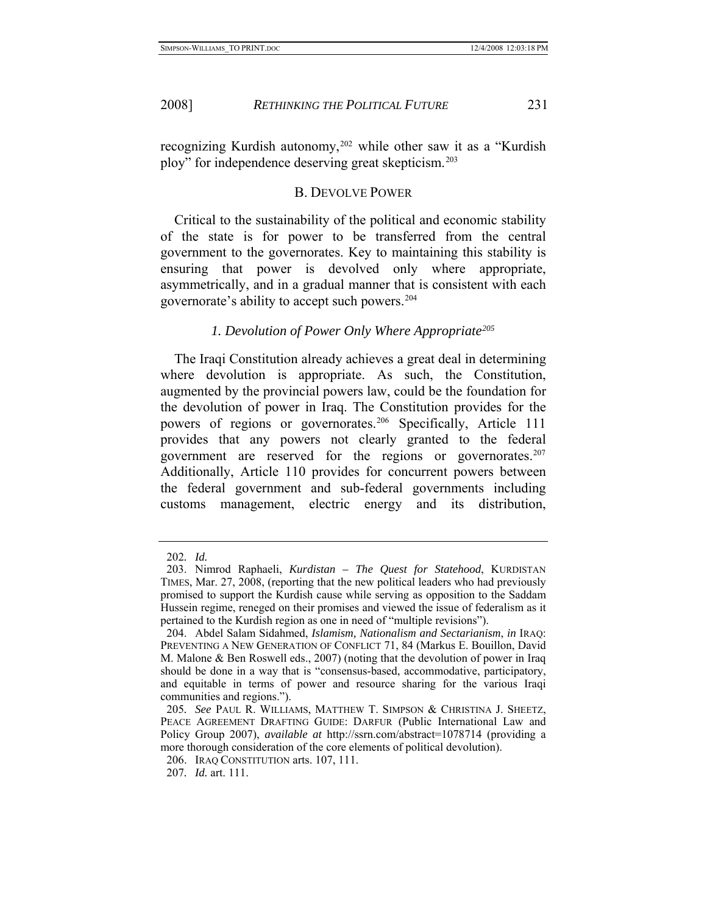recognizing Kurdish autonomy,[202] while other saw it as a "Kurdish ploy" for independence deserving great skepticism.[203]

## B. DEVOLVE POWER

Critical to the sustainability of the political and economic stability of the state is for power to be transferred from the central government to the governorates. Key to maintaining this stability is ensuring that power is devolved only where appropriate, asymmetrically, and in a gradual manner that is consistent with each governorate's ability to accept such powers.[204]

### *1. Devolution of Power Only Where Appropriate*[205]

The Iraqi Constitution already achieves a great deal in determining where devolution is appropriate. As such, the Constitution, augmented by the provincial powers law, could be the foundation for the devolution of power in Iraq. The Constitution provides for the powers of regions or governorates.[206] Specifically, Article 111 provides that any powers not clearly granted to the federal government are reserved for the regions or governorates.[207] Additionally, Article 110 provides for concurrent powers between the federal government and sub-federal governments including customs management, electric energy and its distribution,

---

202. *Id.*

203. Nimrod Raphaeli, *Kurdistan – The Quest for Statehood*, KURDISTAN TIMES, Mar. 27, 2008, (reporting that the new political leaders who had previously promised to support the Kurdish cause while serving as opposition to the Saddam Hussein regime, reneged on their promises and viewed the issue of federalism as it pertained to the Kurdish region as one in need of "multiple revisions").

204. Abdel Salam Sidahmed, *Islamism, Nationalism and Sectarianism*, *in* IRAQ: PREVENTING A NEW GENERATION OF CONFLICT 71, 84 (Markus E. Bouillon, David M. Malone & Ben Roswell eds., 2007) (noting that the devolution of power in Iraq should be done in a way that is "consensus-based, accommodative, participatory, and equitable in terms of power and resource sharing for the various Iraqi communities and regions.").

205. *See* PAUL R. WILLIAMS, MATTHEW T. SIMPSON & CHRISTINA J. SHEETZ, PEACE AGREEMENT DRAFTING GUIDE: DARFUR (Public International Law and Policy Group 2007), *available at* http://ssrn.com/abstract=1078714 (providing a more thorough consideration of the core elements of political devolution).

206. IRAQ CONSTITUTION arts. 107, 111.

207. *Id.* art. 111.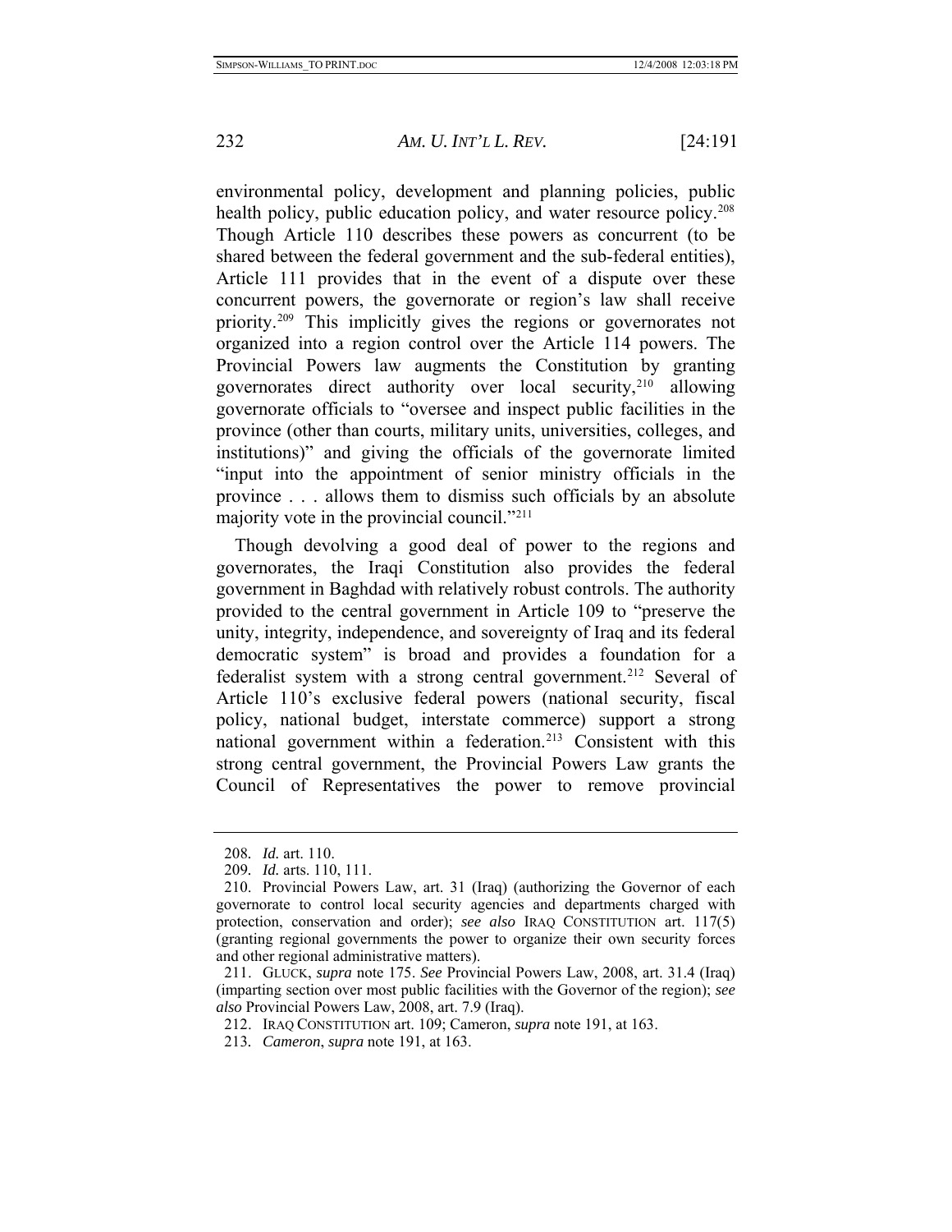environmental policy, development and planning policies, public health policy, public education policy, and water resource policy.[208] Though Article 110 describes these powers as concurrent (to be shared between the federal government and the sub-federal entities), Article 111 provides that in the event of a dispute over these concurrent powers, the governorate or region's law shall receive priority.[209] This implicitly gives the regions or governorates not organized into a region control over the Article 114 powers. The Provincial Powers law augments the Constitution by granting governorates direct authority over local security,[210] allowing governorate officials to "oversee and inspect public facilities in the province (other than courts, military units, universities, colleges, and institutions)" and giving the officials of the governorate limited "input into the appointment of senior ministry officials in the province . . . allows them to dismiss such officials by an absolute majority vote in the provincial council."[211]

Though devolving a good deal of power to the regions and governorates, the Iraqi Constitution also provides the federal government in Baghdad with relatively robust controls. The authority provided to the central government in Article 109 to "preserve the unity, integrity, independence, and sovereignty of Iraq and its federal democratic system" is broad and provides a foundation for a federalist system with a strong central government.[212] Several of Article 110's exclusive federal powers (national security, fiscal policy, national budget, interstate commerce) support a strong national government within a federation.[213] Consistent with this strong central government, the Provincial Powers Law grants the Council of Representatives the power to remove provincial

---

208. *Id.* art. 110.

209. *Id.* arts. 110, 111.

210. Provincial Powers Law, art. 31 (Iraq) (authorizing the Governor of each governorate to control local security agencies and departments charged with protection, conservation and order); *see also* IRAQ CONSTITUTION art. 117(5) (granting regional governments the power to organize their own security forces and other regional administrative matters).

211. GLUCK, *supra* note 175. *See* Provincial Powers Law, 2008, art. 31.4 (Iraq) (imparting section over most public facilities with the Governor of the region); *see also* Provincial Powers Law, 2008, art. 7.9 (Iraq).

212. IRAQ CONSTITUTION art. 109; Cameron, *supra* note 191, at 163.

213. *Cameron*, *supra* note 191, at 163.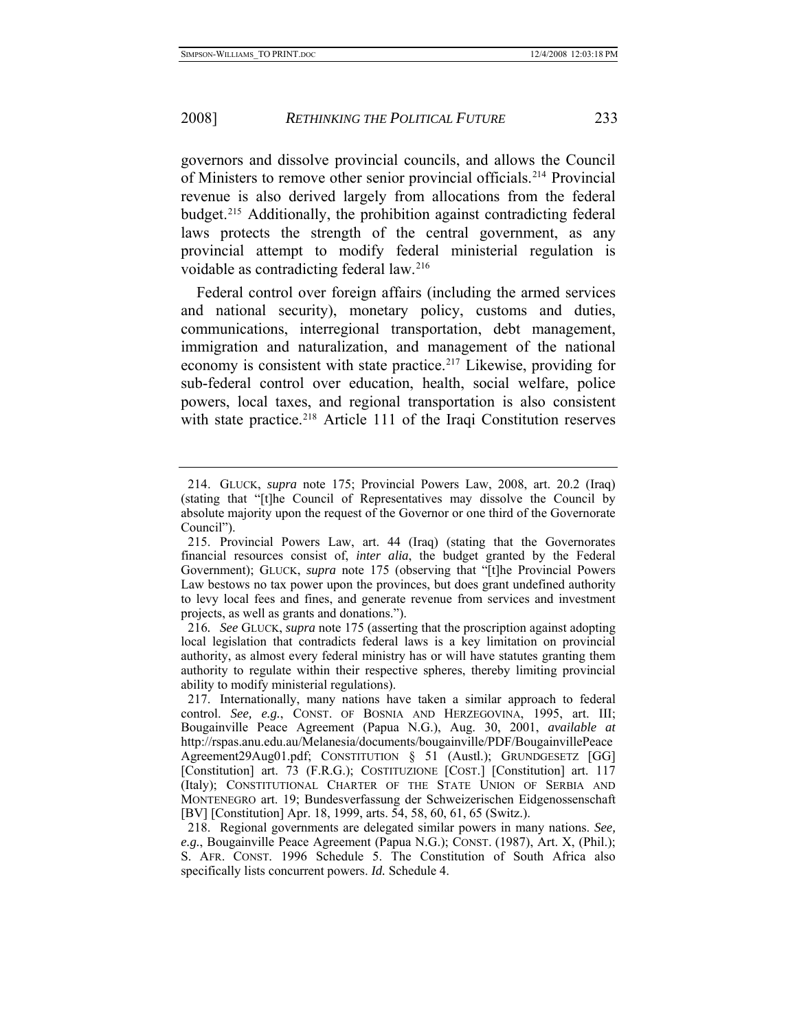governors and dissolve provincial councils, and allows the Council of Ministers to remove other senior provincial officials.[214] Provincial revenue is also derived largely from allocations from the federal budget.[215] Additionally, the prohibition against contradicting federal laws protects the strength of the central government, as any provincial attempt to modify federal ministerial regulation is voidable as contradicting federal law.[216]

Federal control over foreign affairs (including the armed services and national security), monetary policy, customs and duties, communications, interregional transportation, debt management, immigration and naturalization, and management of the national economy is consistent with state practice.[217] Likewise, providing for sub-federal control over education, health, social welfare, police powers, local taxes, and regional transportation is also consistent with state practice.[218] Article 111 of the Iraqi Constitution reserves

---

214. GLUCK, *supra* note 175; Provincial Powers Law, 2008, art. 20.2 (Iraq) (stating that "[t]he Council of Representatives may dissolve the Council by absolute majority upon the request of the Governor or one third of the Governorate Council").

215. Provincial Powers Law, art. 44 (Iraq) (stating that the Governorates financial resources consist of, *inter alia*, the budget granted by the Federal Government); GLUCK, *supra* note 175 (observing that "[t]he Provincial Powers Law bestows no tax power upon the provinces, but does grant undefined authority to levy local fees and fines, and generate revenue from services and investment projects, as well as grants and donations.").

216. *See* GLUCK, *supra* note 175 (asserting that the proscription against adopting local legislation that contradicts federal laws is a key limitation on provincial authority, as almost every federal ministry has or will have statutes granting them authority to regulate within their respective spheres, thereby limiting provincial ability to modify ministerial regulations).

217. Internationally, many nations have taken a similar approach to federal control. *See, e.g.*, CONST. OF BOSNIA AND HERZEGOVINA, 1995, art. III; Bougainville Peace Agreement (Papua N.G.), Aug. 30, 2001, *available at* http://rspas.anu.edu.au/Melanesia/documents/bougainville/PDF/BougainvillePeace Agreement29Aug01.pdf; CONSTITUTION § 51 (Austl.); GRUNDGESETZ [GG] [Constitution] art. 73 (F.R.G.); COSTITUZIONE [COST.] [Constitution] art. 117 (Italy); CONSTITUTIONAL CHARTER OF THE STATE UNION OF SERBIA AND MONTENEGRO art. 19; Bundesverfassung der Schweizerischen Eidgenossenschaft [BV] [Constitution] Apr. 18, 1999, arts. 54, 58, 60, 61, 65 (Switz.).

218. Regional governments are delegated similar powers in many nations. *See, e.g.*, Bougainville Peace Agreement (Papua N.G.); CONST. (1987), Art. X, (Phil.); S. AFR. CONST. 1996 Schedule 5. The Constitution of South Africa also specifically lists concurrent powers. *Id.* Schedule 4.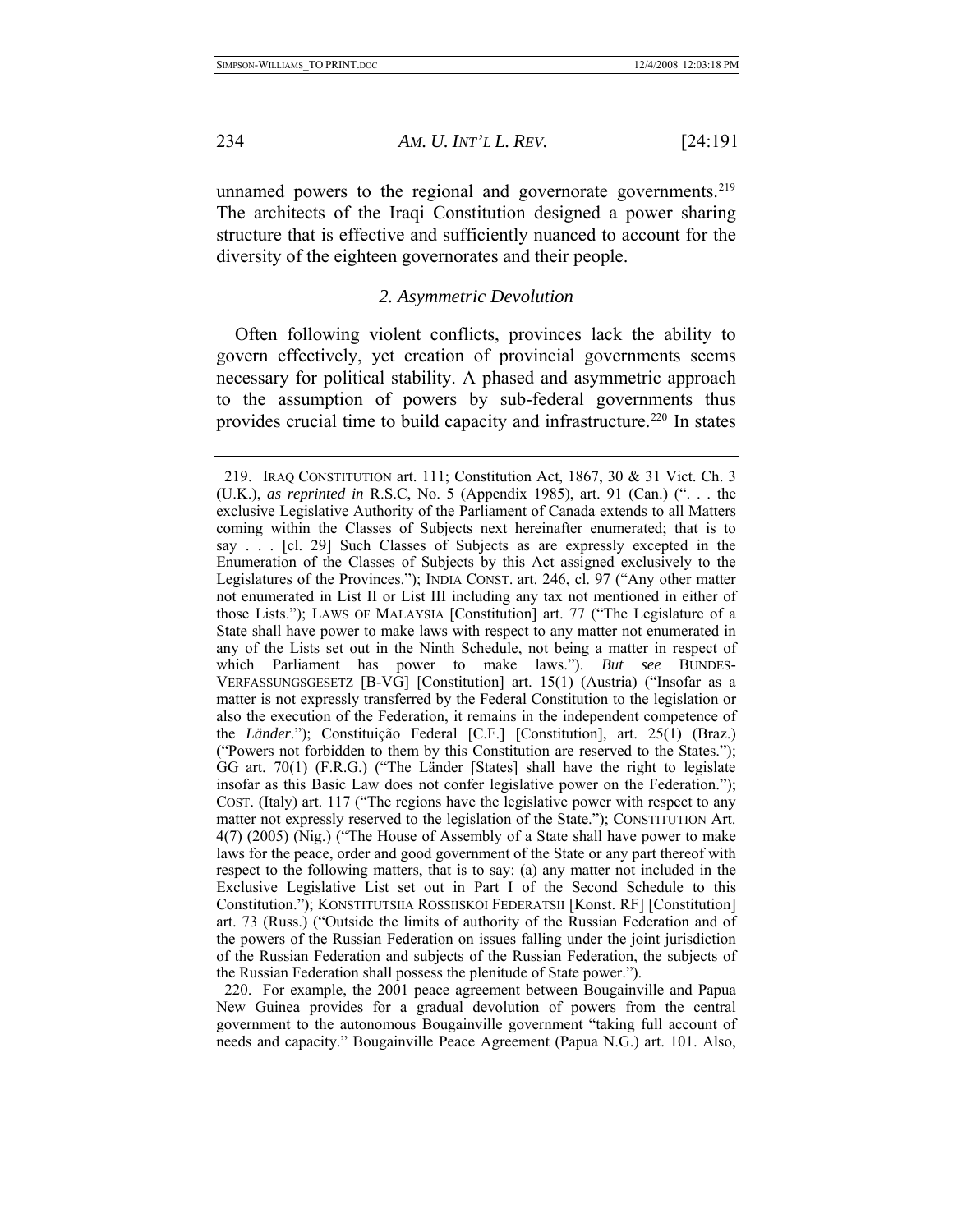unnamed powers to the regional and governorate governments.[219] The architects of the Iraqi Constitution designed a power sharing structure that is effective and sufficiently nuanced to account for the diversity of the eighteen governorates and their people.

### *2. Asymmetric Devolution*

Often following violent conflicts, provinces lack the ability to govern effectively, yet creation of provincial governments seems necessary for political stability. A phased and asymmetric approach to the assumption of powers by sub-federal governments thus provides crucial time to build capacity and infrastructure.[220] In states

---

219. IRAQ CONSTITUTION art. 111; Constitution Act, 1867, 30 & 31 Vict. Ch. 3 (U.K.), *as reprinted in* R.S.C, No. 5 (Appendix 1985), art. 91 (Can.) (". . . the exclusive Legislative Authority of the Parliament of Canada extends to all Matters coming within the Classes of Subjects next hereinafter enumerated; that is to say . . . [cl. 29] Such Classes of Subjects as are expressly excepted in the Enumeration of the Classes of Subjects by this Act assigned exclusively to the Legislatures of the Provinces."); INDIA CONST. art. 246, cl. 97 ("Any other matter not enumerated in List II or List III including any tax not mentioned in either of those Lists."); LAWS OF MALAYSIA [Constitution] art. 77 ("The Legislature of a State shall have power to make laws with respect to any matter not enumerated in any of the Lists set out in the Ninth Schedule, not being a matter in respect of which Parliament has power to make laws."). *But see* BUNDES-VERFASSUNGSGESETZ [B-VG] [Constitution] art. 15(1) (Austria) ("Insofar as a matter is not expressly transferred by the Federal Constitution to the legislation or also the execution of the Federation, it remains in the independent competence of the *Länder*."); Constituição Federal [C.F.] [Constitution], art. 25(1) (Braz.) ("Powers not forbidden to them by this Constitution are reserved to the States."); GG art. 70(1) (F.R.G.) ("The Länder [States] shall have the right to legislate insofar as this Basic Law does not confer legislative power on the Federation."); COST. (Italy) art. 117 ("The regions have the legislative power with respect to any matter not expressly reserved to the legislation of the State."); CONSTITUTION Art. 4(7) (2005) (Nig.) ("The House of Assembly of a State shall have power to make laws for the peace, order and good government of the State or any part thereof with respect to the following matters, that is to say: (a) any matter not included in the Exclusive Legislative List set out in Part I of the Second Schedule to this Constitution."); KONSTITUTSIIA ROSSIISKOI FEDERATSII [Konst. RF] [Constitution] art. 73 (Russ.) ("Outside the limits of authority of the Russian Federation and of the powers of the Russian Federation on issues falling under the joint jurisdiction of the Russian Federation and subjects of the Russian Federation, the subjects of the Russian Federation shall possess the plenitude of State power.").

220. For example, the 2001 peace agreement between Bougainville and Papua New Guinea provides for a gradual devolution of powers from the central government to the autonomous Bougainville government "taking full account of needs and capacity." Bougainville Peace Agreement (Papua N.G.) art. 101. Also,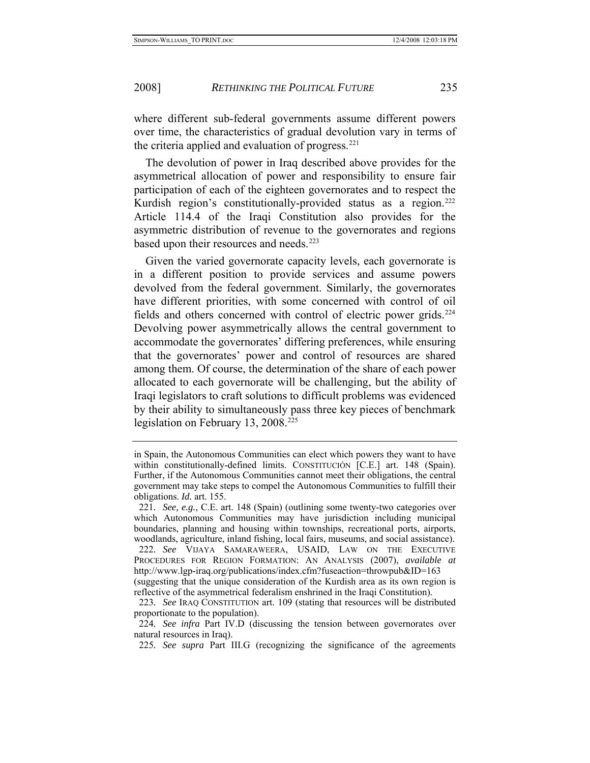where different sub-federal governments assume different powers over time, the characteristics of gradual devolution vary in terms of the criteria applied and evaluation of progress.[221]

The devolution of power in Iraq described above provides for the asymmetrical allocation of power and responsibility to ensure fair participation of each of the eighteen governorates and to respect the Kurdish region's constitutionally-provided status as a region.[222] Article 114.4 of the Iraqi Constitution also provides for the asymmetric distribution of revenue to the governorates and regions based upon their resources and needs.[223]

Given the varied governorate capacity levels, each governorate is in a different position to provide services and assume powers devolved from the federal government. Similarly, the governorates have different priorities, with some concerned with control of oil fields and others concerned with control of electric power grids.[224] Devolving power asymmetrically allows the central government to accommodate the governorates' differing preferences, while ensuring that the governorates' power and control of resources are shared among them. Of course, the determination of the share of each power allocated to each governorate will be challenging, but the ability of Iraqi legislators to craft solutions to difficult problems was evidenced by their ability to simultaneously pass three key pieces of benchmark legislation on February 13, 2008.[225]

---

in Spain, the Autonomous Communities can elect which powers they want to have within constitutionally-defined limits. CONSTITUCIÓN [C.E.] art. 148 (Spain). Further, if the Autonomous Communities cannot meet their obligations, the central government may take steps to compel the Autonomous Communities to fulfill their obligations. *Id.* art. 155.

221. *See, e.g.*, C.E. art. 148 (Spain) (outlining some twenty-two categories over which Autonomous Communities may have jurisdiction including municipal boundaries, planning and housing within townships, recreational ports, airports, woodlands, agriculture, inland fishing, local fairs, museums, and social assistance).

222. *See* VIJAYA SAMARAWEERA, USAID, LAW ON THE EXECUTIVE PROCEDURES FOR REGION FORMATION: AN ANALYSIS (2007), *available at* http://www.lgp-iraq.org/publications/index.cfm?fuseaction=throwpub&ID=163 (suggesting that the unique consideration of the Kurdish area as its own region is reflective of the asymmetrical federalism enshrined in the Iraqi Constitution).

223. *See* IRAQ CONSTITUTION art. 109 (stating that resources will be distributed proportionate to the population).

224. *See infra* Part IV.D (discussing the tension between governorates over natural resources in Iraq).

225. *See supra* Part III.G (recognizing the significance of the agreements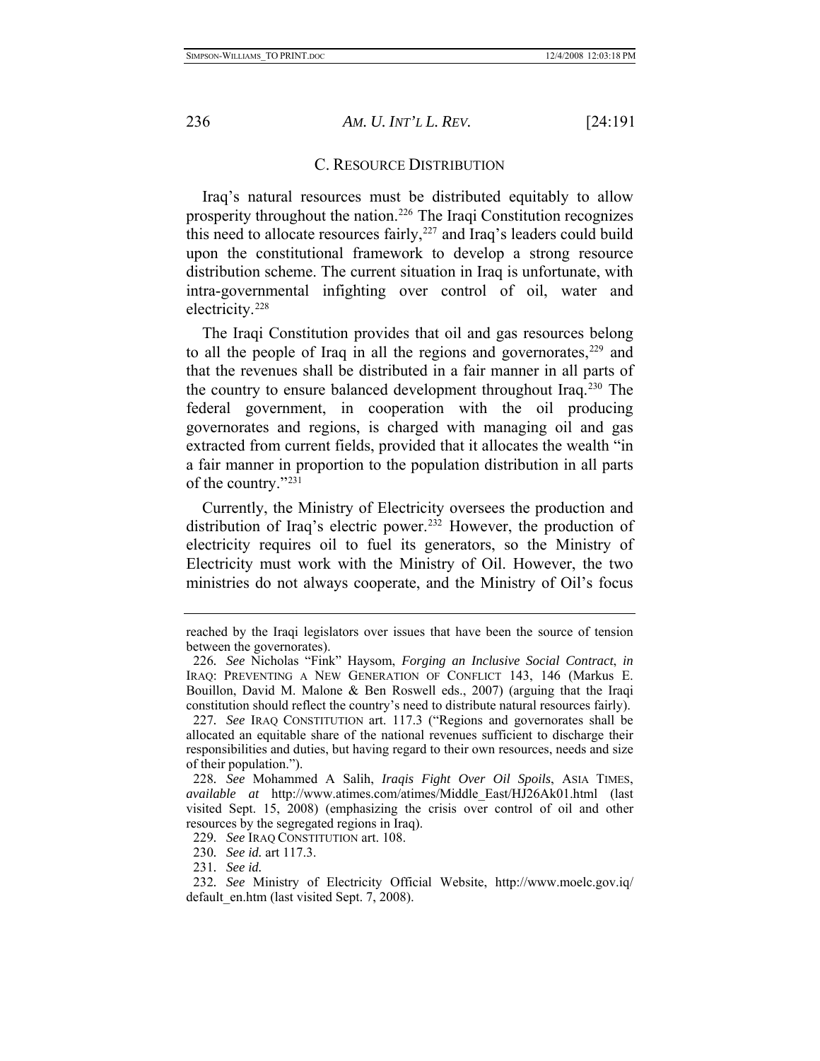### C. Resource Distribution

Iraq's natural resources must be distributed equitably to allow prosperity throughout the nation.[226] The Iraqi Constitution recognizes this need to allocate resources fairly,[227] and Iraq's leaders could build upon the constitutional framework to develop a strong resource distribution scheme. The current situation in Iraq is unfortunate, with intra-governmental infighting over control of oil, water and electricity.[228]

The Iraqi Constitution provides that oil and gas resources belong to all the people of Iraq in all the regions and governorates,[229] and that the revenues shall be distributed in a fair manner in all parts of the country to ensure balanced development throughout Iraq.[230] The federal government, in cooperation with the oil producing governorates and regions, is charged with managing oil and gas extracted from current fields, provided that it allocates the wealth "in a fair manner in proportion to the population distribution in all parts of the country."[231]

Currently, the Ministry of Electricity oversees the production and distribution of Iraq's electric power.[232] However, the production of electricity requires oil to fuel its generators, so the Ministry of Electricity must work with the Ministry of Oil. However, the two ministries do not always cooperate, and the Ministry of Oil's focus

---

reached by the Iraqi legislators over issues that have been the source of tension between the governorates).

226. *See* Nicholas "Fink" Haysom, *Forging an Inclusive Social Contract*, *in* IRAQ: PREVENTING A NEW GENERATION OF CONFLICT 143, 146 (Markus E. Bouillon, David M. Malone & Ben Roswell eds., 2007) (arguing that the Iraqi constitution should reflect the country's need to distribute natural resources fairly).

227. *See* IRAQ CONSTITUTION art. 117.3 ("Regions and governorates shall be allocated an equitable share of the national revenues sufficient to discharge their responsibilities and duties, but having regard to their own resources, needs and size of their population.").

228. *See* Mohammed A Salih, *Iraqis Fight Over Oil Spoils*, ASIA TIMES, *available at* http://www.atimes.com/atimes/Middle_East/HJ26Ak01.html (last visited Sept. 15, 2008) (emphasizing the crisis over control of oil and other resources by the segregated regions in Iraq).

229. *See* IRAQ CONSTITUTION art. 108.

230. *See id.* art 117.3.

231. *See id.*

232. *See* Ministry of Electricity Official Website, http://www.moelc.gov.iq/default_en.htm (last visited Sept. 7, 2008).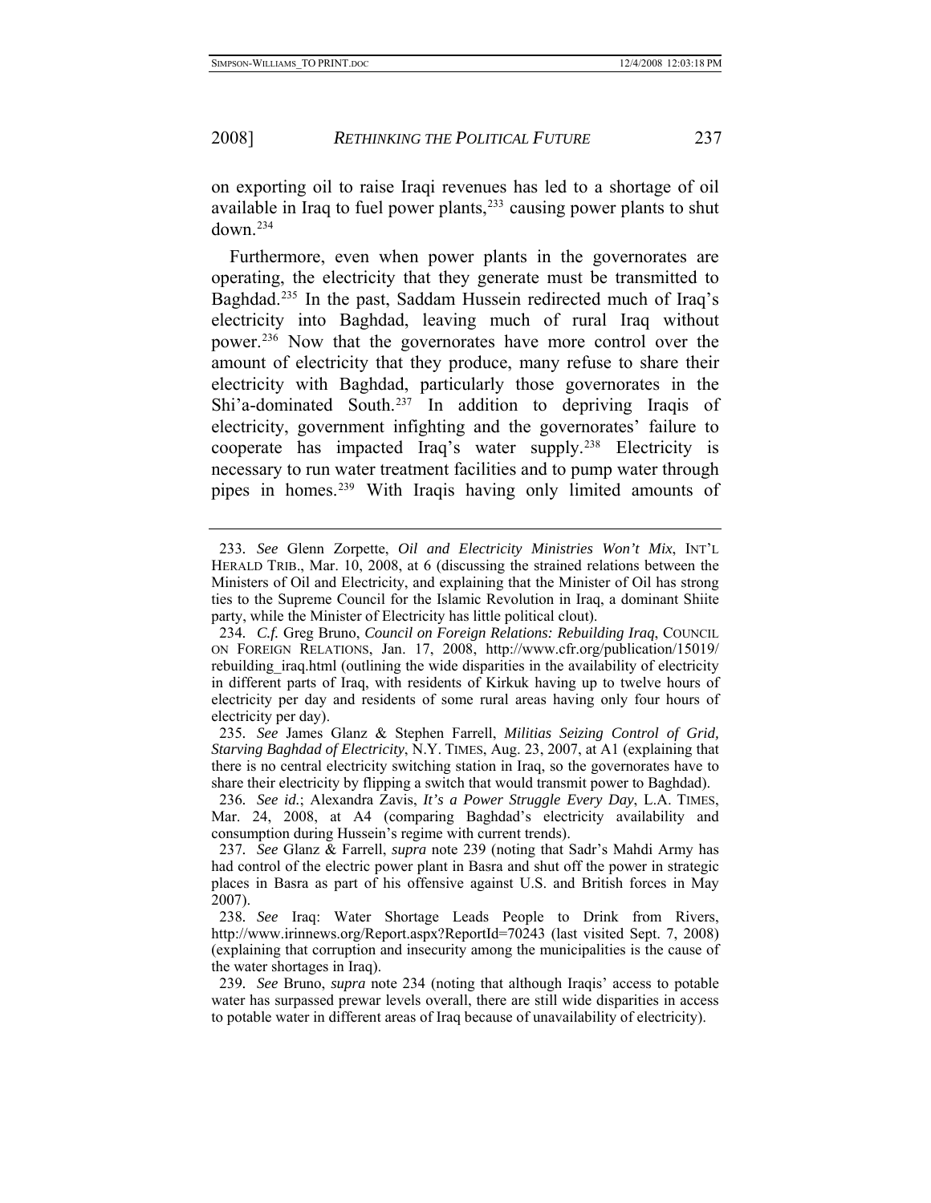on exporting oil to raise Iraqi revenues has led to a shortage of oil available in Iraq to fuel power plants,[233] causing power plants to shut down.[234]

Furthermore, even when power plants in the governorates are operating, the electricity that they generate must be transmitted to Baghdad.[235] In the past, Saddam Hussein redirected much of Iraq's electricity into Baghdad, leaving much of rural Iraq without power.[236] Now that the governorates have more control over the amount of electricity that they produce, many refuse to share their electricity with Baghdad, particularly those governorates in the Shi'a-dominated South.[237] In addition to depriving Iraqis of electricity, government infighting and the governorates' failure to cooperate has impacted Iraq's water supply.[238] Electricity is necessary to run water treatment facilities and to pump water through pipes in homes.[239] With Iraqis having only limited amounts of

---

233. *See* Glenn Zorpette, *Oil and Electricity Ministries Won't Mix*, INT'L HERALD TRIB., Mar. 10, 2008, at 6 (discussing the strained relations between the Ministers of Oil and Electricity, and explaining that the Minister of Oil has strong ties to the Supreme Council for the Islamic Revolution in Iraq, a dominant Shiite party, while the Minister of Electricity has little political clout).

234. *C.f.* Greg Bruno, *Council on Foreign Relations: Rebuilding Iraq*, COUNCIL ON FOREIGN RELATIONS, Jan. 17, 2008, http://www.cfr.org/publication/15019/rebuilding_iraq.html (outlining the wide disparities in the availability of electricity in different parts of Iraq, with residents of Kirkuk having up to twelve hours of electricity per day and residents of some rural areas having only four hours of electricity per day).

235. *See* James Glanz & Stephen Farrell, *Militias Seizing Control of Grid, Starving Baghdad of Electricity*, N.Y. TIMES, Aug. 23, 2007, at A1 (explaining that there is no central electricity switching station in Iraq, so the governorates have to share their electricity by flipping a switch that would transmit power to Baghdad).

236. *See id.*; Alexandra Zavis, *It's a Power Struggle Every Day*, L.A. TIMES, Mar. 24, 2008, at A4 (comparing Baghdad's electricity availability and consumption during Hussein's regime with current trends).

237. *See* Glanz & Farrell, *supra* note 239 (noting that Sadr's Mahdi Army has had control of the electric power plant in Basra and shut off the power in strategic places in Basra as part of his offensive against U.S. and British forces in May 2007).

238. *See* Iraq: Water Shortage Leads People to Drink from Rivers, http://www.irinnews.org/Report.aspx?ReportId=70243 (last visited Sept. 7, 2008) (explaining that corruption and insecurity among the municipalities is the cause of the water shortages in Iraq).

239. *See* Bruno, *supra* note 234 (noting that although Iraqis' access to potable water has surpassed prewar levels overall, there are still wide disparities in access to potable water in different areas of Iraq because of unavailability of electricity).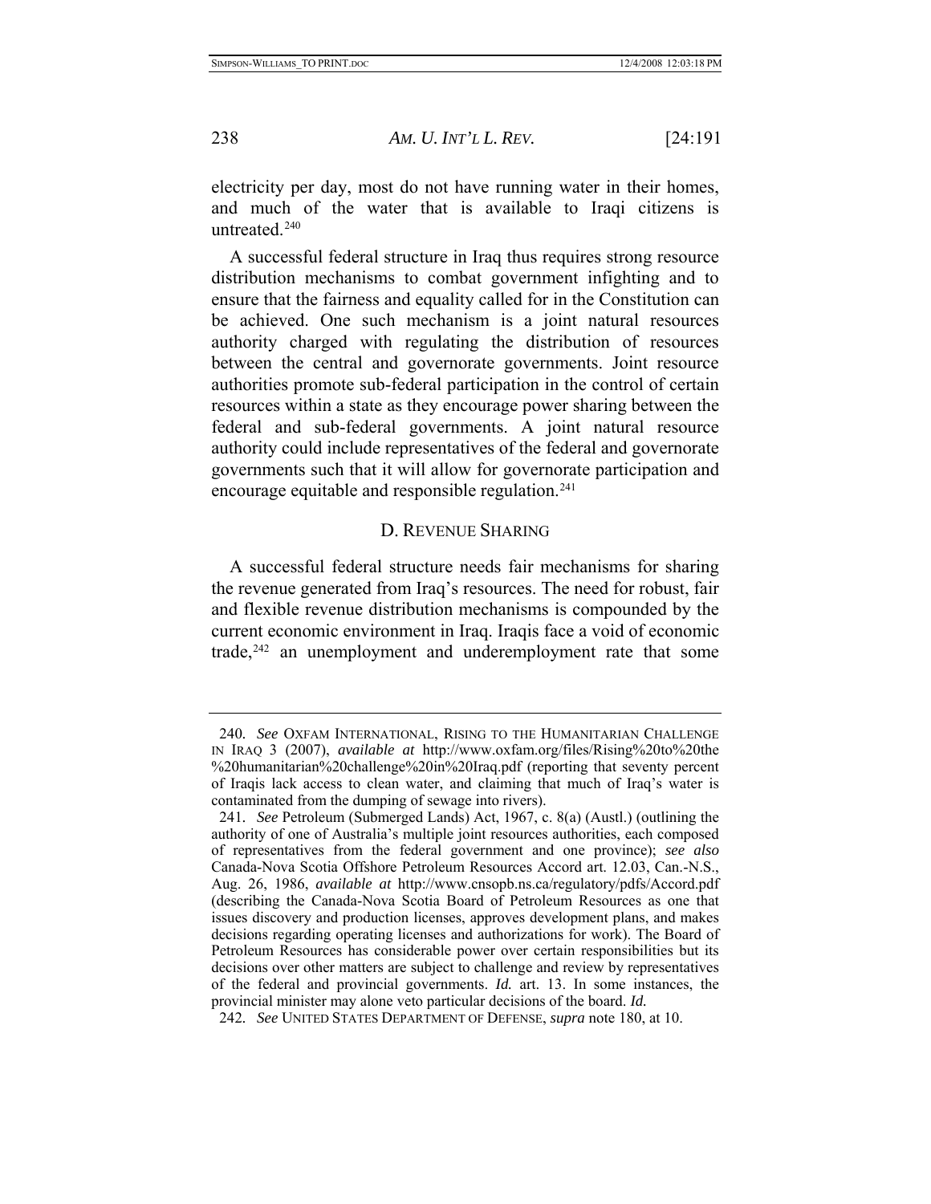electricity per day, most do not have running water in their homes, and much of the water that is available to Iraqi citizens is untreated.[240]

A successful federal structure in Iraq thus requires strong resource distribution mechanisms to combat government infighting and to ensure that the fairness and equality called for in the Constitution can be achieved. One such mechanism is a joint natural resources authority charged with regulating the distribution of resources between the central and governorate governments. Joint resource authorities promote sub-federal participation in the control of certain resources within a state as they encourage power sharing between the federal and sub-federal governments. A joint natural resource authority could include representatives of the federal and governorate governments such that it will allow for governorate participation and encourage equitable and responsible regulation.[241]

### D. REVENUE SHARING

A successful federal structure needs fair mechanisms for sharing the revenue generated from Iraq's resources. The need for robust, fair and flexible revenue distribution mechanisms is compounded by the current economic environment in Iraq. Iraqis face a void of economic trade,[242] an unemployment and underemployment rate that some

---

240. *See* OXFAM INTERNATIONAL, RISING TO THE HUMANITARIAN CHALLENGE IN IRAQ 3 (2007), *available at* http://www.oxfam.org/files/Rising%20to%20the%20humanitarian%20challenge%20in%20Iraq.pdf (reporting that seventy percent of Iraqis lack access to clean water, and claiming that much of Iraq's water is contaminated from the dumping of sewage into rivers).

241. *See* Petroleum (Submerged Lands) Act, 1967, c. 8(a) (Austl.) (outlining the authority of one of Australia's multiple joint resources authorities, each composed of representatives from the federal government and one province); *see also* Canada-Nova Scotia Offshore Petroleum Resources Accord art. 12.03, Can.-N.S., Aug. 26, 1986, *available at* http://www.cnsopb.ns.ca/regulatory/pdfs/Accord.pdf (describing the Canada-Nova Scotia Board of Petroleum Resources as one that issues discovery and production licenses, approves development plans, and makes decisions regarding operating licenses and authorizations for work). The Board of Petroleum Resources has considerable power over certain responsibilities but its decisions over other matters are subject to challenge and review by representatives of the federal and provincial governments. *Id.* art. 13. In some instances, the provincial minister may alone veto particular decisions of the board. *Id.*

242. *See* UNITED STATES DEPARTMENT OF DEFENSE, *supra* note 180, at 10.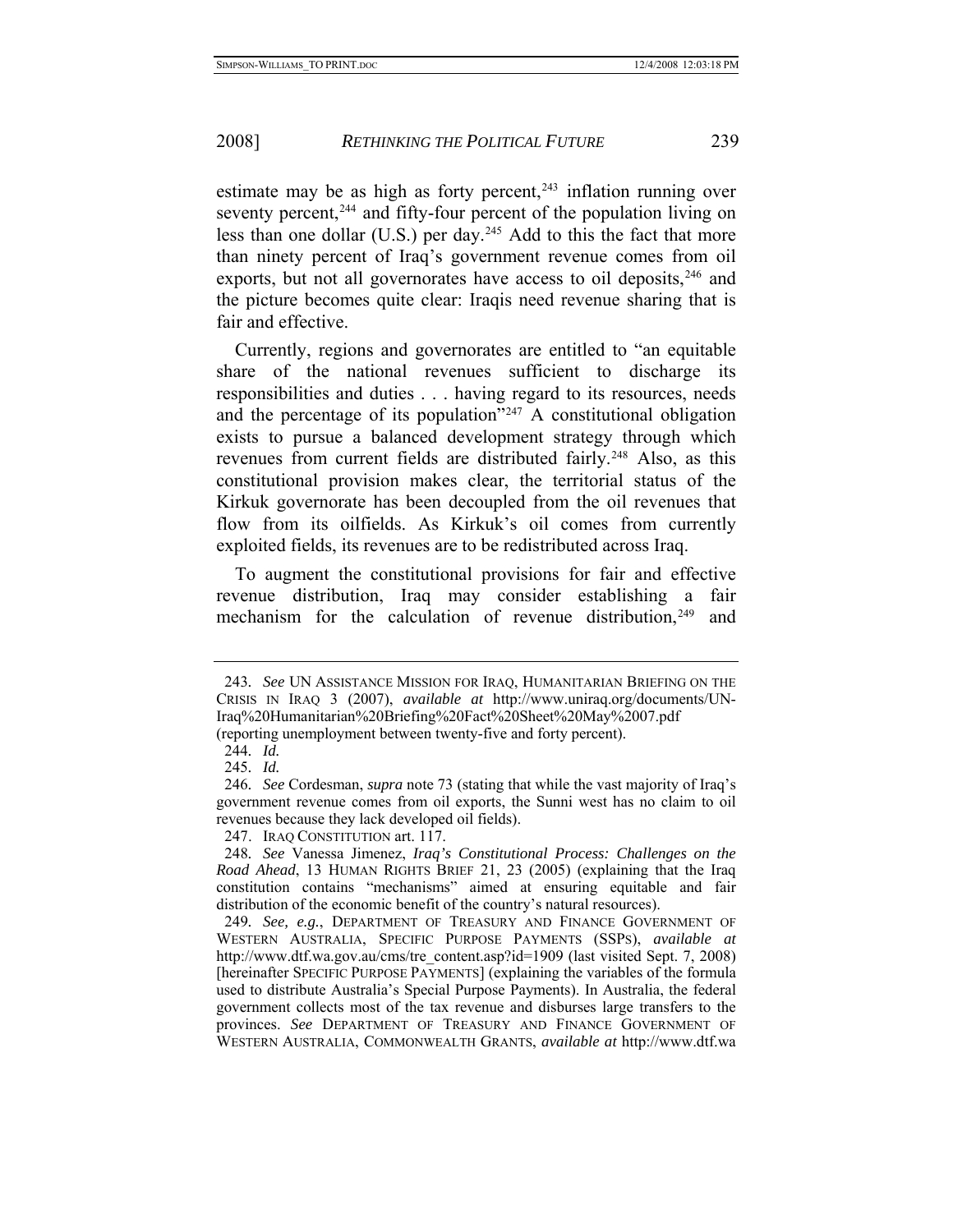estimate may be as high as forty percent,[243] inflation running over seventy percent,[244] and fifty-four percent of the population living on less than one dollar (U.S.) per day.[245] Add to this the fact that more than ninety percent of Iraq's government revenue comes from oil exports, but not all governorates have access to oil deposits,[246] and the picture becomes quite clear: Iraqis need revenue sharing that is fair and effective.

Currently, regions and governorates are entitled to "an equitable share of the national revenues sufficient to discharge its responsibilities and duties . . . having regard to its resources, needs and the percentage of its population"[247] A constitutional obligation exists to pursue a balanced development strategy through which revenues from current fields are distributed fairly.[248] Also, as this constitutional provision makes clear, the territorial status of the Kirkuk governorate has been decoupled from the oil revenues that flow from its oilfields. As Kirkuk's oil comes from currently exploited fields, its revenues are to be redistributed across Iraq.

To augment the constitutional provisions for fair and effective revenue distribution, Iraq may consider establishing a fair mechanism for the calculation of revenue distribution,[249] and

---

243. *See* UN ASSISTANCE MISSION FOR IRAQ, HUMANITARIAN BRIEFING ON THE CRISIS IN IRAQ 3 (2007), *available at* http://www.uniraq.org/documents/UN-Iraq%20Humanitarian%20Briefing%20Fact%20Sheet%20May%2007.pdf (reporting unemployment between twenty-five and forty percent).

244. *Id.*

245. *Id.*

246. *See* Cordesman, *supra* note 73 (stating that while the vast majority of Iraq's government revenue comes from oil exports, the Sunni west has no claim to oil revenues because they lack developed oil fields).

247. IRAQ CONSTITUTION art. 117.

248. *See* Vanessa Jimenez, *Iraq's Constitutional Process: Challenges on the Road Ahead*, 13 HUMAN RIGHTS BRIEF 21, 23 (2005) (explaining that the Iraq constitution contains "mechanisms" aimed at ensuring equitable and fair distribution of the economic benefit of the country's natural resources).

249. *See, e.g.*, DEPARTMENT OF TREASURY AND FINANCE GOVERNMENT OF WESTERN AUSTRALIA, SPECIFIC PURPOSE PAYMENTS (SSPS), *available at* http://www.dtf.wa.gov.au/cms/tre_content.asp?id=1909 (last visited Sept. 7, 2008) [hereinafter SPECIFIC PURPOSE PAYMENTS] (explaining the variables of the formula used to distribute Australia's Special Purpose Payments). In Australia, the federal government collects most of the tax revenue and disburses large transfers to the provinces. *See* DEPARTMENT OF TREASURY AND FINANCE GOVERNMENT OF WESTERN AUSTRALIA, COMMONWEALTH GRANTS, *available at* http://www.dtf.wa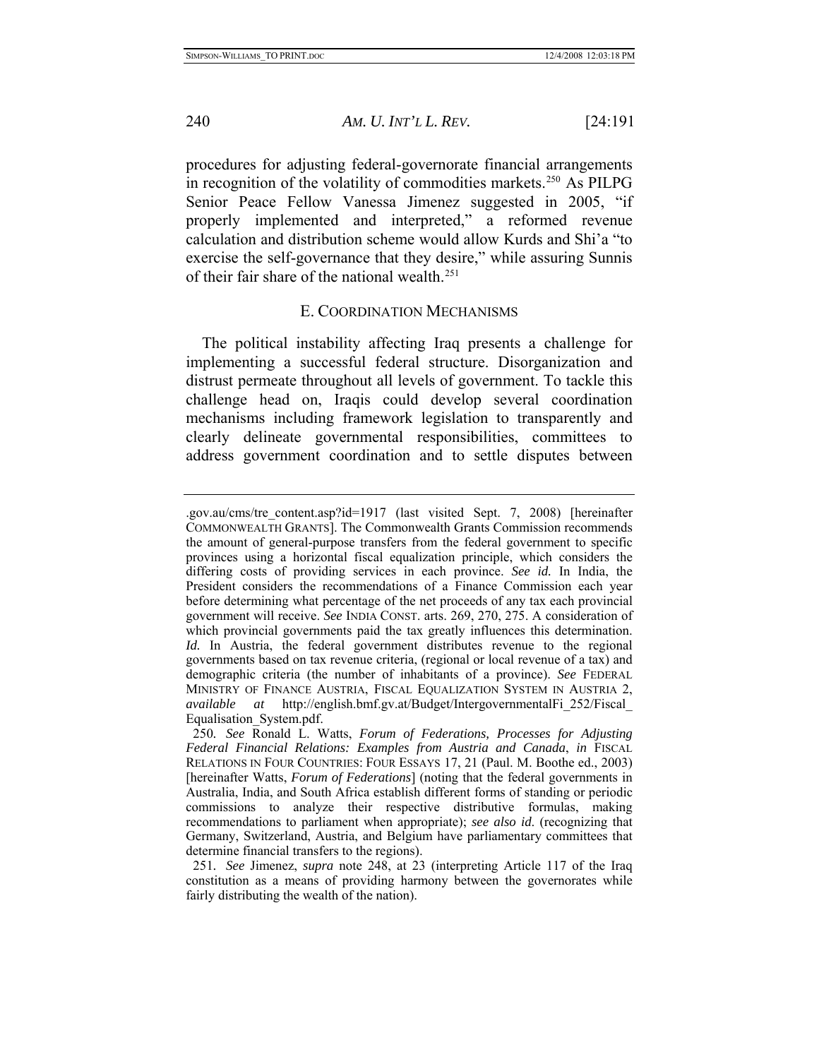procedures for adjusting federal-governorate financial arrangements in recognition of the volatility of commodities markets.[250] As PILPG Senior Peace Fellow Vanessa Jimenez suggested in 2005, "if properly implemented and interpreted," a reformed revenue calculation and distribution scheme would allow Kurds and Shi'a "to exercise the self-governance that they desire," while assuring Sunnis of their fair share of the national wealth.[251]

### E. COORDINATION MECHANISMS

The political instability affecting Iraq presents a challenge for implementing a successful federal structure. Disorganization and distrust permeate throughout all levels of government. To tackle this challenge head on, Iraqis could develop several coordination mechanisms including framework legislation to transparently and clearly delineate governmental responsibilities, committees to address government coordination and to settle disputes between

---

.gov.au/cms/tre_content.asp?id=1917 (last visited Sept. 7, 2008) [hereinafter COMMONWEALTH GRANTS]. The Commonwealth Grants Commission recommends the amount of general-purpose transfers from the federal government to specific provinces using a horizontal fiscal equalization principle, which considers the differing costs of providing services in each province. *See id.* In India, the President considers the recommendations of a Finance Commission each year before determining what percentage of the net proceeds of any tax each provincial government will receive. *See* INDIA CONST. arts. 269, 270, 275. A consideration of which provincial governments paid the tax greatly influences this determination. *Id.* In Austria, the federal government distributes revenue to the regional governments based on tax revenue criteria, (regional or local revenue of a tax) and demographic criteria (the number of inhabitants of a province). *See* FEDERAL MINISTRY OF FINANCE AUSTRIA, FISCAL EQUALIZATION SYSTEM IN AUSTRIA 2, *available at* http://english.bmf.gv.at/Budget/IntergovernmentalFi_252/Fiscal_Equalisation_System.pdf.

250. *See* Ronald L. Watts, *Forum of Federations, Processes for Adjusting Federal Financial Relations: Examples from Austria and Canada*, *in* FISCAL RELATIONS IN FOUR COUNTRIES: FOUR ESSAYS 17, 21 (Paul. M. Boothe ed., 2003) [hereinafter Watts, *Forum of Federations*] (noting that the federal governments in Australia, India, and South Africa establish different forms of standing or periodic commissions to analyze their respective distributive formulas, making recommendations to parliament when appropriate); *see also id*. (recognizing that Germany, Switzerland, Austria, and Belgium have parliamentary committees that determine financial transfers to the regions).

251. *See* Jimenez, *supra* note 248, at 23 (interpreting Article 117 of the Iraq constitution as a means of providing harmony between the governorates while fairly distributing the wealth of the nation).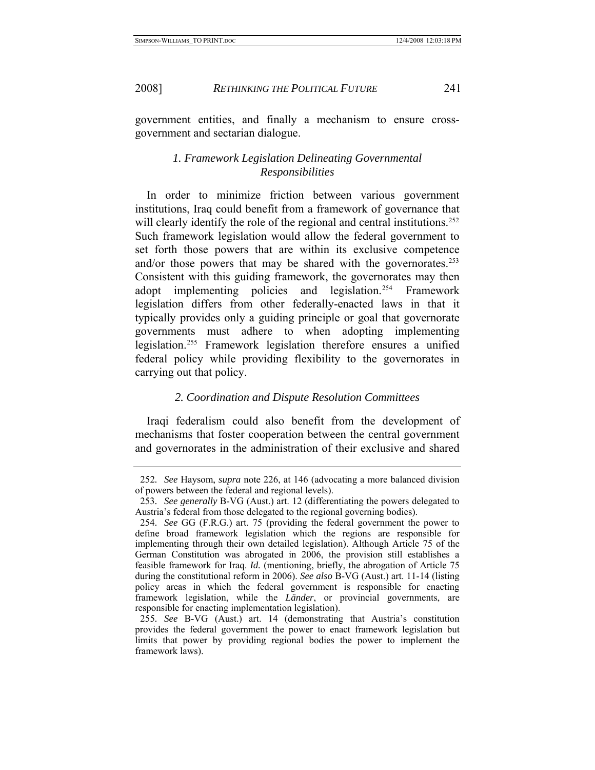government entities, and finally a mechanism to ensure cross-government and sectarian dialogue.

### *1. Framework Legislation Delineating Governmental Responsibilities*

In order to minimize friction between various government institutions, Iraq could benefit from a framework of governance that will clearly identify the role of the regional and central institutions.[252] Such framework legislation would allow the federal government to set forth those powers that are within its exclusive competence and/or those powers that may be shared with the governorates.[253] Consistent with this guiding framework, the governorates may then adopt implementing policies and legislation.[254] Framework legislation differs from other federally-enacted laws in that it typically provides only a guiding principle or goal that governorate governments must adhere to when adopting implementing legislation.[255] Framework legislation therefore ensures a unified federal policy while providing flexibility to the governorates in carrying out that policy.

### *2. Coordination and Dispute Resolution Committees*

Iraqi federalism could also benefit from the development of mechanisms that foster cooperation between the central government and governorates in the administration of their exclusive and shared

---

252. *See* Haysom, *supra* note 226, at 146 (advocating a more balanced division of powers between the federal and regional levels).

253. *See generally* B-VG (Aust.) art. 12 (differentiating the powers delegated to Austria's federal from those delegated to the regional governing bodies).

254. *See* GG (F.R.G.) art. 75 (providing the federal government the power to define broad framework legislation which the regions are responsible for implementing through their own detailed legislation). Although Article 75 of the German Constitution was abrogated in 2006, the provision still establishes a feasible framework for Iraq. *Id.* (mentioning, briefly, the abrogation of Article 75 during the constitutional reform in 2006). *See also* B-VG (Aust.) art. 11-14 (listing policy areas in which the federal government is responsible for enacting framework legislation, while the *Länder*, or provincial governments, are responsible for enacting implementation legislation).

255. *See* B-VG (Aust.) art. 14 (demonstrating that Austria's constitution provides the federal government the power to enact framework legislation but limits that power by providing regional bodies the power to implement the framework laws).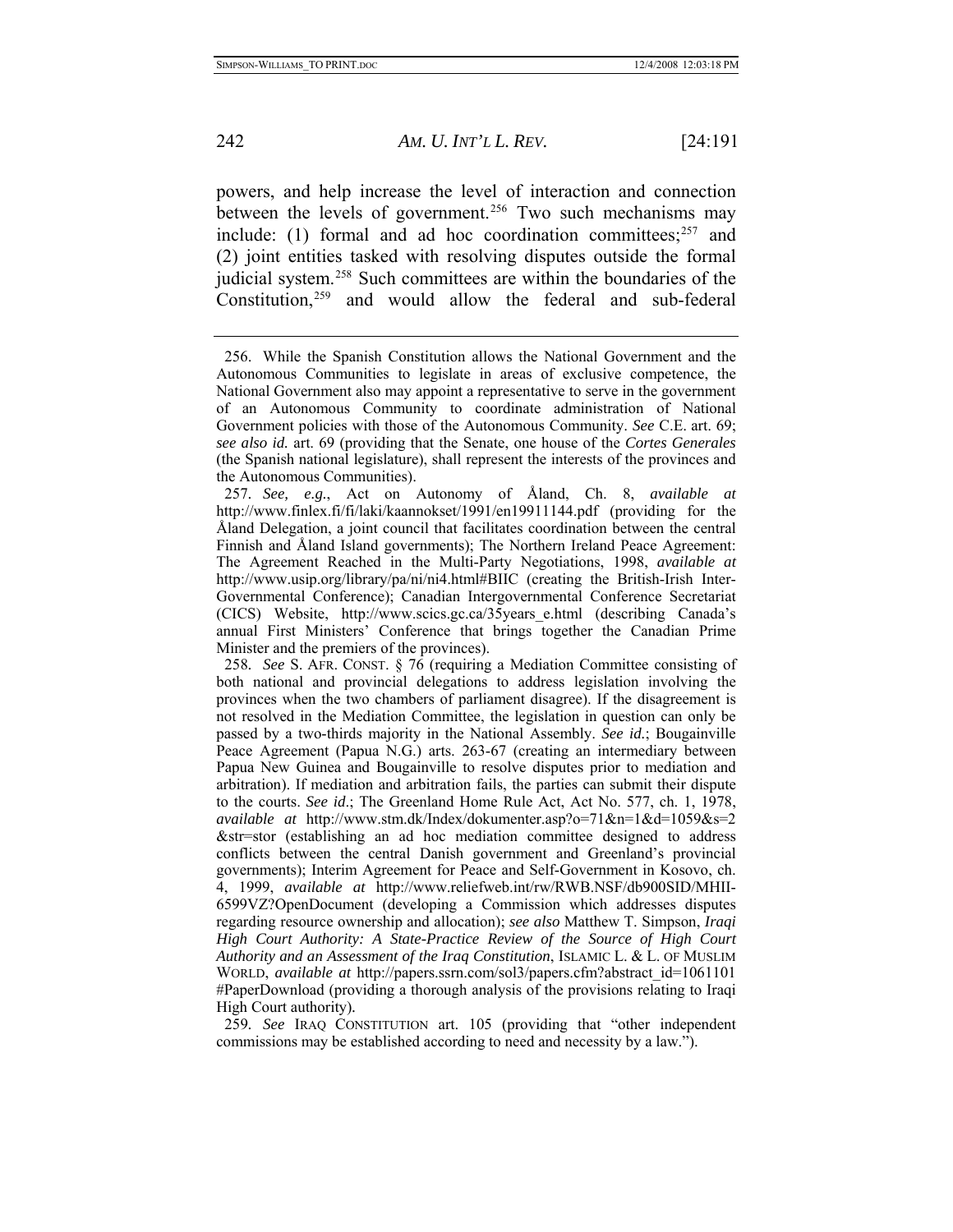powers, and help increase the level of interaction and connection between the levels of government.[256] Two such mechanisms may include: (1) formal and ad hoc coordination committees;[257] and (2) joint entities tasked with resolving disputes outside the formal judicial system.[258] Such committees are within the boundaries of the Constitution,[259] and would allow the federal and sub-federal

---

256. While the Spanish Constitution allows the National Government and the Autonomous Communities to legislate in areas of exclusive competence, the National Government also may appoint a representative to serve in the government of an Autonomous Community to coordinate administration of National Government policies with those of the Autonomous Community. *See* C.E. art. 69; *see also id.* art. 69 (providing that the Senate, one house of the *Cortes Generales* (the Spanish national legislature), shall represent the interests of the provinces and the Autonomous Communities).

257. *See, e.g.*, Act on Autonomy of Åland, Ch. 8, *available at* http://www.finlex.fi/fi/laki/kaannokset/1991/en19911144.pdf (providing for the Åland Delegation, a joint council that facilitates coordination between the central Finnish and Åland Island governments); The Northern Ireland Peace Agreement: The Agreement Reached in the Multi-Party Negotiations, 1998, *available at* http://www.usip.org/library/pa/ni/ni4.html#BIIC (creating the British-Irish Inter-Governmental Conference); Canadian Intergovernmental Conference Secretariat (CICS) Website, http://www.scics.gc.ca/35years_e.html (describing Canada's annual First Ministers' Conference that brings together the Canadian Prime Minister and the premiers of the provinces).

258. *See* S. AFR. CONST. § 76 (requiring a Mediation Committee consisting of both national and provincial delegations to address legislation involving the provinces when the two chambers of parliament disagree). If the disagreement is not resolved in the Mediation Committee, the legislation in question can only be passed by a two-thirds majority in the National Assembly. *See id.*; Bougainville Peace Agreement (Papua N.G.) arts. 263-67 (creating an intermediary between Papua New Guinea and Bougainville to resolve disputes prior to mediation and arbitration). If mediation and arbitration fails, the parties can submit their dispute to the courts. *See id.*; The Greenland Home Rule Act, Act No. 577, ch. 1, 1978, *available at* http://www.stm.dk/Index/dokumenter.asp?o=71&n=1&d=1059&s=2&str=stor (establishing an ad hoc mediation committee designed to address conflicts between the central Danish government and Greenland's provincial governments); Interim Agreement for Peace and Self-Government in Kosovo, ch. 4, 1999, *available at* http://www.reliefweb.int/rw/RWB.NSF/db900SID/MHII-6599VZ?OpenDocument (developing a Commission which addresses disputes regarding resource ownership and allocation); *see also* Matthew T. Simpson, *Iraqi High Court Authority: A State-Practice Review of the Source of High Court Authority and an Assessment of the Iraq Constitution*, ISLAMIC L. & L. OF MUSLIM WORLD, *available at* http://papers.ssrn.com/sol3/papers.cfm?abstract_id=1061101#PaperDownload (providing a thorough analysis of the provisions relating to Iraqi High Court authority).

259. *See* IRAQ CONSTITUTION art. 105 (providing that "other independent commissions may be established according to need and necessity by a law.").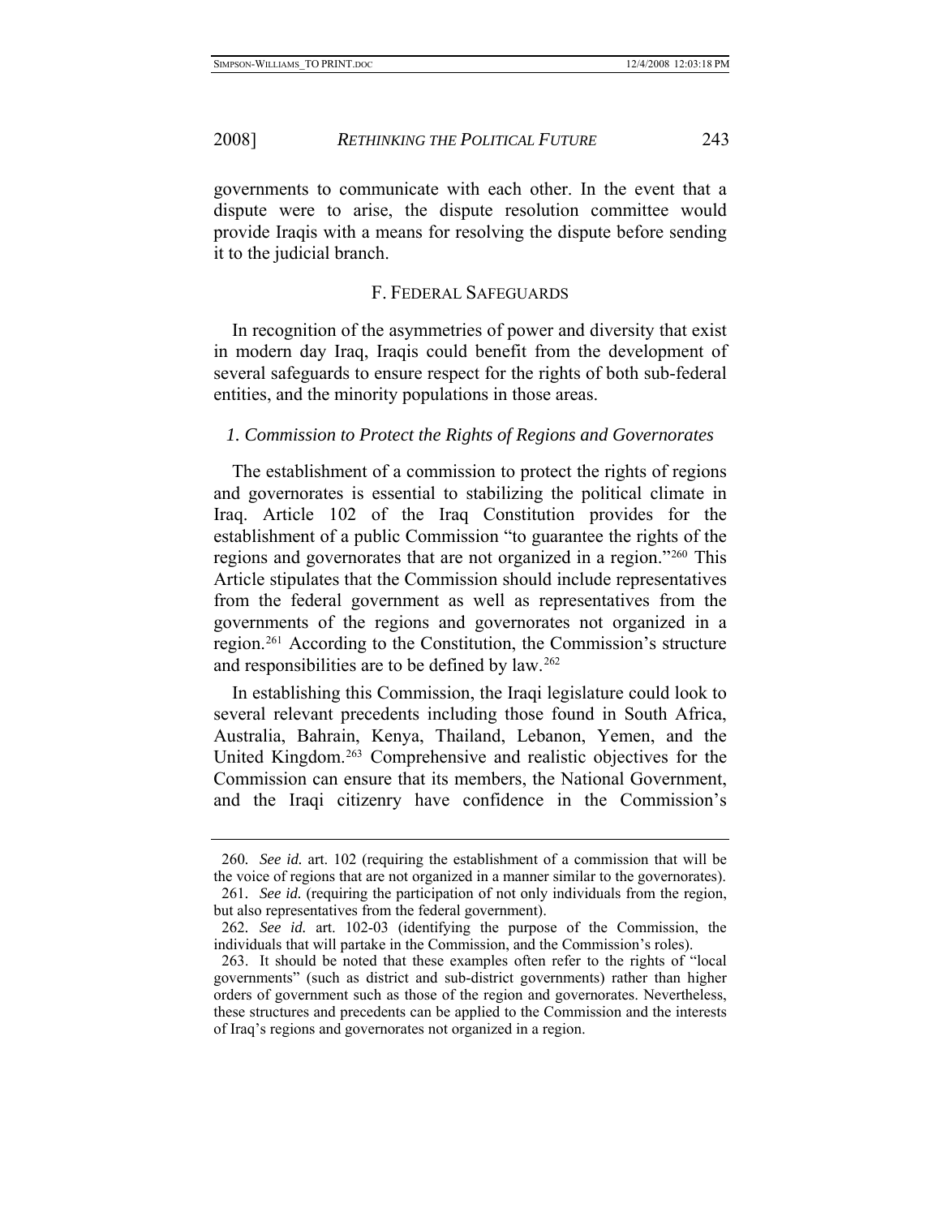governments to communicate with each other. In the event that a dispute were to arise, the dispute resolution committee would provide Iraqis with a means for resolving the dispute before sending it to the judicial branch.

### F. FEDERAL SAFEGUARDS

In recognition of the asymmetries of power and diversity that exist in modern day Iraq, Iraqis could benefit from the development of several safeguards to ensure respect for the rights of both sub-federal entities, and the minority populations in those areas.

#### *1. Commission to Protect the Rights of Regions and Governorates*

The establishment of a commission to protect the rights of regions and governorates is essential to stabilizing the political climate in Iraq. Article 102 of the Iraq Constitution provides for the establishment of a public Commission "to guarantee the rights of the regions and governorates that are not organized in a region."[260] This Article stipulates that the Commission should include representatives from the federal government as well as representatives from the governments of the regions and governorates not organized in a region.[261] According to the Constitution, the Commission's structure and responsibilities are to be defined by law.[262]

In establishing this Commission, the Iraqi legislature could look to several relevant precedents including those found in South Africa, Australia, Bahrain, Kenya, Thailand, Lebanon, Yemen, and the United Kingdom.[263] Comprehensive and realistic objectives for the Commission can ensure that its members, the National Government, and the Iraqi citizenry have confidence in the Commission's

---

260. *See id.* art. 102 (requiring the establishment of a commission that will be the voice of regions that are not organized in a manner similar to the governorates).

261. *See id.* (requiring the participation of not only individuals from the region, but also representatives from the federal government).

262. *See id.* art. 102-03 (identifying the purpose of the Commission, the individuals that will partake in the Commission, and the Commission's roles).

263. It should be noted that these examples often refer to the rights of "local governments" (such as district and sub-district governments) rather than higher orders of government such as those of the region and governorates. Nevertheless, these structures and precedents can be applied to the Commission and the interests of Iraq's regions and governorates not organized in a region.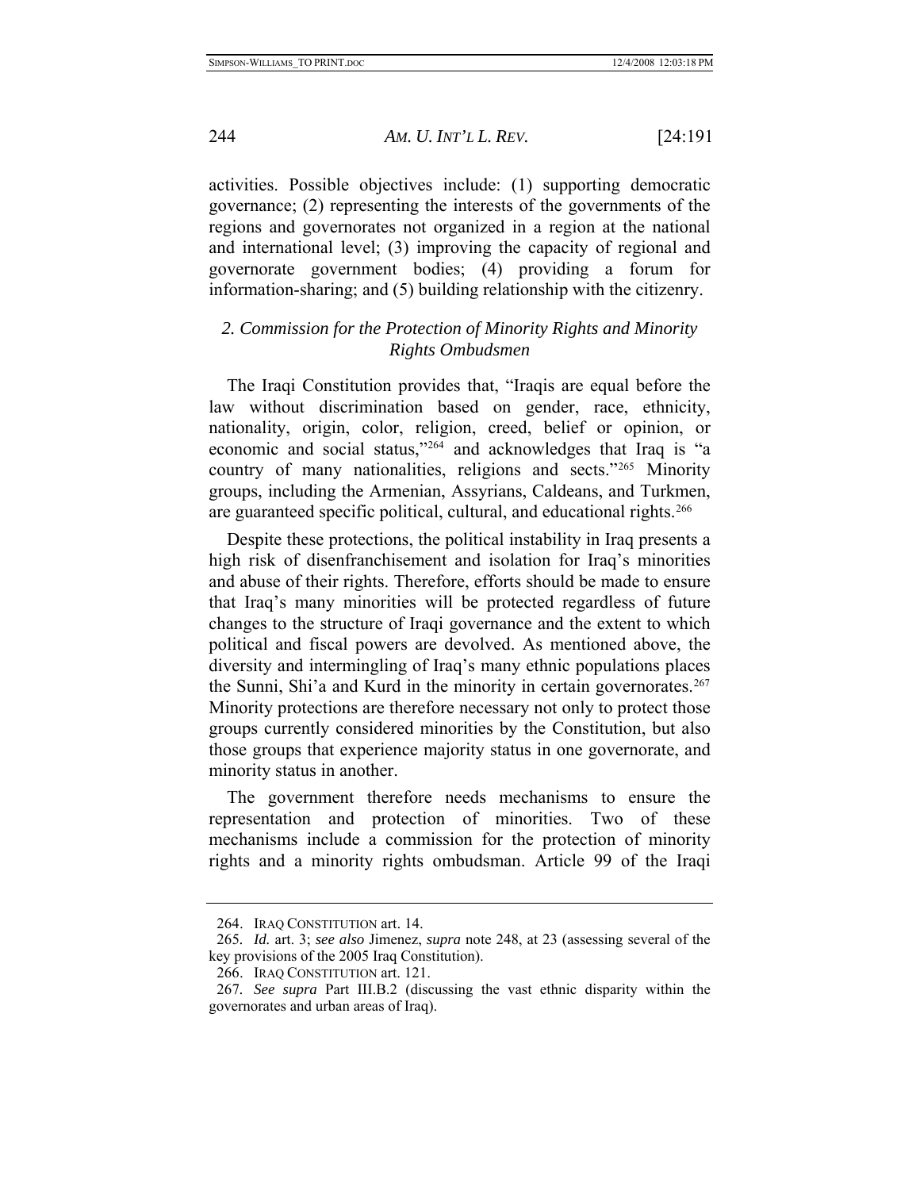activities. Possible objectives include: (1) supporting democratic governance; (2) representing the interests of the governments of the regions and governorates not organized in a region at the national and international level; (3) improving the capacity of regional and governorate government bodies; (4) providing a forum for information-sharing; and (5) building relationship with the citizenry.

### *2. Commission for the Protection of Minority Rights and Minority Rights Ombudsmen*

The Iraqi Constitution provides that, "Iraqis are equal before the law without discrimination based on gender, race, ethnicity, nationality, origin, color, religion, creed, belief or opinion, or economic and social status,"[264] and acknowledges that Iraq is "a country of many nationalities, religions and sects."[265] Minority groups, including the Armenian, Assyrians, Caldeans, and Turkmen, are guaranteed specific political, cultural, and educational rights.[266]

Despite these protections, the political instability in Iraq presents a high risk of disenfranchisement and isolation for Iraq's minorities and abuse of their rights. Therefore, efforts should be made to ensure that Iraq's many minorities will be protected regardless of future changes to the structure of Iraqi governance and the extent to which political and fiscal powers are devolved. As mentioned above, the diversity and intermingling of Iraq's many ethnic populations places the Sunni, Shi'a and Kurd in the minority in certain governorates.[267] Minority protections are therefore necessary not only to protect those groups currently considered minorities by the Constitution, but also those groups that experience majority status in one governorate, and minority status in another.

The government therefore needs mechanisms to ensure the representation and protection of minorities. Two of these mechanisms include a commission for the protection of minority rights and a minority rights ombudsman. Article 99 of the Iraqi

---

264. IRAQ CONSTITUTION art. 14.

265. *Id.* art. 3; *see also* Jimenez, *supra* note 248, at 23 (assessing several of the key provisions of the 2005 Iraq Constitution).

266. IRAQ CONSTITUTION art. 121.

267. *See supra* Part III.B.2 (discussing the vast ethnic disparity within the governorates and urban areas of Iraq).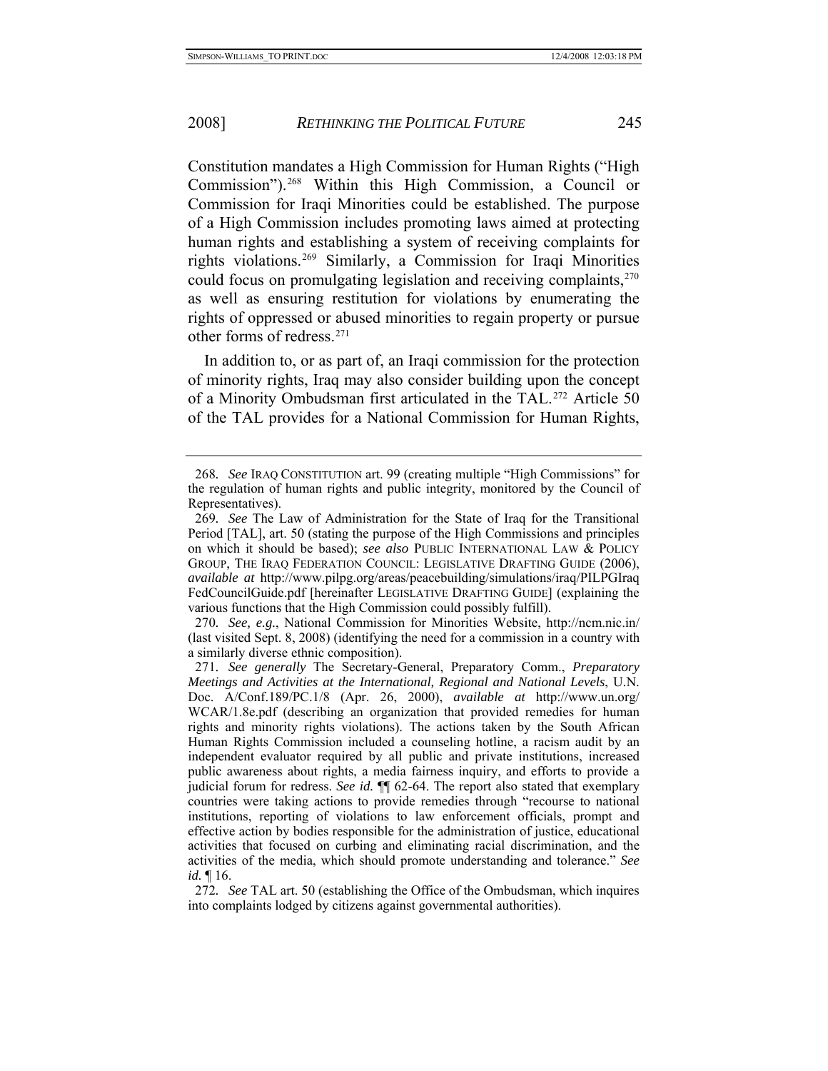Constitution mandates a High Commission for Human Rights ("High Commission").[268] Within this High Commission, a Council or Commission for Iraqi Minorities could be established. The purpose of a High Commission includes promoting laws aimed at protecting human rights and establishing a system of receiving complaints for rights violations.[269] Similarly, a Commission for Iraqi Minorities could focus on promulgating legislation and receiving complaints,[270] as well as ensuring restitution for violations by enumerating the rights of oppressed or abused minorities to regain property or pursue other forms of redress.[271]

In addition to, or as part of, an Iraqi commission for the protection of minority rights, Iraq may also consider building upon the concept of a Minority Ombudsman first articulated in the TAL.[272] Article 50 of the TAL provides for a National Commission for Human Rights,

---

268. *See* IRAQ CONSTITUTION art. 99 (creating multiple "High Commissions" for the regulation of human rights and public integrity, monitored by the Council of Representatives).

269. *See* The Law of Administration for the State of Iraq for the Transitional Period [TAL], art. 50 (stating the purpose of the High Commissions and principles on which it should be based); *see also* PUBLIC INTERNATIONAL LAW & POLICY GROUP, THE IRAQ FEDERATION COUNCIL: LEGISLATIVE DRAFTING GUIDE (2006), *available at* http://www.pilpg.org/areas/peacebuilding/simulations/iraq/PILPGIraqFedCouncilGuide.pdf [hereinafter LEGISLATIVE DRAFTING GUIDE] (explaining the various functions that the High Commission could possibly fulfill).

270. *See, e.g.*, National Commission for Minorities Website, http://ncm.nic.in/ (last visited Sept. 8, 2008) (identifying the need for a commission in a country with a similarly diverse ethnic composition).

271. *See generally* The Secretary-General, Preparatory Comm., *Preparatory Meetings and Activities at the International, Regional and National Levels*, U.N. Doc. A/Conf.189/PC.1/8 (Apr. 26, 2000), *available at* http://www.un.org/WCAR/1.8e.pdf (describing an organization that provided remedies for human rights and minority rights violations). The actions taken by the South African Human Rights Commission included a counseling hotline, a racism audit by an independent evaluator required by all public and private institutions, increased public awareness about rights, a media fairness inquiry, and efforts to provide a judicial forum for redress. *See id.* ¶¶ 62-64. The report also stated that exemplary countries were taking actions to provide remedies through "recourse to national institutions, reporting of violations to law enforcement officials, prompt and effective action by bodies responsible for the administration of justice, educational activities that focused on curbing and eliminating racial discrimination, and the activities of the media, which should promote understanding and tolerance." *See id.* ¶ 16.

272. *See* TAL art. 50 (establishing the Office of the Ombudsman, which inquires into complaints lodged by citizens against governmental authorities).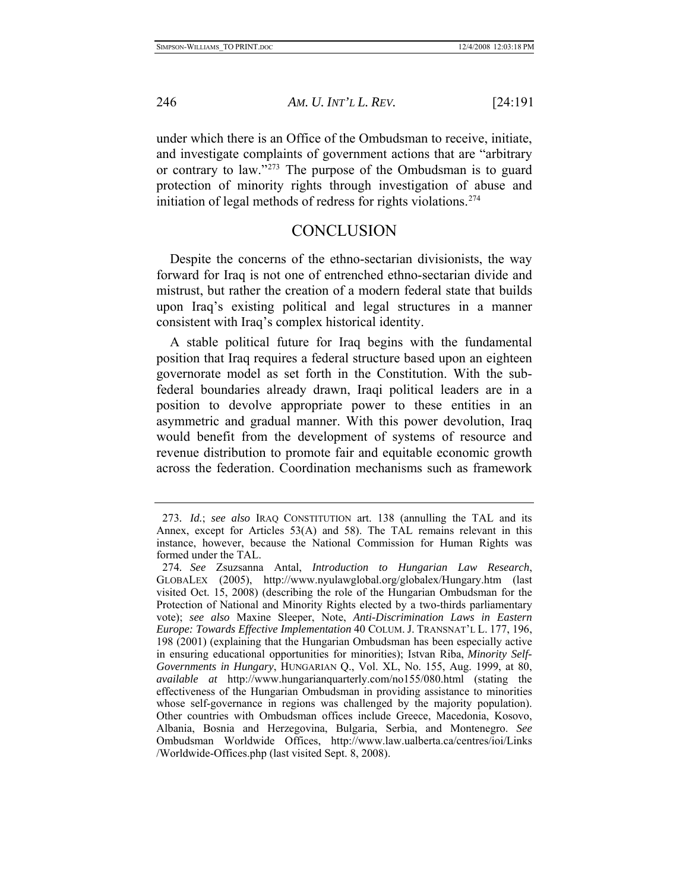under which there is an Office of the Ombudsman to receive, initiate, and investigate complaints of government actions that are "arbitrary or contrary to law."[273] The purpose of the Ombudsman is to guard protection of minority rights through investigation of abuse and initiation of legal methods of redress for rights violations.[274]

## CONCLUSION

Despite the concerns of the ethno-sectarian divisionists, the way forward for Iraq is not one of entrenched ethno-sectarian divide and mistrust, but rather the creation of a modern federal state that builds upon Iraq's existing political and legal structures in a manner consistent with Iraq's complex historical identity.

A stable political future for Iraq begins with the fundamental position that Iraq requires a federal structure based upon an eighteen governorate model as set forth in the Constitution. With the sub-federal boundaries already drawn, Iraqi political leaders are in a position to devolve appropriate power to these entities in an asymmetric and gradual manner. With this power devolution, Iraq would benefit from the development of systems of resource and revenue distribution to promote fair and equitable economic growth across the federation. Coordination mechanisms such as framework

---

273. *Id.*; *see also* IRAQ CONSTITUTION art. 138 (annulling the TAL and its Annex, except for Articles 53(A) and 58). The TAL remains relevant in this instance, however, because the National Commission for Human Rights was formed under the TAL.

274. *See* Zsuzsanna Antal, *Introduction to Hungarian Law Research*, GLOBALEX (2005), http://www.nyulawglobal.org/globalex/Hungary.htm (last visited Oct. 15, 2008) (describing the role of the Hungarian Ombudsman for the Protection of National and Minority Rights elected by a two-thirds parliamentary vote); *see also* Maxine Sleeper, Note, *Anti-Discrimination Laws in Eastern Europe: Towards Effective Implementation* 40 COLUM. J. TRANSNAT'L L. 177, 196, 198 (2001) (explaining that the Hungarian Ombudsman has been especially active in ensuring educational opportunities for minorities); Istvan Riba, *Minority Self-Governments in Hungary*, HUNGARIAN Q., Vol. XL, No. 155, Aug. 1999, at 80, *available at* http://www.hungarianquarterly.com/no155/080.html (stating the effectiveness of the Hungarian Ombudsman in providing assistance to minorities whose self-governance in regions was challenged by the majority population). Other countries with Ombudsman offices include Greece, Macedonia, Kosovo, Albania, Bosnia and Herzegovina, Bulgaria, Serbia, and Montenegro. *See* Ombudsman Worldwide Offices, http://www.law.ualberta.ca/centres/ioi/Links/Worldwide-Offices.php (last visited Sept. 8, 2008).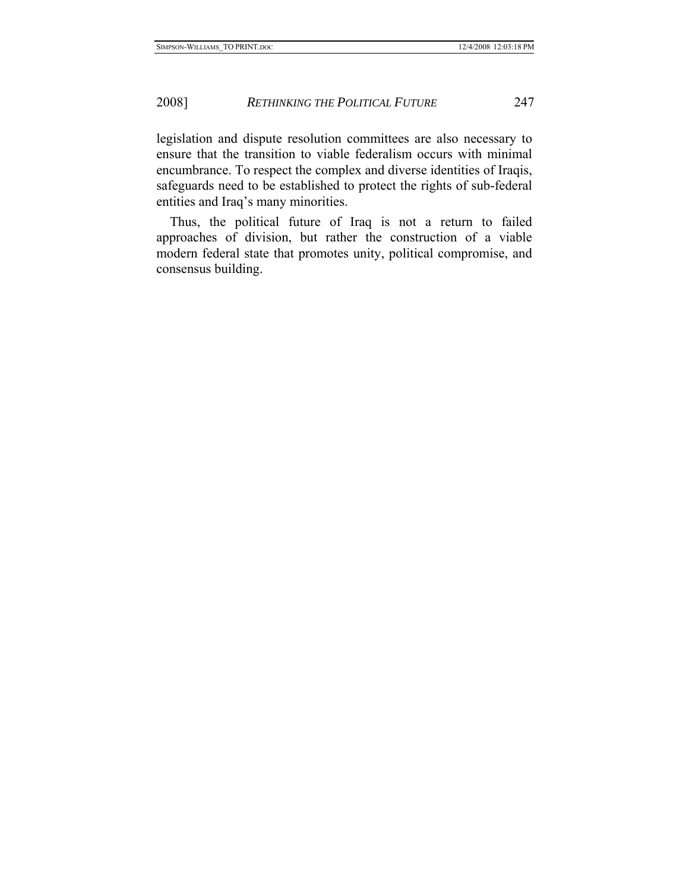legislation and dispute resolution committees are also necessary to ensure that the transition to viable federalism occurs with minimal encumbrance. To respect the complex and diverse identities of Iraqis, safeguards need to be established to protect the rights of sub-federal entities and Iraq's many minorities.

Thus, the political future of Iraq is not a return to failed approaches of division, but rather the construction of a viable modern federal state that promotes unity, political compromise, and consensus building.